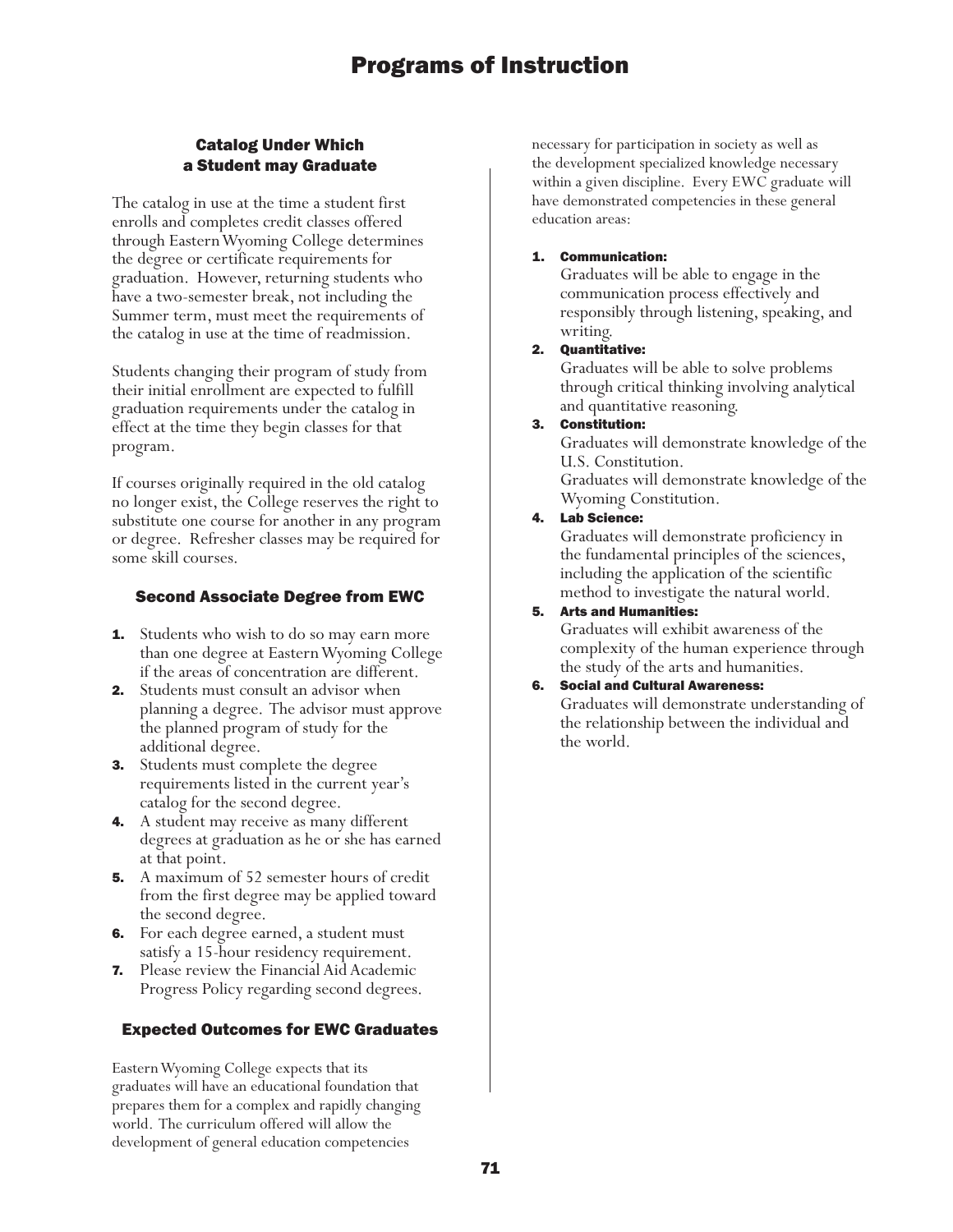# Programs of Instruction

## Catalog Under Which a Student may Graduate

The catalog in use at the time a student first enrolls and completes credit classes offered through Eastern Wyoming College determines the degree or certificate requirements for graduation. However, returning students who have a two-semester break, not including the Summer term, must meet the requirements of the catalog in use at the time of readmission.

Students changing their program of study from their initial enrollment are expected to fulfill graduation requirements under the catalog in effect at the time they begin classes for that program.

If courses originally required in the old catalog no longer exist, the College reserves the right to substitute one course for another in any program or degree. Refresher classes may be required for some skill courses.

## Second Associate Degree from EWC

1. Students who wish to do so may earn more than one degree at Eastern Wyoming College if the areas of concentration are different.
2. Students must consult an advisor when planning a degree. The advisor must approve the planned program of study for the additional degree.
3. Students must complete the degree requirements listed in the current year's catalog for the second degree.
4. A student may receive as many different degrees at graduation as he or she has earned at that point.
5. A maximum of 52 semester hours of credit from the first degree may be applied toward the second degree.
6. For each degree earned, a student must satisfy a 15-hour residency requirement.
7. Please review the Financial Aid Academic Progress Policy regarding second degrees.

## Expected Outcomes for EWC Graduates

Eastern Wyoming College expects that its graduates will have an educational foundation that prepares them for a complex and rapidly changing world. The curriculum offered will allow the development of general education competencies necessary for participation in society as well as the development specialized knowledge necessary within a given discipline. Every EWC graduate will have demonstrated competencies in these general education areas:

1. **Communication:**
   Graduates will be able to engage in the communication process effectively and responsibly through listening, speaking, and writing.
2. **Quantitative:**
   Graduates will be able to solve problems through critical thinking involving analytical and quantitative reasoning.
3. **Constitution:**
   Graduates will demonstrate knowledge of the U.S. Constitution.
   Graduates will demonstrate knowledge of the Wyoming Constitution.
4. **Lab Science:**
   Graduates will demonstrate proficiency in the fundamental principles of the sciences, including the application of the scientific method to investigate the natural world.
5. **Arts and Humanities:**
   Graduates will exhibit awareness of the complexity of the human experience through the study of the arts and humanities.
6. **Social and Cultural Awareness:**
   Graduates will demonstrate understanding of the relationship between the individual and the world.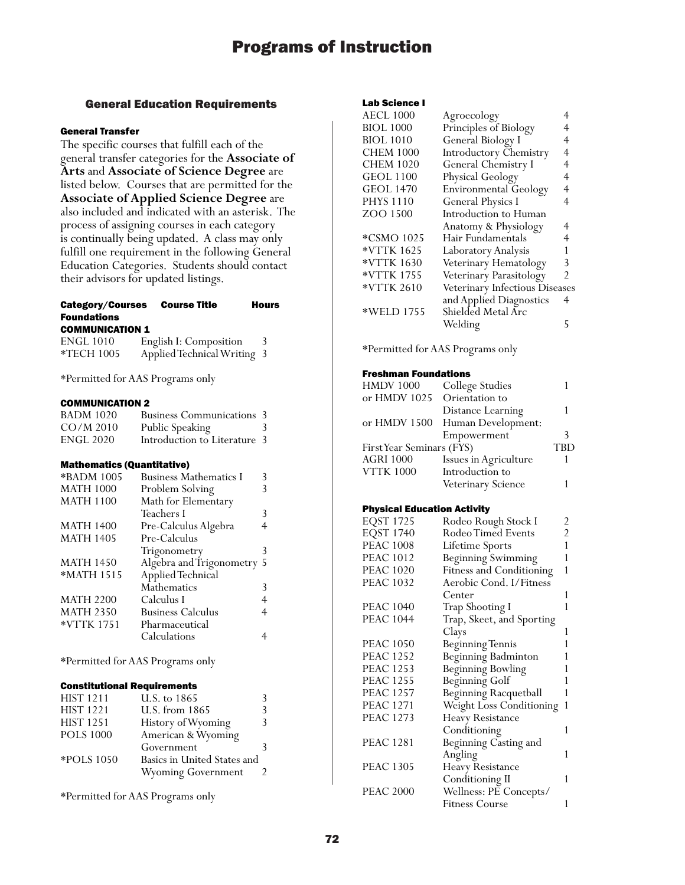# Programs of Instruction

## General Education Requirements

### General Transfer

The specific courses that fulfill each of the general transfer categories for the **Associate of Arts** and **Associate of Science Degree** are listed below. Courses that are permitted for the **Associate of Applied Science Degree** are also included and indicated with an asterisk. The process of assigning courses in each category is continually being updated. A class may only fulfill one requirement in the following General Education Categories. Students should contact their advisors for updated listings.

| Category/Courses | Course Title | Hours |
|---|---|---|
| **Foundations** | | |
| **COMMUNICATION 1** | | |
| ENGL 1010 | English I: Composition | 3 |
| *TECH 1005 | Applied Technical Writing | 3 |

*Permitted for AAS Programs only

#### COMMUNICATION 2

| Course | Course Title | Hours |
|---|---|---|
| BADM 1020 | Business Communications | 3 |
| CO/M 2010 | Public Speaking | 3 |
| ENGL 2020 | Introduction to Literature | 3 |

#### Mathematics (Quantitative)

| Course | Course Title | Hours |
|---|---|---|
| *BADM 1005 | Business Mathematics I | 3 |
| MATH 1000 | Problem Solving | 3 |
| MATH 1100 | Math for Elementary Teachers I | 3 |
| MATH 1400 | Pre-Calculus Algebra | 4 |
| MATH 1405 | Pre-Calculus Trigonometry | 3 |
| MATH 1450 | Algebra and Trigonometry | 5 |
| *MATH 1515 | Applied Technical Mathematics | 3 |
| MATH 2200 | Calculus I | 4 |
| MATH 2350 | Business Calculus | 4 |
| *VTTK 1751 | Pharmaceutical Calculations | 4 |

*Permitted for AAS Programs only

#### Constitutional Requirements

| Course | Course Title | Hours |
|---|---|---|
| HIST 1211 | U.S. to 1865 | 3 |
| HIST 1221 | U.S. from 1865 | 3 |
| HIST 1251 | History of Wyoming | 3 |
| POLS 1000 | American & Wyoming Government | 3 |
| *POLS 1050 | Basics in United States and Wyoming Government | 2 |

*Permitted for AAS Programs only

#### Lab Science I

| Course | Course Title | Hours |
|---|---|---|
| AECL 1000 | Agroecology | 4 |
| BIOL 1000 | Principles of Biology | 4 |
| BIOL 1010 | General Biology I | 4 |
| CHEM 1000 | Introductory Chemistry | 4 |
| CHEM 1020 | General Chemistry I | 4 |
| GEOL 1100 | Physical Geology | 4 |
| GEOL 1470 | Environmental Geology | 4 |
| PHYS 1110 | General Physics I | 4 |
| ZOO 1500 | Introduction to Human Anatomy & Physiology | 4 |
| *CSMO 1025 | Hair Fundamentals | 4 |
| *VTTK 1625 | Laboratory Analysis | 1 |
| *VTTK 1630 | Veterinary Hematology | 3 |
| *VTTK 1755 | Veterinary Parasitology | 2 |
| *VTTK 2610 | Veterinary Infectious Diseases and Applied Diagnostics | 4 |
| *WELD 1755 | Shielded Metal Arc Welding | 5 |

*Permitted for AAS Programs only

#### Freshman Foundations

| Course | Course Title | Hours |
|---|---|---|
| HMDV 1000 | College Studies | 1 |
| or HMDV 1025 | Orientation to Distance Learning | 1 |
| or HMDV 1500 | Human Development: Empowerment | 3 |
| First Year Seminars (FYS) | | TBD |
| AGRI 1000 | Issues in Agriculture | 1 |
| VTTK 1000 | Introduction to Veterinary Science | 1 |

#### Physical Education Activity

| Course | Course Title | Hours |
|---|---|---|
| EQST 1725 | Rodeo Rough Stock I | 2 |
| EQST 1740 | Rodeo Timed Events | 2 |
| PEAC 1008 | Lifetime Sports | 1 |
| PEAC 1012 | Beginning Swimming | 1 |
| PEAC 1020 | Fitness and Conditioning | 1 |
| PEAC 1032 | Aerobic Cond. I/Fitness Center | 1 |
| PEAC 1040 | Trap Shooting I | 1 |
| PEAC 1044 | Trap, Skeet, and Sporting Clays | 1 |
| PEAC 1050 | Beginning Tennis | 1 |
| PEAC 1252 | Beginning Badminton | 1 |
| PEAC 1253 | Beginning Bowling | 1 |
| PEAC 1255 | Beginning Golf | 1 |
| PEAC 1257 | Beginning Racquetball | 1 |
| PEAC 1271 | Weight Loss Conditioning | 1 |
| PEAC 1273 | Heavy Resistance Conditioning | 1 |
| PEAC 1281 | Beginning Casting and Angling | 1 |
| PEAC 1305 | Heavy Resistance Conditioning II | 1 |
| PEAC 2000 | Wellness: PE Concepts/ Fitness Course | 1 |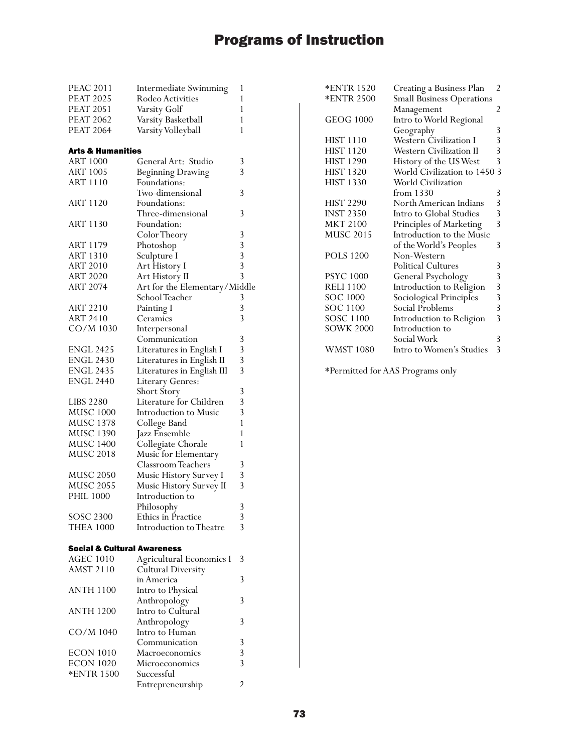# Programs of Instruction

| | | |
|---|---|---|
| PEAC 2011 | Intermediate Swimming | 1 |
| PEAT 2025 | Rodeo Activities | 1 |
| PEAT 2051 | Varsity Golf | 1 |
| PEAT 2062 | Varsity Basketball | 1 |
| PEAT 2064 | Varsity Volleyball | 1 |

### Arts & Humanities

| | | |
|---|---|---|
| ART 1000 | General Art: Studio | 3 |
| ART 1005 | Beginning Drawing | 3 |
| ART 1110 | Foundations: Two-dimensional | 3 |
| ART 1120 | Foundations: Three-dimensional | 3 |
| ART 1130 | Foundation: Color Theory | 3 |
| ART 1179 | Photoshop | 3 |
| ART 1310 | Sculpture I | 3 |
| ART 2010 | Art History I | 3 |
| ART 2020 | Art History II | 3 |
| ART 2074 | Art for the Elementary/Middle School Teacher | 3 |
| ART 2210 | Painting I | 3 |
| ART 2410 | Ceramics | 3 |
| CO/M 1030 | Interpersonal Communication | 3 |
| ENGL 2425 | Literatures in English I | 3 |
| ENGL 2430 | Literatures in English II | 3 |
| ENGL 2435 | Literatures in English III | 3 |
| ENGL 2440 | Literary Genres: Short Story | 3 |
| LIBS 2280 | Literature for Children | 3 |
| MUSC 1000 | Introduction to Music | 3 |
| MUSC 1378 | College Band | 1 |
| MUSC 1390 | Jazz Ensemble | 1 |
| MUSC 1400 | Collegiate Chorale | 1 |
| MUSC 2018 | Music for Elementary Classroom Teachers | 3 |
| MUSC 2050 | Music History Survey I | 3 |
| MUSC 2055 | Music History Survey II | 3 |
| PHIL 1000 | Introduction to Philosophy | 3 |
| SOSC 2300 | Ethics in Practice | 3 |
| THEA 1000 | Introduction to Theatre | 3 |

### Social & Cultural Awareness

| | | |
|---|---|---|
| AGEC 1010 | Agricultural Economics I | 3 |
| AMST 2110 | Cultural Diversity in America | 3 |
| ANTH 1100 | Intro to Physical Anthropology | 3 |
| ANTH 1200 | Intro to Cultural Anthropology | 3 |
| CO/M 1040 | Intro to Human Communication | 3 |
| ECON 1010 | Macroeconomics | 3 |
| ECON 1020 | Microeconomics | 3 |
| *ENTR 1500 | Successful Entrepreneurship | 2 |
| *ENTR 1520 | Creating a Business Plan | 2 |
| *ENTR 2500 | Small Business Operations Management | 2 |
| GEOG 1000 | Intro to World Regional Geography | 3 |
| HIST 1110 | Western Civilization I | 3 |
| HIST 1120 | Western Civilization II | 3 |
| HIST 1290 | History of the US West | 3 |
| HIST 1320 | World Civilization to 1450 | 3 |
| HIST 1330 | World Civilization from 1330 | 3 |
| HIST 2290 | North American Indians | 3 |
| INST 2350 | Intro to Global Studies | 3 |
| MKT 2100 | Principles of Marketing | 3 |
| MUSC 2015 | Introduction to the Music of the World's Peoples | 3 |
| POLS 1200 | Non-Western Political Cultures | 3 |
| PSYC 1000 | General Psychology | 3 |
| RELI 1100 | Introduction to Religion | 3 |
| SOC 1000 | Sociological Principles | 3 |
| SOC 1100 | Social Problems | 3 |
| SOSC 1100 | Introduction to Religion | 3 |
| SOWK 2000 | Introduction to Social Work | 3 |
| WMST 1080 | Intro to Women's Studies | 3 |

*Permitted for AAS Programs only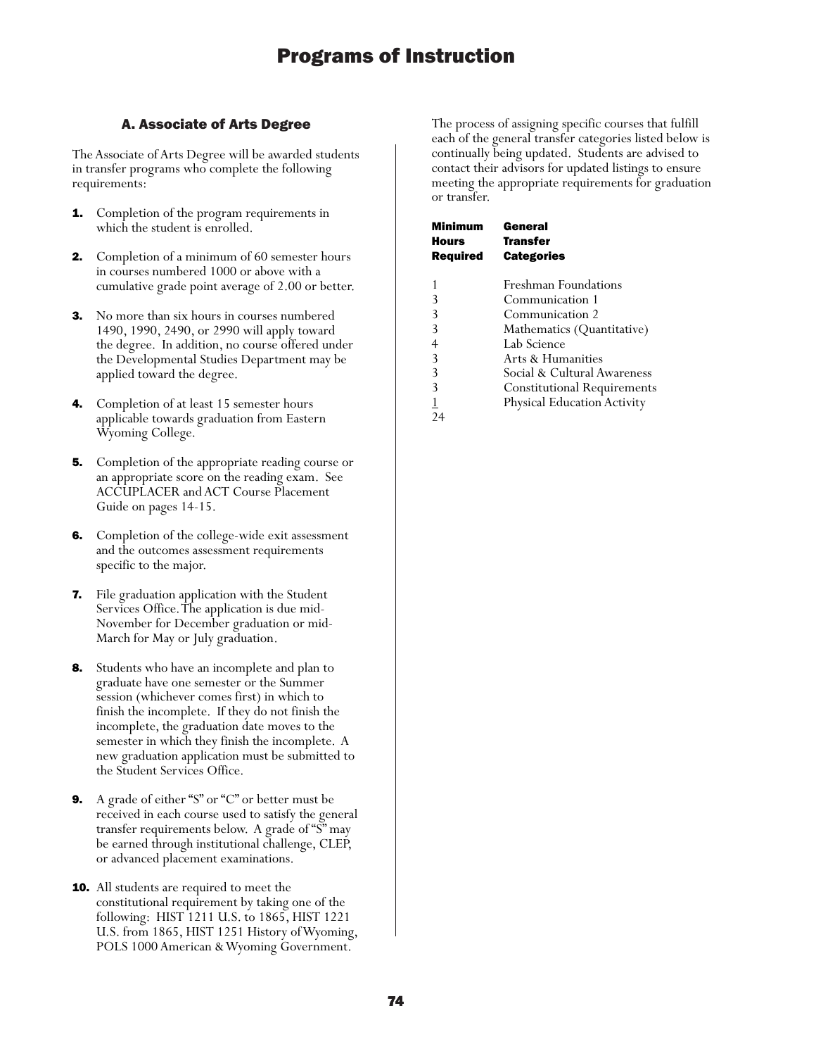# Programs of Instruction

## A. Associate of Arts Degree

The Associate of Arts Degree will be awarded students in transfer programs who complete the following requirements:

1. Completion of the program requirements in which the student is enrolled.

2. Completion of a minimum of 60 semester hours in courses numbered 1000 or above with a cumulative grade point average of 2.00 or better.

3. No more than six hours in courses numbered 1490, 1990, 2490, or 2990 will apply toward the degree. In addition, no course offered under the Developmental Studies Department may be applied toward the degree.

4. Completion of at least 15 semester hours applicable towards graduation from Eastern Wyoming College.

5. Completion of the appropriate reading course or an appropriate score on the reading exam. See ACCUPLACER and ACT Course Placement Guide on pages 14-15.

6. Completion of the college-wide exit assessment and the outcomes assessment requirements specific to the major.

7. File graduation application with the Student Services Office. The application is due mid-November for December graduation or mid-March for May or July graduation.

8. Students who have an incomplete and plan to graduate have one semester or the Summer session (whichever comes first) in which to finish the incomplete. If they do not finish the incomplete, the graduation date moves to the semester in which they finish the incomplete. A new graduation application must be submitted to the Student Services Office.

9. A grade of either "S" or "C" or better must be received in each course used to satisfy the general transfer requirements below. A grade of "S" may be earned through institutional challenge, CLEP, or advanced placement examinations.

10. All students are required to meet the constitutional requirement by taking one of the following: HIST 1211 U.S. to 1865, HIST 1221 U.S. from 1865, HIST 1251 History of Wyoming, POLS 1000 American & Wyoming Government.

The process of assigning specific courses that fulfill each of the general transfer categories listed below is continually being updated. Students are advised to contact their advisors for updated listings to ensure meeting the appropriate requirements for graduation or transfer.

| Minimum Hours Required | General Transfer Categories |
|---|---|
| 1 | Freshman Foundations |
| 3 | Communication 1 |
| 3 | Communication 2 |
| 3 | Mathematics (Quantitative) |
| 4 | Lab Science |
| 3 | Arts & Humanities |
| 3 | Social & Cultural Awareness |
| 3 | Constitutional Requirements |
| 1 | Physical Education Activity |
| 24 | |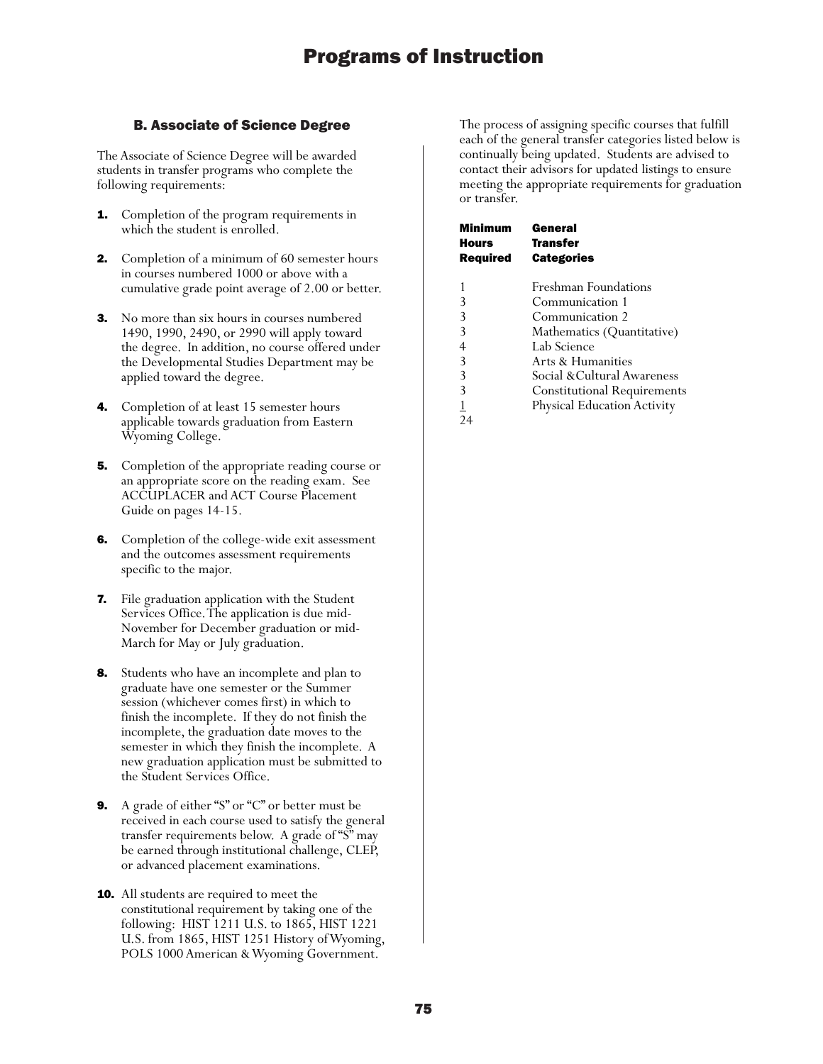# Programs of Instruction

### B. Associate of Science Degree

The Associate of Science Degree will be awarded students in transfer programs who complete the following requirements:

1. Completion of the program requirements in which the student is enrolled.
2. Completion of a minimum of 60 semester hours in courses numbered 1000 or above with a cumulative grade point average of 2.00 or better.
3. No more than six hours in courses numbered 1490, 1990, 2490, or 2990 will apply toward the degree. In addition, no course offered under the Developmental Studies Department may be applied toward the degree.
4. Completion of at least 15 semester hours applicable towards graduation from Eastern Wyoming College.
5. Completion of the appropriate reading course or an appropriate score on the reading exam. See ACCUPLACER and ACT Course Placement Guide on pages 14-15.
6. Completion of the college-wide exit assessment and the outcomes assessment requirements specific to the major.
7. File graduation application with the Student Services Office. The application is due mid-November for December graduation or mid-March for May or July graduation.
8. Students who have an incomplete and plan to graduate have one semester or the Summer session (whichever comes first) in which to finish the incomplete. If they do not finish the incomplete, the graduation date moves to the semester in which they finish the incomplete. A new graduation application must be submitted to the Student Services Office.
9. A grade of either "S" or "C" or better must be received in each course used to satisfy the general transfer requirements below. A grade of "S" may be earned through institutional challenge, CLEP, or advanced placement examinations.
10. All students are required to meet the constitutional requirement by taking one of the following: HIST 1211 U.S. to 1865, HIST 1221 U.S. from 1865, HIST 1251 History of Wyoming, POLS 1000 American & Wyoming Government.

The process of assigning specific courses that fulfill each of the general transfer categories listed below is continually being updated. Students are advised to contact their advisors for updated listings to ensure meeting the appropriate requirements for graduation or transfer.

| Minimum Hours Required | General Transfer Categories |
|---|---|
| 1 | Freshman Foundations |
| 3 | Communication 1 |
| 3 | Communication 2 |
| 3 | Mathematics (Quantitative) |
| 4 | Lab Science |
| 3 | Arts & Humanities |
| 3 | Social & Cultural Awareness |
| 3 | Constitutional Requirements |
| 1 | Physical Education Activity |
| 24 | |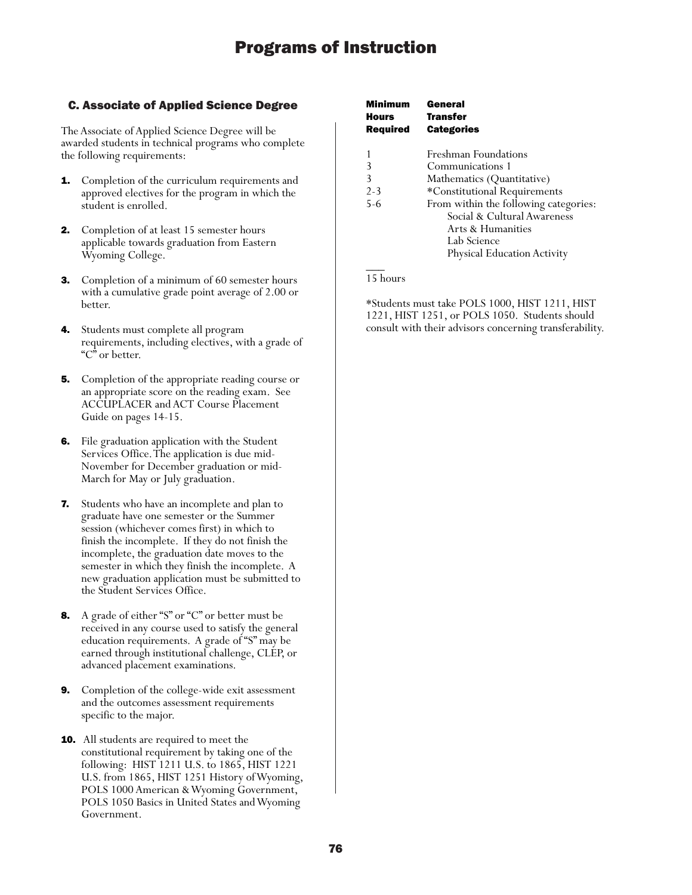## C. Associate of Applied Science Degree

The Associate of Applied Science Degree will be awarded students in technical programs who complete the following requirements:

1. Completion of the curriculum requirements and approved electives for the program in which the student is enrolled.
2. Completion of at least 15 semester hours applicable towards graduation from Eastern Wyoming College.
3. Completion of a minimum of 60 semester hours with a cumulative grade point average of 2.00 or better.
4. Students must complete all program requirements, including electives, with a grade of "C" or better.
5. Completion of the appropriate reading course or an appropriate score on the reading exam. See ACCUPLACER and ACT Course Placement Guide on pages 14-15.
6. File graduation application with the Student Services Office. The application is due mid-November for December graduation or mid-March for May or July graduation.
7. Students who have an incomplete and plan to graduate have one semester or the Summer session (whichever comes first) in which to finish the incomplete. If they do not finish the incomplete, the graduation date moves to the semester in which they finish the incomplete. A new graduation application must be submitted to the Student Services Office.
8. A grade of either "S" or "C" or better must be received in any course used to satisfy the general education requirements. A grade of "S" may be earned through institutional challenge, CLEP, or advanced placement examinations.
9. Completion of the college-wide exit assessment and the outcomes assessment requirements specific to the major.
10. All students are required to meet the constitutional requirement by taking one of the following: HIST 1211 U.S. to 1865, HIST 1221 U.S. from 1865, HIST 1251 History of Wyoming, POLS 1000 American & Wyoming Government, POLS 1050 Basics in United States and Wyoming Government.

| Minimum Hours Required | General Transfer Categories |
|---|---|
| 1 | Freshman Foundations |
| 3 | Communications 1 |
| 3 | Mathematics (Quantitative) |
| 2-3 | *Constitutional Requirements |
| 5-6 | From within the following categories: Social & Cultural Awareness; Arts & Humanities; Lab Science; Physical Education Activity |
| 15 hours | |

*Students must take POLS 1000, HIST 1211, HIST 1221, HIST 1251, or POLS 1050. Students should consult with their advisors concerning transferability.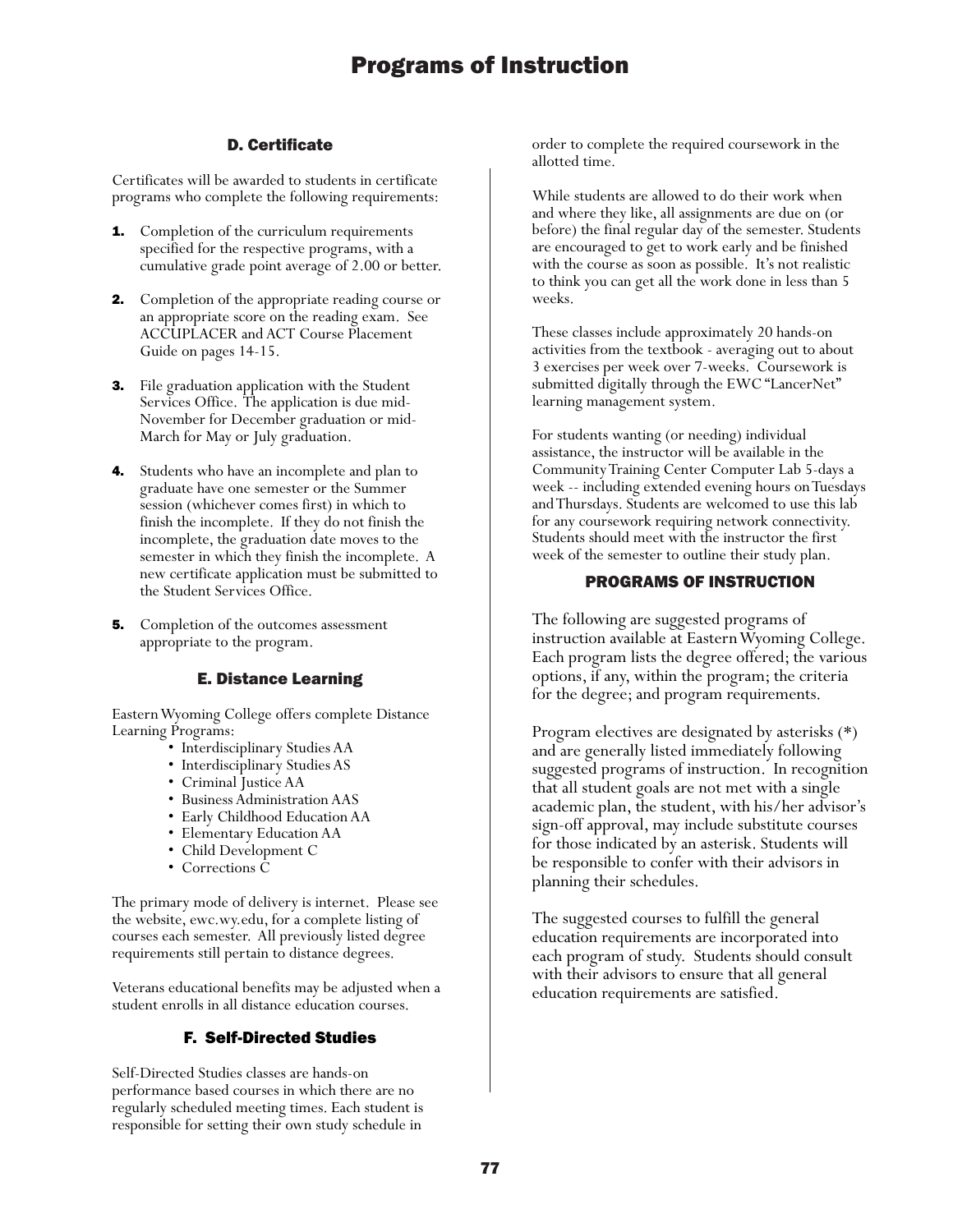### D. Certificate

Certificates will be awarded to students in certificate programs who complete the following requirements:

1. Completion of the curriculum requirements specified for the respective programs, with a cumulative grade point average of 2.00 or better.
2. Completion of the appropriate reading course or an appropriate score on the reading exam. See ACCUPLACER and ACT Course Placement Guide on pages 14-15.
3. File graduation application with the Student Services Office. The application is due mid-November for December graduation or mid-March for May or July graduation.
4. Students who have an incomplete and plan to graduate have one semester or the Summer session (whichever comes first) in which to finish the incomplete. If they do not finish the incomplete, the graduation date moves to the semester in which they finish the incomplete. A new certificate application must be submitted to the Student Services Office.
5. Completion of the outcomes assessment appropriate to the program.

### E. Distance Learning

Eastern Wyoming College offers complete Distance Learning Programs:

- Interdisciplinary Studies AA
- Interdisciplinary Studies AS
- Criminal Justice AA
- Business Administration AAS
- Early Childhood Education AA
- Elementary Education AA
- Child Development C
- Corrections C

The primary mode of delivery is internet. Please see the website, ewc.wy.edu, for a complete listing of courses each semester. All previously listed degree requirements still pertain to distance degrees.

Veterans educational benefits may be adjusted when a student enrolls in all distance education courses.

### F. Self-Directed Studies

Self-Directed Studies classes are hands-on performance based courses in which there are no regularly scheduled meeting times. Each student is responsible for setting their own study schedule in order to complete the required coursework in the allotted time.

While students are allowed to do their work when and where they like, all assignments are due on (or before) the final regular day of the semester. Students are encouraged to get to work early and be finished with the course as soon as possible. It's not realistic to think you can get all the work done in less than 5 weeks.

These classes include approximately 20 hands-on activities from the textbook - averaging out to about 3 exercises per week over 7-weeks. Coursework is submitted digitally through the EWC "LancerNet" learning management system.

For students wanting (or needing) individual assistance, the instructor will be available in the Community Training Center Computer Lab 5-days a week -- including extended evening hours on Tuesdays and Thursdays. Students are welcomed to use this lab for any coursework requiring network connectivity. Students should meet with the instructor the first week of the semester to outline their study plan.

## PROGRAMS OF INSTRUCTION

The following are suggested programs of instruction available at Eastern Wyoming College. Each program lists the degree offered; the various options, if any, within the program; the criteria for the degree; and program requirements.

Program electives are designated by asterisks (*) and are generally listed immediately following suggested programs of instruction. In recognition that all student goals are not met with a single academic plan, the student, with his/her advisor's sign-off approval, may include substitute courses for those indicated by an asterisk. Students will be responsible to confer with their advisors in planning their schedules.

The suggested courses to fulfill the general education requirements are incorporated into each program of study. Students should consult with their advisors to ensure that all general education requirements are satisfied.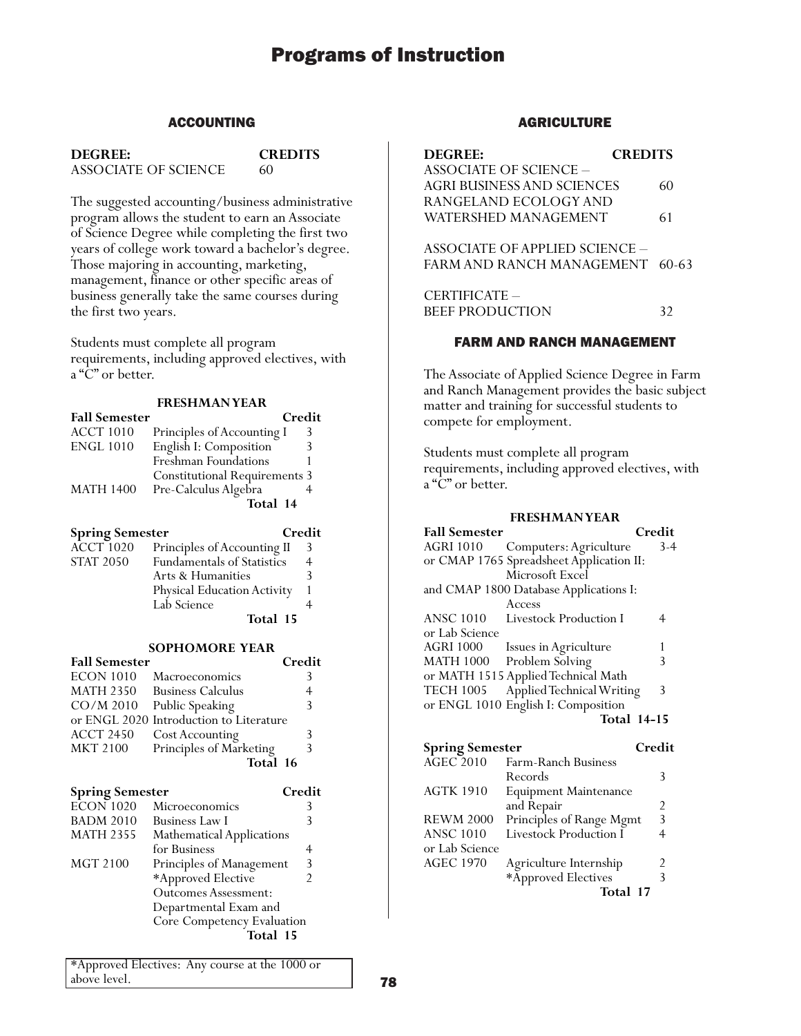# Programs of Instruction

## ACCOUNTING

| DEGREE: | CREDITS |
|---|---|
| ASSOCIATE OF SCIENCE | 60 |

The suggested accounting/business administrative program allows the student to earn an Associate of Science Degree while completing the first two years of college work toward a bachelor's degree. Those majoring in accounting, marketing, management, finance or other specific areas of business generally take the same courses during the first two years.

Students must complete all program requirements, including approved electives, with a "C" or better.

### FRESHMAN YEAR

| Fall Semester | | Credit |
|---|---|---|
| ACCT 1010 | Principles of Accounting I | 3 |
| ENGL 1010 | English I: Composition | 3 |
| | Freshman Foundations | 1 |
| | Constitutional Requirements | 3 |
| MATH 1400 | Pre-Calculus Algebra | 4 |
| | **Total** | **14** |

| Spring Semester | | Credit |
|---|---|---|
| ACCT 1020 | Principles of Accounting II | 3 |
| STAT 2050 | Fundamentals of Statistics | 4 |
| | Arts & Humanities | 3 |
| | Physical Education Activity | 1 |
| | Lab Science | 4 |
| | **Total** | **15** |

### SOPHOMORE YEAR

| Fall Semester | | Credit |
|---|---|---|
| ECON 1010 | Macroeconomics | 3 |
| MATH 2350 | Business Calculus | 4 |
| CO/M 2010 | Public Speaking | 3 |
| or ENGL 2020 | Introduction to Literature | |
| ACCT 2450 | Cost Accounting | 3 |
| MKT 2100 | Principles of Marketing | 3 |
| | **Total** | **16** |

| Spring Semester | | Credit |
|---|---|---|
| ECON 1020 | Microeconomics | 3 |
| BADM 2010 | Business Law I | 3 |
| MATH 2355 | Mathematical Applications for Business | 4 |
| MGT 2100 | Principles of Management | 3 |
| | *Approved Elective | 2 |
| | Outcomes Assessment: Departmental Exam and Core Competency Evaluation | |
| | **Total** | **15** |

*Approved Electives: Any course at the 1000 or above level.

## AGRICULTURE

| DEGREE: | CREDITS |
|---|---|
| ASSOCIATE OF SCIENCE – | |
| AGRI BUSINESS AND SCIENCES | 60 |
| RANGELAND ECOLOGY AND WATERSHED MANAGEMENT | 61 |
| ASSOCIATE OF APPLIED SCIENCE – | |
| FARM AND RANCH MANAGEMENT | 60-63 |
| CERTIFICATE – | |
| BEEF PRODUCTION | 32 |

## FARM AND RANCH MANAGEMENT

The Associate of Applied Science Degree in Farm and Ranch Management provides the basic subject matter and training for successful students to compete for employment.

Students must complete all program requirements, including approved electives, with a "C" or better.

### FRESHMAN YEAR

| Fall Semester | | Credit |
|---|---|---|
| AGRI 1010 | Computers: Agriculture | 3-4 |
| or CMAP 1765 | Spreadsheet Application II: Microsoft Excel | |
| and CMAP 1800 | Database Applications I: Access | |
| ANSC 1010 | Livestock Production I | 4 |
| or Lab Science | | |
| AGRI 1000 | Issues in Agriculture | 1 |
| MATH 1000 | Problem Solving | 3 |
| or MATH 1515 | Applied Technical Math | |
| TECH 1005 | Applied Technical Writing | 3 |
| or ENGL 1010 | English I: Composition | |
| | **Total** | **14-15** |

| Spring Semester | | Credit |
|---|---|---|
| AGEC 2010 | Farm-Ranch Business Records | 3 |
| AGTK 1910 | Equipment Maintenance and Repair | 2 |
| REWM 2000 | Principles of Range Mgmt | 3 |
| ANSC 1010 | Livestock Production I | 4 |
| or Lab Science | | |
| AGEC 1970 | Agriculture Internship | 2 |
| | *Approved Electives | 3 |
| | **Total** | **17** |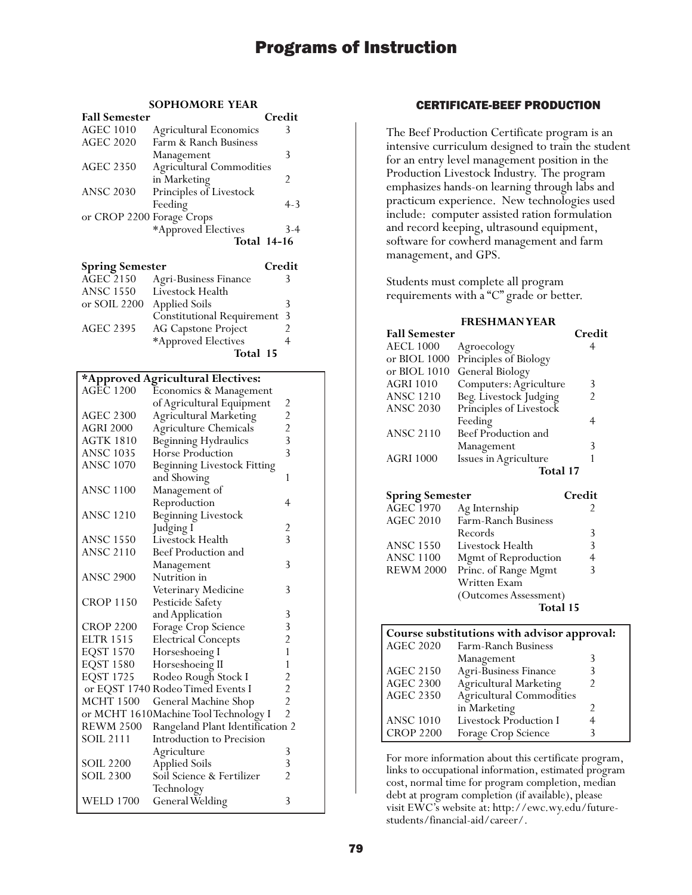## SOPHOMORE YEAR

| Fall Semester | | Credit |
|---|---|---|
| AGEC 1010 | Agricultural Economics | 3 |
| AGEC 2020 | Farm & Ranch Business Management | 3 |
| AGEC 2350 | Agricultural Commodities in Marketing | 2 |
| ANSC 2030 | Principles of Livestock Feeding | 4-3 |
| or CROP 2200 | Forage Crops | |
| | *Approved Electives | 3-4 |
| | **Total** | **14-16** |

| Spring Semester | | Credit |
|---|---|---|
| AGEC 2150 | Agri-Business Finance | 3 |
| ANSC 1550 | Livestock Health | |
| or SOIL 2200 | Applied Soils | 3 |
| | Constitutional Requirement | 3 |
| AGEC 2395 | AG Capstone Project | 2 |
| | *Approved Electives | 4 |
| | **Total** | **15** |

| *Approved Agricultural Electives: | | |
|---|---|---|
| AGEC 1200 | Economics & Management of Agricultural Equipment | 2 |
| AGEC 2300 | Agricultural Marketing | 2 |
| AGRI 2000 | Agriculture Chemicals | 2 |
| AGTK 1810 | Beginning Hydraulics | 3 |
| ANSC 1035 | Horse Production | 3 |
| ANSC 1070 | Beginning Livestock Fitting and Showing | 1 |
| ANSC 1100 | Management of Reproduction | 4 |
| ANSC 1210 | Beginning Livestock Judging I | 2 |
| ANSC 1550 | Livestock Health | 3 |
| ANSC 2110 | Beef Production and Management | 3 |
| ANSC 2900 | Nutrition in Veterinary Medicine | 3 |
| CROP 1150 | Pesticide Safety and Application | 3 |
| CROP 2200 | Forage Crop Science | 3 |
| ELTR 1515 | Electrical Concepts | 2 |
| EQST 1570 | Horseshoeing I | 1 |
| EQST 1580 | Horseshoeing II | 1 |
| EQST 1725 | Rodeo Rough Stock I | 2 |
| or EQST 1740 | Rodeo Timed Events I | 2 |
| MCHT 1500 | General Machine Shop | 2 |
| or MCHT 1610 | Machine Tool Technology I | 2 |
| REWM 2500 | Rangeland Plant Identification | 2 |
| SOIL 2111 | Introduction to Precision Agriculture | 3 |
| SOIL 2200 | Applied Soils | 3 |
| SOIL 2300 | Soil Science & Fertilizer Technology | 2 |
| WELD 1700 | General Welding | 3 |

## CERTIFICATE-BEEF PRODUCTION

The Beef Production Certificate program is an intensive curriculum designed to train the student for an entry level management position in the Production Livestock Industry. The program emphasizes hands-on learning through labs and practicum experience. New technologies used include: computer assisted ration formulation and record keeping, ultrasound equipment, software for cowherd management and farm management, and GPS.

Students must complete all program requirements with a "C" grade or better.

### FRESHMAN YEAR

| Fall Semester | | Credit |
|---|---|---|
| AECL 1000 | Agroecology | 4 |
| or BIOL 1000 | Principles of Biology | |
| or BIOL 1010 | General Biology | |
| AGRI 1010 | Computers: Agriculture | 3 |
| ANSC 1210 | Beg. Livestock Judging | 2 |
| ANSC 2030 | Principles of Livestock Feeding | 4 |
| ANSC 2110 | Beef Production and Management | 3 |
| AGRI 1000 | Issues in Agriculture | 1 |
| | **Total** | **17** |

| Spring Semester | | Credit |
|---|---|---|
| AGEC 1970 | Ag Internship | 2 |
| AGEC 2010 | Farm-Ranch Business Records | 3 |
| ANSC 1550 | Livestock Health | 3 |
| ANSC 1100 | Mgmt of Reproduction | 4 |
| REWM 2000 | Princ. of Range Mgmt | 3 |
| | Written Exam (Outcomes Assessment) | |
| | **Total** | **15** |

| Course substitutions with advisor approval: | | |
|---|---|---|
| AGEC 2020 | Farm-Ranch Business Management | 3 |
| AGEC 2150 | Agri-Business Finance | 3 |
| AGEC 2300 | Agricultural Marketing | 2 |
| AGEC 2350 | Agricultural Commodities in Marketing | 2 |
| ANSC 1010 | Livestock Production I | 4 |
| CROP 2200 | Forage Crop Science | 3 |

For more information about this certificate program, links to occupational information, estimated program cost, normal time for program completion, median debt at program completion (if available), please visit EWC's website at: http://ewc.wy.edu/future-students/financial-aid/career/.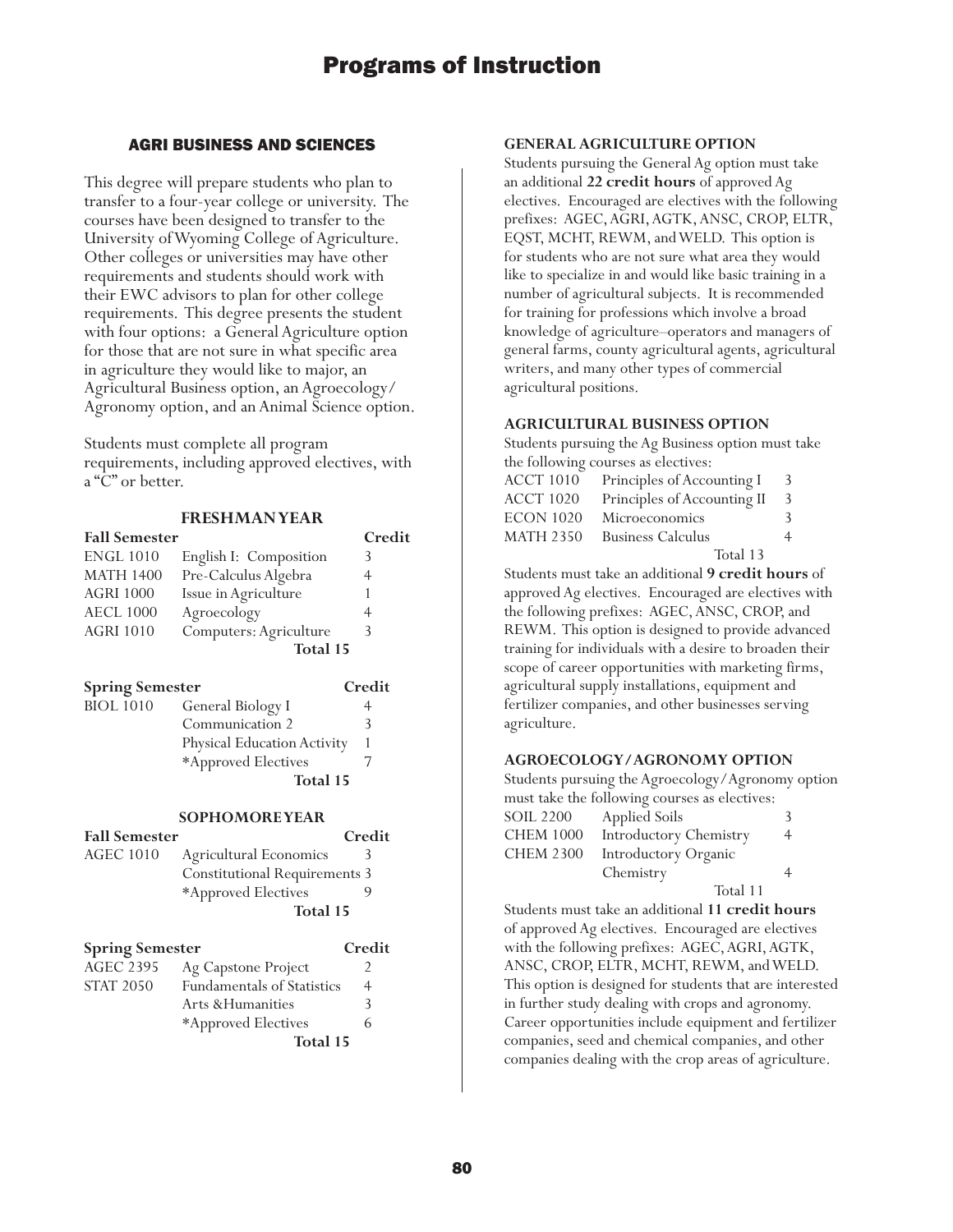## AGRI BUSINESS AND SCIENCES

This degree will prepare students who plan to transfer to a four-year college or university. The courses have been designed to transfer to the University of Wyoming College of Agriculture. Other colleges or universities may have other requirements and students should work with their EWC advisors to plan for other college requirements. This degree presents the student with four options: a General Agriculture option for those that are not sure in what specific area in agriculture they would like to major, an Agricultural Business option, an Agroecology/ Agronomy option, and an Animal Science option.

Students must complete all program requirements, including approved electives, with a "C" or better.

### FRESHMAN YEAR

| Fall Semester | | Credit |
|---|---|---|
| ENGL 1010 | English I: Composition | 3 |
| MATH 1400 | Pre-Calculus Algebra | 4 |
| AGRI 1000 | Issue in Agriculture | 1 |
| AECL 1000 | Agroecology | 4 |
| AGRI 1010 | Computers: Agriculture | 3 |
| | **Total 15** | |

| Spring Semester | | Credit |
|---|---|---|
| BIOL 1010 | General Biology I | 4 |
| | Communication 2 | 3 |
| | Physical Education Activity | 1 |
| | *Approved Electives | 7 |
| | **Total 15** | |

### SOPHOMORE YEAR

| Fall Semester | | Credit |
|---|---|---|
| AGEC 1010 | Agricultural Economics | 3 |
| | Constitutional Requirements | 3 |
| | *Approved Electives | 9 |
| | **Total 15** | |

| Spring Semester | | Credit |
|---|---|---|
| AGEC 2395 | Ag Capstone Project | 2 |
| STAT 2050 | Fundamentals of Statistics | 4 |
| | Arts &Humanities | 3 |
| | *Approved Electives | 6 |
| | **Total 15** | |

### GENERAL AGRICULTURE OPTION

Students pursuing the General Ag option must take an additional **22 credit hours** of approved Ag electives. Encouraged are electives with the following prefixes: AGEC, AGRI, AGTK, ANSC, CROP, ELTR, EQST, MCHT, REWM, and WELD. This option is for students who are not sure what area they would like to specialize in and would like basic training in a number of agricultural subjects. It is recommended for training for professions which involve a broad knowledge of agriculture–operators and managers of general farms, county agricultural agents, agricultural writers, and many other types of commercial agricultural positions.

### AGRICULTURAL BUSINESS OPTION

Students pursuing the Ag Business option must take the following courses as electives:

| | | |
|---|---|---|
| ACCT 1010 | Principles of Accounting I | 3 |
| ACCT 1020 | Principles of Accounting II | 3 |
| ECON 1020 | Microeconomics | 3 |
| MATH 2350 | Business Calculus | 4 |
| | Total 13 | |

Students must take an additional **9 credit hours** of approved Ag electives. Encouraged are electives with the following prefixes: AGEC, ANSC, CROP, and REWM. This option is designed to provide advanced training for individuals with a desire to broaden their scope of career opportunities with marketing firms, agricultural supply installations, equipment and fertilizer companies, and other businesses serving agriculture.

### AGROECOLOGY/AGRONOMY OPTION

Students pursuing the Agroecology/Agronomy option must take the following courses as electives:

| | | |
|---|---|---|
| SOIL 2200 | Applied Soils | 3 |
| CHEM 1000 | Introductory Chemistry | 4 |
| CHEM 2300 | Introductory Organic Chemistry | 4 |
| | Total 11 | |

Students must take an additional **11 credit hours** of approved Ag electives. Encouraged are electives with the following prefixes: AGEC, AGRI, AGTK, ANSC, CROP, ELTR, MCHT, REWM, and WELD. This option is designed for students that are interested in further study dealing with crops and agronomy. Career opportunities include equipment and fertilizer companies, seed and chemical companies, and other companies dealing with the crop areas of agriculture.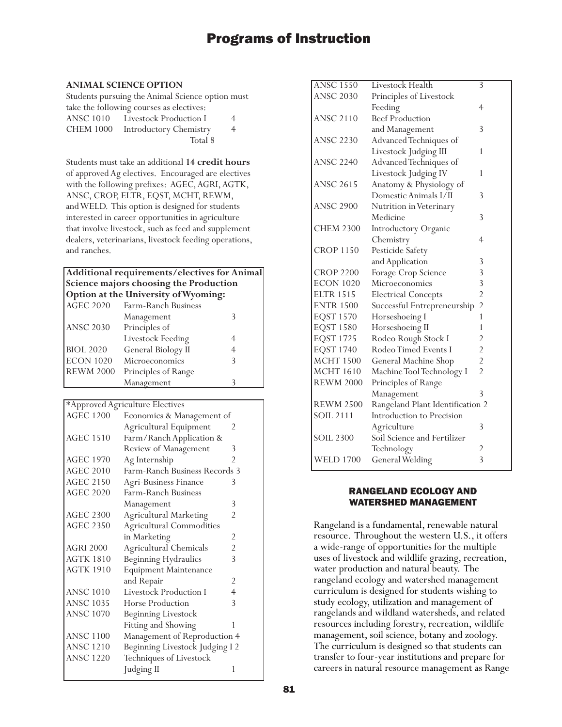### ANIMAL SCIENCE OPTION

Students pursuing the Animal Science option must take the following courses as electives:

| | | |
|---|---|---|
| ANSC 1010 | Livestock Production I | 4 |
| CHEM 1000 | Introductory Chemistry | 4 |
| | Total | 8 |

Students must take an additional **14 credit hours** of approved Ag electives. Encouraged are electives with the following prefixes: AGEC, AGRI, AGTK, ANSC, CROP, ELTR, EQST, MCHT, REWM, and WELD. This option is designed for students interested in career opportunities in agriculture that involve livestock, such as feed and supplement dealers, veterinarians, livestock feeding operations, and ranches.

| **Additional requirements/electives for Animal Science majors choosing the Production Option at the University of Wyoming:** | | |
|---|---|---|
| AGEC 2020 | Farm-Ranch Business Management | 3 |
| ANSC 2030 | Principles of Livestock Feeding | 4 |
| BIOL 2020 | General Biology II | 4 |
| ECON 1020 | Microeconomics | 3 |
| REWM 2000 | Principles of Range Management | 3 |

| *Approved Agriculture Electives | | |
|---|---|---|
| AGEC 1200 | Economics & Management of Agricultural Equipment | 2 |
| AGEC 1510 | Farm/Ranch Application & Review of Management | 3 |
| AGEC 1970 | Ag Internship | 2 |
| AGEC 2010 | Farm-Ranch Business Records | 3 |
| AGEC 2150 | Agri-Business Finance | 3 |
| AGEC 2020 | Farm-Ranch Business Management | 3 |
| AGEC 2300 | Agricultural Marketing | 2 |
| AGEC 2350 | Agricultural Commodities in Marketing | 2 |
| AGRI 2000 | Agricultural Chemicals | 2 |
| AGTK 1810 | Beginning Hydraulics | 3 |
| AGTK 1910 | Equipment Maintenance and Repair | 2 |
| ANSC 1010 | Livestock Production I | 4 |
| ANSC 1035 | Horse Production | 3 |
| ANSC 1070 | Beginning Livestock Fitting and Showing | 1 |
| ANSC 1100 | Management of Reproduction | 4 |
| ANSC 1210 | Beginning Livestock Judging I | 2 |
| ANSC 1220 | Techniques of Livestock Judging II | 1 |
| ANSC 1550 | Livestock Health | 3 |
| ANSC 2030 | Principles of Livestock Feeding | 4 |
| ANSC 2110 | Beef Production and Management | 3 |
| ANSC 2230 | Advanced Techniques of Livestock Judging III | 1 |
| ANSC 2240 | Advanced Techniques of Livestock Judging IV | 1 |
| ANSC 2615 | Anatomy & Physiology of Domestic Animals I/II | 3 |
| ANSC 2900 | Nutrition in Veterinary Medicine | 3 |
| CHEM 2300 | Introductory Organic Chemistry | 4 |
| CROP 1150 | Pesticide Safety and Application | 3 |
| CROP 2200 | Forage Crop Science | 3 |
| ECON 1020 | Microeconomics | 3 |
| ELTR 1515 | Electrical Concepts | 2 |
| ENTR 1500 | Successful Entrepreneurship | 2 |
| EQST 1570 | Horseshoeing I | 1 |
| EQST 1580 | Horseshoeing II | 1 |
| EQST 1725 | Rodeo Rough Stock I | 2 |
| EQST 1740 | Rodeo Timed Events I | 2 |
| MCHT 1500 | General Machine Shop | 2 |
| MCHT 1610 | Machine Tool Technology I | 2 |
| REWM 2000 | Principles of Range Management | 3 |
| REWM 2500 | Rangeland Plant Identification | 2 |
| SOIL 2111 | Introduction to Precision Agriculture | 3 |
| SOIL 2300 | Soil Science and Fertilizer Technology | 2 |
| WELD 1700 | General Welding | 3 |

## RANGELAND ECOLOGY AND WATERSHED MANAGEMENT

Rangeland is a fundamental, renewable natural resource. Throughout the western U.S., it offers a wide-range of opportunities for the multiple uses of livestock and wildlife grazing, recreation, water production and natural beauty. The rangeland ecology and watershed management curriculum is designed for students wishing to study ecology, utilization and management of rangelands and wildland watersheds, and related resources including forestry, recreation, wildlife management, soil science, botany and zoology. The curriculum is designed so that students can transfer to four-year institutions and prepare for careers in natural resource management as Range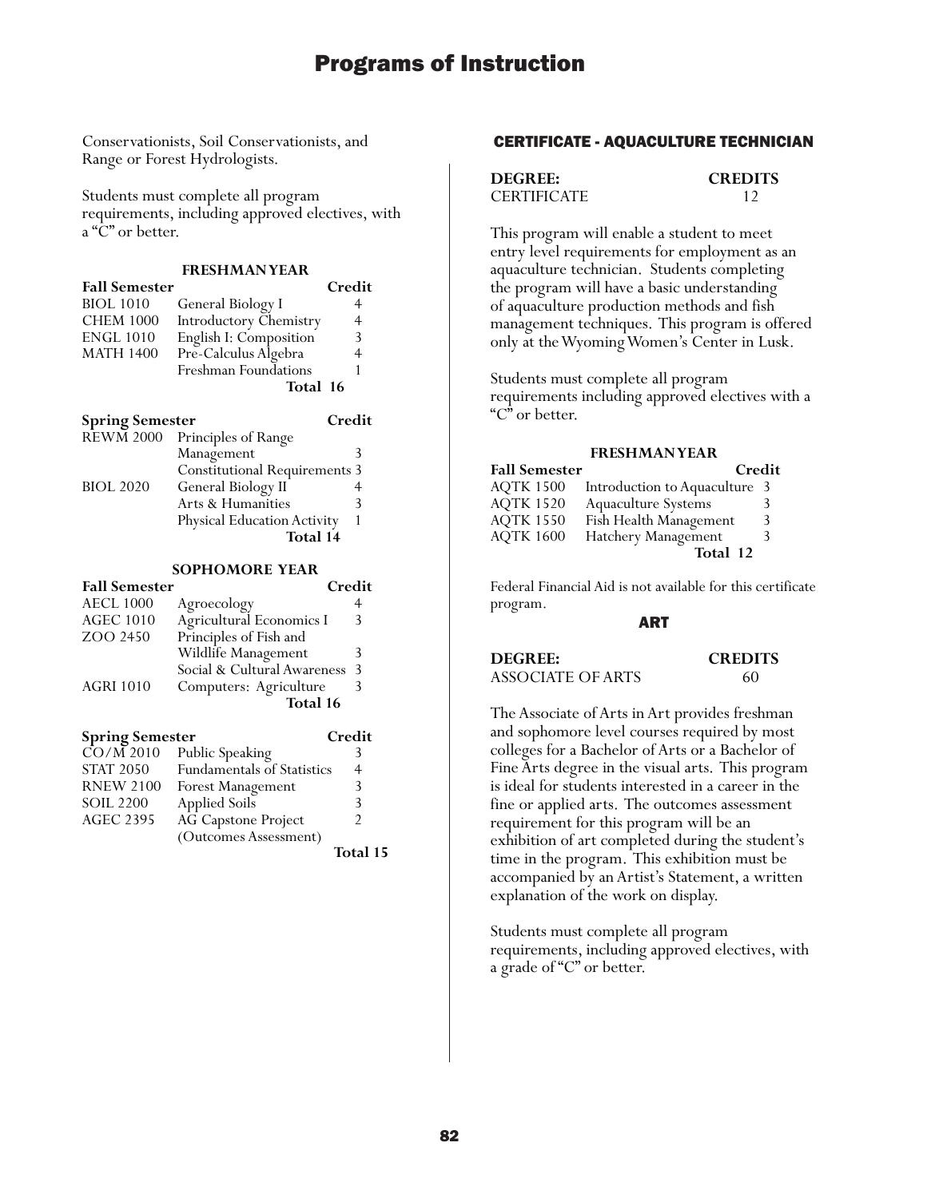Conservationists, Soil Conservationists, and Range or Forest Hydrologists.

Students must complete all program requirements, including approved electives, with a "C" or better.

**FRESHMAN YEAR**

| **Fall Semester** | | **Credit** |
|---|---|---|
| BIOL 1010 | General Biology I | 4 |
| CHEM 1000 | Introductory Chemistry | 4 |
| ENGL 1010 | English I: Composition | 3 |
| MATH 1400 | Pre-Calculus Algebra | 4 |
| | Freshman Foundations | 1 |
| | **Total** | **16** |

| **Spring Semester** | | **Credit** |
|---|---|---|
| REWM 2000 | Principles of Range Management | 3 |
| | Constitutional Requirements | 3 |
| BIOL 2020 | General Biology II | 4 |
| | Arts & Humanities | 3 |
| | Physical Education Activity | 1 |
| | **Total** | **14** |

**SOPHOMORE YEAR**

| **Fall Semester** | | **Credit** |
|---|---|---|
| AECL 1000 | Agroecology | 4 |
| AGEC 1010 | Agricultural Economics I | 3 |
| ZOO 2450 | Principles of Fish and Wildlife Management | 3 |
| | Social & Cultural Awareness | 3 |
| AGRI 1010 | Computers: Agriculture | 3 |
| | **Total** | **16** |

| **Spring Semester** | | **Credit** |
|---|---|---|
| CO/M 2010 | Public Speaking | 3 |
| STAT 2050 | Fundamentals of Statistics | 4 |
| RNEW 2100 | Forest Management | 3 |
| SOIL 2200 | Applied Soils | 3 |
| AGEC 2395 | AG Capstone Project (Outcomes Assessment) | 2 |
| | **Total** | **15** |

## CERTIFICATE - AQUACULTURE TECHNICIAN

| **DEGREE:** | **CREDITS** |
|---|---|
| CERTIFICATE | 12 |

This program will enable a student to meet entry level requirements for employment as an aquaculture technician. Students completing the program will have a basic understanding of aquaculture production methods and fish management techniques. This program is offered only at the Wyoming Women's Center in Lusk.

Students must complete all program requirements including approved electives with a "C" or better.

**FRESHMAN YEAR**

| **Fall Semester** | | **Credit** |
|---|---|---|
| AQTK 1500 | Introduction to Aquaculture | 3 |
| AQTK 1520 | Aquaculture Systems | 3 |
| AQTK 1550 | Fish Health Management | 3 |
| AQTK 1600 | Hatchery Management | 3 |
| | **Total** | **12** |

Federal Financial Aid is not available for this certificate program.

## ART

| **DEGREE:** | **CREDITS** |
|---|---|
| ASSOCIATE OF ARTS | 60 |

The Associate of Arts in Art provides freshman and sophomore level courses required by most colleges for a Bachelor of Arts or a Bachelor of Fine Arts degree in the visual arts. This program is ideal for students interested in a career in the fine or applied arts. The outcomes assessment requirement for this program will be an exhibition of art completed during the student's time in the program. This exhibition must be accompanied by an Artist's Statement, a written explanation of the work on display.

Students must complete all program requirements, including approved electives, with a grade of "C" or better.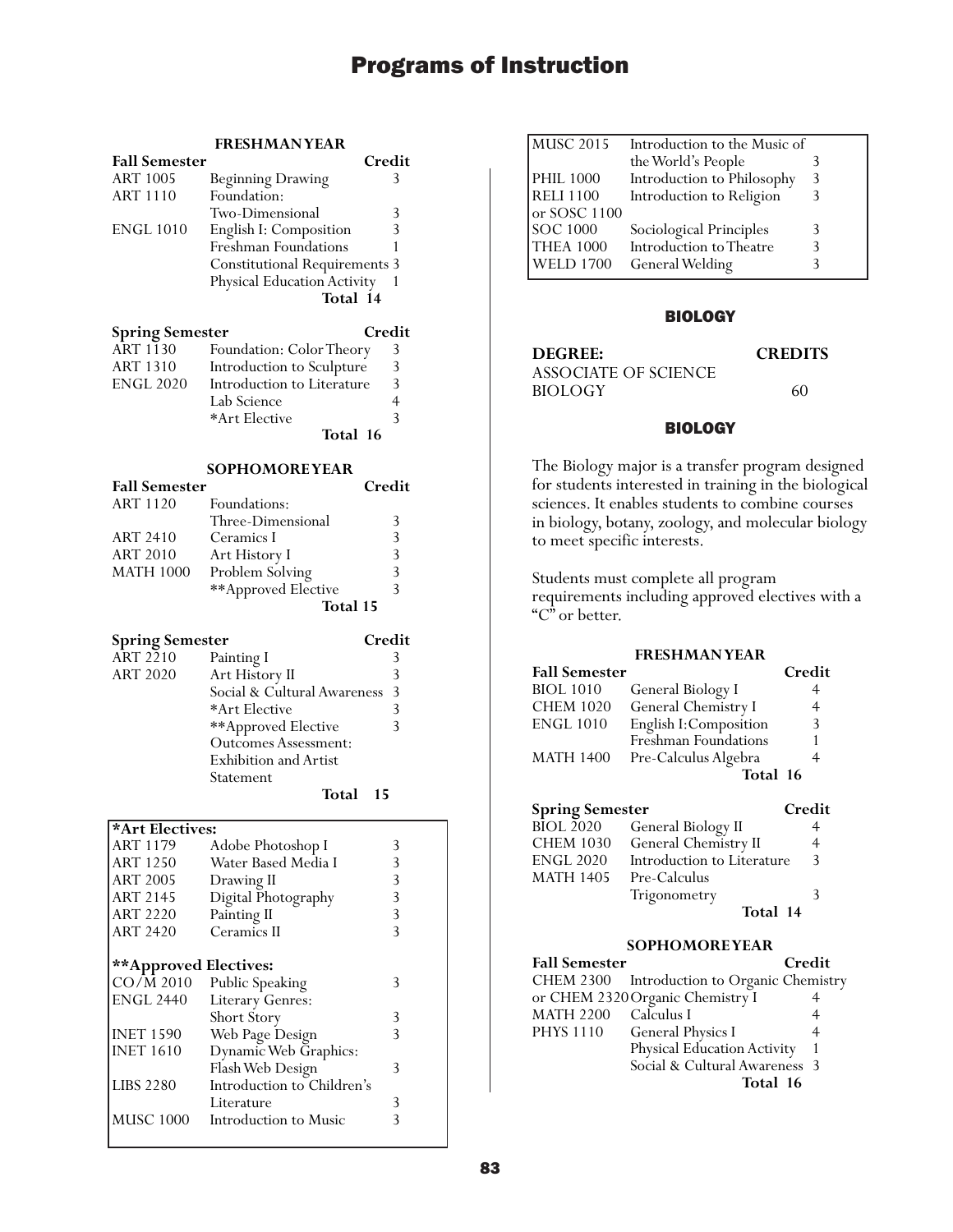# Programs of Instruction

### FRESHMAN YEAR

| Fall Semester | | Credit |
|---|---|---|
| ART 1005 | Beginning Drawing | 3 |
| ART 1110 | Foundation: Two-Dimensional | 3 |
| ENGL 1010 | English I: Composition | 3 |
| | Freshman Foundations | 1 |
| | Constitutional Requirements | 3 |
| | Physical Education Activity | 1 |
| | **Total** | **14** |

| Spring Semester | | Credit |
|---|---|---|
| ART 1130 | Foundation: Color Theory | 3 |
| ART 1310 | Introduction to Sculpture | 3 |
| ENGL 2020 | Introduction to Literature | 3 |
| | Lab Science | 4 |
| | *Art Elective | 3 |
| | **Total** | **16** |

### SOPHOMORE YEAR

| Fall Semester | | Credit |
|---|---|---|
| ART 1120 | Foundations: Three-Dimensional | 3 |
| ART 2410 | Ceramics I | 3 |
| ART 2010 | Art History I | 3 |
| MATH 1000 | Problem Solving | 3 |
| | **Approved Elective | 3 |
| | **Total** | **15** |

| Spring Semester | | Credit |
|---|---|---|
| ART 2210 | Painting I | 3 |
| ART 2020 | Art History II | 3 |
| | Social & Cultural Awareness | 3 |
| | *Art Elective | 3 |
| | **Approved Elective | 3 |
| | Outcomes Assessment: Exhibition and Artist Statement | |
| | **Total** | **15** |

**\*Art Electives:**

| | | |
|---|---|---|
| ART 1179 | Adobe Photoshop I | 3 |
| ART 1250 | Water Based Media I | 3 |
| ART 2005 | Drawing II | 3 |
| ART 2145 | Digital Photography | 3 |
| ART 2220 | Painting II | 3 |
| ART 2420 | Ceramics II | 3 |

**\*\*Approved Electives:**

| | | |
|---|---|---|
| CO/M 2010 | Public Speaking | 3 |
| ENGL 2440 | Literary Genres: Short Story | 3 |
| INET 1590 | Web Page Design | 3 |
| INET 1610 | Dynamic Web Graphics: Flash Web Design | 3 |
| LIBS 2280 | Introduction to Children's Literature | 3 |
| MUSC 1000 | Introduction to Music | 3 |
| MUSC 2015 | Introduction to the Music of the World's People | 3 |
| PHIL 1000 | Introduction to Philosophy | 3 |
| RELI 1100 or SOSC 1100 | Introduction to Religion | 3 |
| SOC 1000 | Sociological Principles | 3 |
| THEA 1000 | Introduction to Theatre | 3 |
| WELD 1700 | General Welding | 3 |

## BIOLOGY

| DEGREE: | CREDITS |
|---|---|
| ASSOCIATE OF SCIENCE BIOLOGY | 60 |

## BIOLOGY

The Biology major is a transfer program designed for students interested in training in the biological sciences. It enables students to combine courses in biology, botany, zoology, and molecular biology to meet specific interests.

Students must complete all program requirements including approved electives with a "C" or better.

### FRESHMAN YEAR

| Fall Semester | | Credit |
|---|---|---|
| BIOL 1010 | General Biology I | 4 |
| CHEM 1020 | General Chemistry I | 4 |
| ENGL 1010 | English I: Composition | 3 |
| | Freshman Foundations | 1 |
| MATH 1400 | Pre-Calculus Algebra | 4 |
| | **Total** | **16** |

| Spring Semester | | Credit |
|---|---|---|
| BIOL 2020 | General Biology II | 4 |
| CHEM 1030 | General Chemistry II | 4 |
| ENGL 2020 | Introduction to Literature | 3 |
| MATH 1405 | Pre-Calculus Trigonometry | 3 |
| | **Total** | **14** |

### SOPHOMORE YEAR

| Fall Semester | | Credit |
|---|---|---|
| CHEM 2300 or CHEM 2320 | Introduction to Organic Chemistry / Organic Chemistry I | 4 |
| MATH 2200 | Calculus I | 4 |
| PHYS 1110 | General Physics I | 4 |
| | Physical Education Activity | 1 |
| | Social & Cultural Awareness | 3 |
| | **Total** | **16** |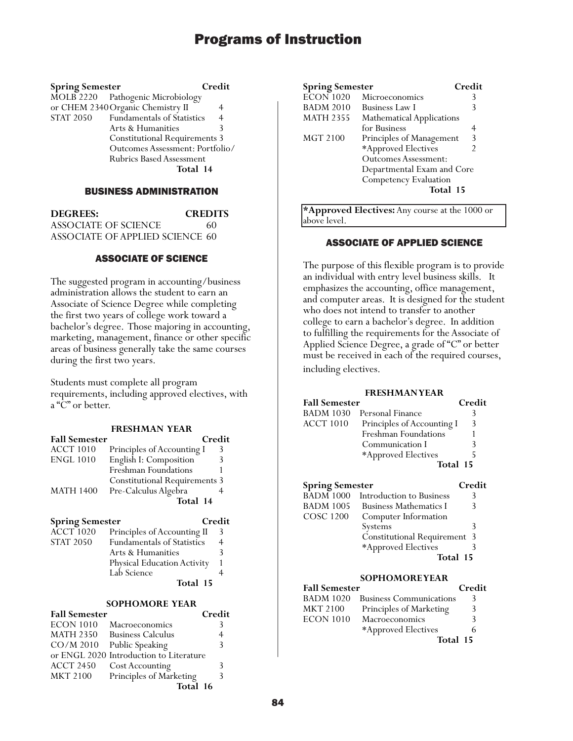| Spring Semester | | Credit |
|---|---|---|
| MOLB 2220 | Pathogenic Microbiology | |
| or CHEM 2340 | Organic Chemistry II | 4 |
| STAT 2050 | Fundamentals of Statistics | 4 |
| | Arts & Humanities | 3 |
| | Constitutional Requirements | 3 |
| | Outcomes Assessment: Portfolio/ Rubrics Based Assessment | |
| | **Total** | **14** |

## BUSINESS ADMINISTRATION

| DEGREES: | CREDITS |
|---|---|
| ASSOCIATE OF SCIENCE | 60 |
| ASSOCIATE OF APPLIED SCIENCE | 60 |

### ASSOCIATE OF SCIENCE

The suggested program in accounting/business administration allows the student to earn an Associate of Science Degree while completing the first two years of college work toward a bachelor's degree. Those majoring in accounting, marketing, management, finance or other specific areas of business generally take the same courses during the first two years.

Students must complete all program requirements, including approved electives, with a "C" or better.

#### FRESHMAN YEAR

| Fall Semester | | Credit |
|---|---|---|
| ACCT 1010 | Principles of Accounting I | 3 |
| ENGL 1010 | English I: Composition | 3 |
| | Freshman Foundations | 1 |
| | Constitutional Requirements | 3 |
| MATH 1400 | Pre-Calculus Algebra | 4 |
| | **Total** | **14** |

| Spring Semester | | Credit |
|---|---|---|
| ACCT 1020 | Principles of Accounting II | 3 |
| STAT 2050 | Fundamentals of Statistics | 4 |
| | Arts & Humanities | 3 |
| | Physical Education Activity | 1 |
| | Lab Science | 4 |
| | **Total** | **15** |

#### SOPHOMORE YEAR

| Fall Semester | | Credit |
|---|---|---|
| ECON 1010 | Macroeconomics | 3 |
| MATH 2350 | Business Calculus | 4 |
| CO/M 2010 | Public Speaking | 3 |
| or ENGL 2020 | Introduction to Literature | |
| ACCT 2450 | Cost Accounting | 3 |
| MKT 2100 | Principles of Marketing | 3 |
| | **Total** | **16** |

| Spring Semester | | Credit |
|---|---|---|
| ECON 1020 | Microeconomics | 3 |
| BADM 2010 | Business Law I | 3 |
| MATH 2355 | Mathematical Applications for Business | 4 |
| MGT 2100 | Principles of Management | 3 |
| | *Approved Electives | 2 |
| | Outcomes Assessment: Departmental Exam and Core Competency Evaluation | |
| | **Total** | **15** |

**\*Approved Electives:** Any course at the 1000 or above level.

### ASSOCIATE OF APPLIED SCIENCE

The purpose of this flexible program is to provide an individual with entry level business skills. It emphasizes the accounting, office management, and computer areas. It is designed for the student who does not intend to transfer to another college to earn a bachelor's degree. In addition to fulfilling the requirements for the Associate of Applied Science Degree, a grade of "C" or better must be received in each of the required courses, including electives.

#### FRESHMAN YEAR

| Fall Semester | | Credit |
|---|---|---|
| BADM 1030 | Personal Finance | 3 |
| ACCT 1010 | Principles of Accounting I | 3 |
| | Freshman Foundations | 1 |
| | Communication I | 3 |
| | *Approved Electives | 5 |
| | **Total** | **15** |

| Spring Semester | | Credit |
|---|---|---|
| BADM 1000 | Introduction to Business | 3 |
| BADM 1005 | Business Mathematics I | 3 |
| COSC 1200 | Computer Information Systems | 3 |
| | Constitutional Requirement | 3 |
| | *Approved Electives | 3 |
| | **Total** | **15** |

#### SOPHOMORE YEAR

| Fall Semester | | Credit |
|---|---|---|
| BADM 1020 | Business Communications | 3 |
| MKT 2100 | Principles of Marketing | 3 |
| ECON 1010 | Macroeconomics | 3 |
| | *Approved Electives | 6 |
| | **Total** | **15** |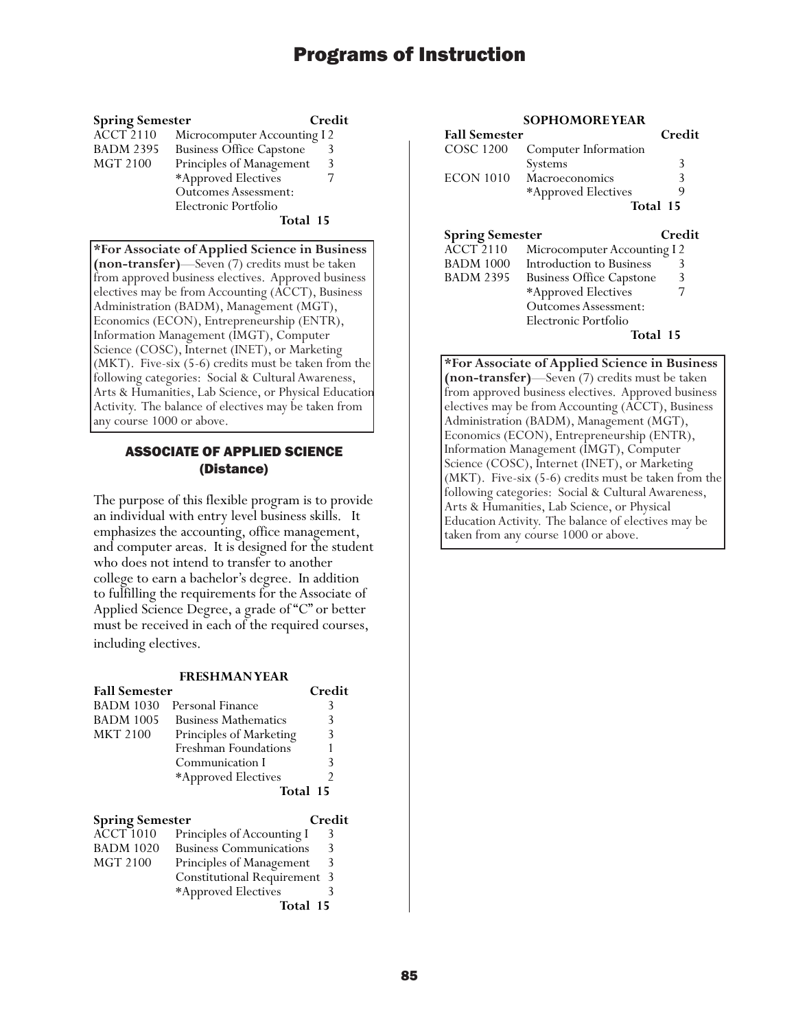| Spring Semester | | Credit |
|---|---|---|
| ACCT 2110 | Microcomputer Accounting I | 2 |
| BADM 2395 | Business Office Capstone | 3 |
| MGT 2100 | Principles of Management | 3 |
| | *Approved Electives | 7 |
| | Outcomes Assessment: Electronic Portfolio | |
| | **Total** | **15** |

**\*For Associate of Applied Science in Business (non-transfer)**—Seven (7) credits must be taken from approved business electives. Approved business electives may be from Accounting (ACCT), Business Administration (BADM), Management (MGT), Economics (ECON), Entrepreneurship (ENTR), Information Management (IMGT), Computer Science (COSC), Internet (INET), or Marketing (MKT). Five-six (5-6) credits must be taken from the following categories: Social & Cultural Awareness, Arts & Humanities, Lab Science, or Physical Education Activity. The balance of electives may be taken from any course 1000 or above.

## ASSOCIATE OF APPLIED SCIENCE (Distance)

The purpose of this flexible program is to provide an individual with entry level business skills. It emphasizes the accounting, office management, and computer areas. It is designed for the student who does not intend to transfer to another college to earn a bachelor's degree. In addition to fulfilling the requirements for the Associate of Applied Science Degree, a grade of "C" or better must be received in each of the required courses, including electives.

### FRESHMAN YEAR

| Fall Semester | | Credit |
|---|---|---|
| BADM 1030 | Personal Finance | 3 |
| BADM 1005 | Business Mathematics | 3 |
| MKT 2100 | Principles of Marketing | 3 |
| | Freshman Foundations | 1 |
| | Communication I | 3 |
| | *Approved Electives | 2 |
| | **Total** | **15** |

| Spring Semester | | Credit |
|---|---|---|
| ACCT 1010 | Principles of Accounting I | 3 |
| BADM 1020 | Business Communications | 3 |
| MGT 2100 | Principles of Management | 3 |
| | Constitutional Requirement | 3 |
| | *Approved Electives | 3 |
| | **Total** | **15** |

### SOPHOMORE YEAR

| Fall Semester | | Credit |
|---|---|---|
| COSC 1200 | Computer Information Systems | 3 |
| ECON 1010 | Macroeconomics | 3 |
| | *Approved Electives | 9 |
| | **Total** | **15** |

| Spring Semester | | Credit |
|---|---|---|
| ACCT 2110 | Microcomputer Accounting I | 2 |
| BADM 1000 | Introduction to Business | 3 |
| BADM 2395 | Business Office Capstone | 3 |
| | *Approved Electives | 7 |
| | Outcomes Assessment: Electronic Portfolio | |
| | **Total** | **15** |

**\*For Associate of Applied Science in Business (non-transfer)**—Seven (7) credits must be taken from approved business electives. Approved business electives may be from Accounting (ACCT), Business Administration (BADM), Management (MGT), Economics (ECON), Entrepreneurship (ENTR), Information Management (IMGT), Computer Science (COSC), Internet (INET), or Marketing (MKT). Five-six (5-6) credits must be taken from the following categories: Social & Cultural Awareness, Arts & Humanities, Lab Science, or Physical Education Activity. The balance of electives may be taken from any course 1000 or above.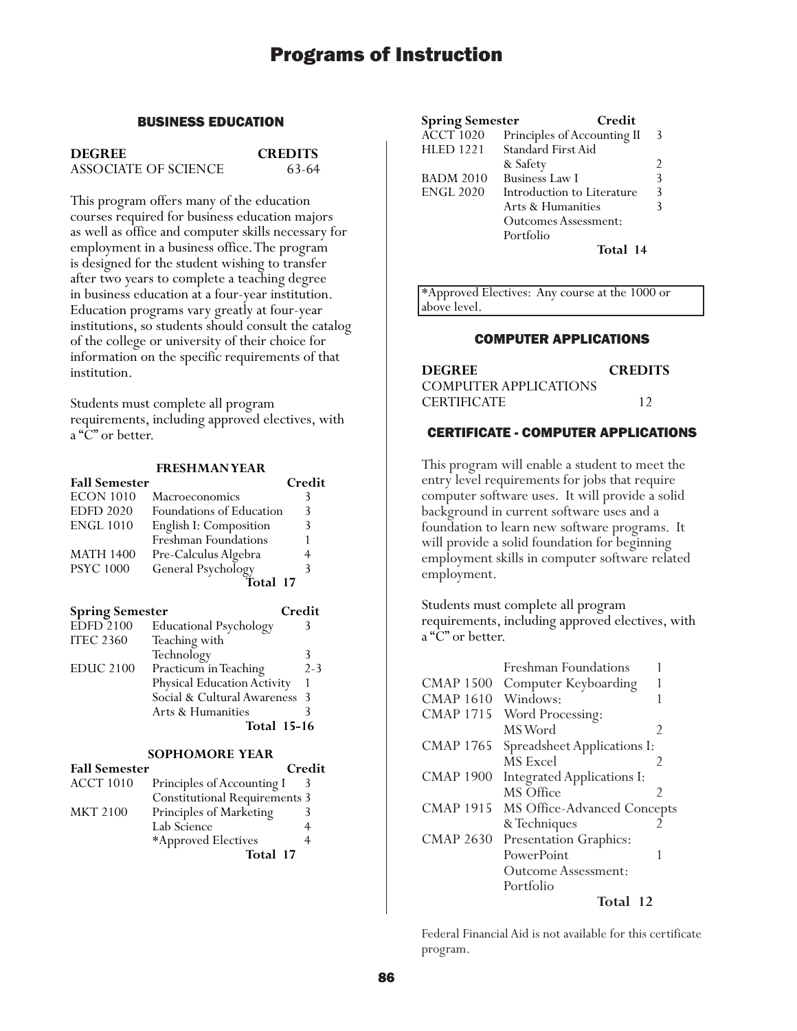## BUSINESS EDUCATION

| DEGREE | CREDITS |
|---|---|
| ASSOCIATE OF SCIENCE | 63-64 |

This program offers many of the education courses required for business education majors as well as office and computer skills necessary for employment in a business office. The program is designed for the student wishing to transfer after two years to complete a teaching degree in business education at a four-year institution. Education programs vary greatly at four-year institutions, so students should consult the catalog of the college or university of their choice for information on the specific requirements of that institution.

Students must complete all program requirements, including approved electives, with a "C" or better.

### FRESHMAN YEAR

| Fall Semester | | Credit |
|---|---|---|
| ECON 1010 | Macroeconomics | 3 |
| EDFD 2020 | Foundations of Education | 3 |
| ENGL 1010 | English I: Composition | 3 |
| | Freshman Foundations | 1 |
| MATH 1400 | Pre-Calculus Algebra | 4 |
| PSYC 1000 | General Psychology | 3 |
| | **Total** | **17** |

| Spring Semester | | Credit |
|---|---|---|
| EDFD 2100 | Educational Psychology | 3 |
| ITEC 2360 | Teaching with Technology | 3 |
| EDUC 2100 | Practicum in Teaching | 2-3 |
| | Physical Education Activity | 1 |
| | Social & Cultural Awareness | 3 |
| | Arts & Humanities | 3 |
| | **Total** | **15-16** |

### SOPHOMORE YEAR

| Fall Semester | | Credit |
|---|---|---|
| ACCT 1010 | Principles of Accounting I | 3 |
| | Constitutional Requirements | 3 |
| MKT 2100 | Principles of Marketing | 3 |
| | Lab Science | 4 |
| | *Approved Electives | 4 |
| | **Total** | **17** |

| Spring Semester | | Credit |
|---|---|---|
| ACCT 1020 | Principles of Accounting II | 3 |
| HLED 1221 | Standard First Aid & Safety | 2 |
| BADM 2010 | Business Law I | 3 |
| ENGL 2020 | Introduction to Literature | 3 |
| | Arts & Humanities | 3 |
| | Outcomes Assessment: Portfolio | |
| | **Total** | **14** |

*Approved Electives: Any course at the 1000 or above level.

## COMPUTER APPLICATIONS

| DEGREE | CREDITS |
|---|---|
| COMPUTER APPLICATIONS CERTIFICATE | 12 |

## CERTIFICATE - COMPUTER APPLICATIONS

This program will enable a student to meet the entry level requirements for jobs that require computer software uses. It will provide a solid background in current software uses and a foundation to learn new software programs. It will provide a solid foundation for beginning employment skills in computer software related employment.

Students must complete all program requirements, including approved electives, with a "C" or better.

| | | |
|---|---|---|
| | Freshman Foundations | 1 |
| CMAP 1500 | Computer Keyboarding | 1 |
| CMAP 1610 | Windows: | 1 |
| CMAP 1715 | Word Processing: MS Word | 2 |
| CMAP 1765 | Spreadsheet Applications I: MS Excel | 2 |
| CMAP 1900 | Integrated Applications I: MS Office | 2 |
| CMAP 1915 | MS Office-Advanced Concepts & Techniques | 2 |
| CMAP 2630 | Presentation Graphics: PowerPoint | 1 |
| | Outcome Assessment: Portfolio | |
| | **Total** | **12** |

Federal Financial Aid is not available for this certificate program.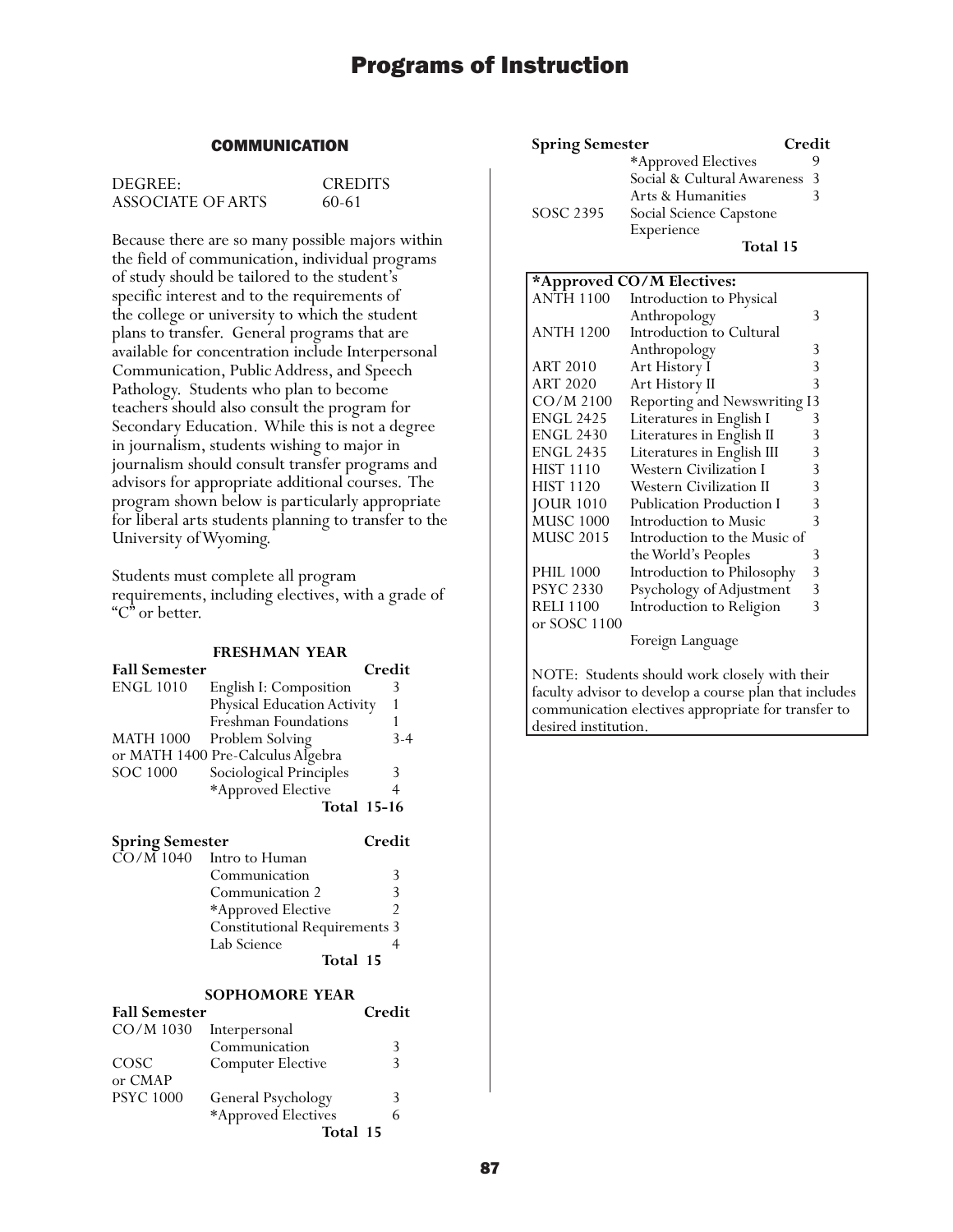## COMMUNICATION

| DEGREE: | CREDITS |
|---|---|
| ASSOCIATE OF ARTS | 60-61 |

Because there are so many possible majors within the field of communication, individual programs of study should be tailored to the student's specific interest and to the requirements of the college or university to which the student plans to transfer. General programs that are available for concentration include Interpersonal Communication, Public Address, and Speech Pathology. Students who plan to become teachers should also consult the program for Secondary Education. While this is not a degree in journalism, students wishing to major in journalism should consult transfer programs and advisors for appropriate additional courses. The program shown below is particularly appropriate for liberal arts students planning to transfer to the University of Wyoming.

Students must complete all program requirements, including electives, with a grade of "C" or better.

### FRESHMAN YEAR

| Fall Semester | | Credit |
|---|---|---|
| ENGL 1010 | English I: Composition | 3 |
| | Physical Education Activity | 1 |
| | Freshman Foundations | 1 |
| MATH 1000 or MATH 1400 | Problem Solving or Pre-Calculus Algebra | 3-4 |
| SOC 1000 | Sociological Principles | 3 |
| | *Approved Elective | 4 |
| | **Total** | **15-16** |

| Spring Semester | | Credit |
|---|---|---|
| CO/M 1040 | Intro to Human Communication | 3 |
| | Communication 2 | 3 |
| | *Approved Elective | 2 |
| | Constitutional Requirements | 3 |
| | Lab Science | 4 |
| | **Total** | **15** |

### SOPHOMORE YEAR

| Fall Semester | | Credit |
|---|---|---|
| CO/M 1030 | Interpersonal Communication | 3 |
| COSC or CMAP | Computer Elective | 3 |
| PSYC 1000 | General Psychology | 3 |
| | *Approved Electives | 6 |
| | **Total** | **15** |

| Spring Semester | | Credit |
|---|---|---|
| | *Approved Electives | 9 |
| | Social & Cultural Awareness | 3 |
| | Arts & Humanities | 3 |
| SOSC 2395 | Social Science Capstone Experience | |
| | **Total** | **15** |

**\*Approved CO/M Electives:**

| | | |
|---|---|---|
| ANTH 1100 | Introduction to Physical Anthropology | 3 |
| ANTH 1200 | Introduction to Cultural Anthropology | 3 |
| ART 2010 | Art History I | 3 |
| ART 2020 | Art History II | 3 |
| CO/M 2100 | Reporting and Newswriting I | 3 |
| ENGL 2425 | Literatures in English I | 3 |
| ENGL 2430 | Literatures in English II | 3 |
| ENGL 2435 | Literatures in English III | 3 |
| HIST 1110 | Western Civilization I | 3 |
| HIST 1120 | Western Civilization II | 3 |
| JOUR 1010 | Publication Production I | 3 |
| MUSC 1000 | Introduction to Music | 3 |
| MUSC 2015 | Introduction to the Music of the World's Peoples | 3 |
| PHIL 1000 | Introduction to Philosophy | 3 |
| PSYC 2330 | Psychology of Adjustment | 3 |
| RELI 1100 or SOSC 1100 | Introduction to Religion | 3 |
| | Foreign Language | |

NOTE: Students should work closely with their faculty advisor to develop a course plan that includes communication electives appropriate for transfer to desired institution.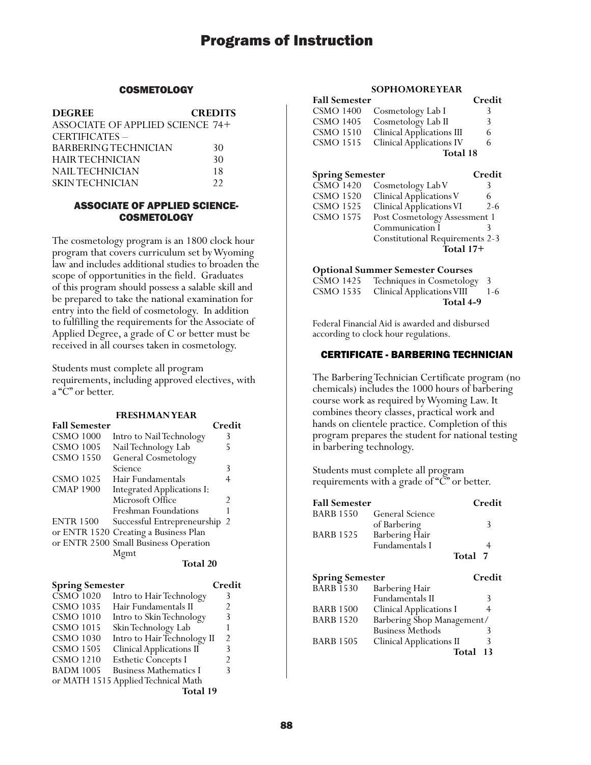# Programs of Instruction

## COSMETOLOGY

| DEGREE | CREDITS |
| --- | --- |
| ASSOCIATE OF APPLIED SCIENCE | 74+ |
| CERTIFICATES – | |
| BARBERING TECHNICIAN | 30 |
| HAIR TECHNICIAN | 30 |
| NAIL TECHNICIAN | 18 |
| SKIN TECHNICIAN | 22 |

## ASSOCIATE OF APPLIED SCIENCE-COSMETOLOGY

The cosmetology program is an 1800 clock hour program that covers curriculum set by Wyoming law and includes additional studies to broaden the scope of opportunities in the field. Graduates of this program should possess a salable skill and be prepared to take the national examination for entry into the field of cosmetology. In addition to fulfilling the requirements for the Associate of Applied Degree, a grade of C or better must be received in all courses taken in cosmetology.

Students must complete all program requirements, including approved electives, with a "C" or better.

### FRESHMAN YEAR

| Fall Semester | | Credit |
| --- | --- | --- |
| CSMO 1000 | Intro to Nail Technology | 3 |
| CSMO 1005 | Nail Technology Lab | 5 |
| CSMO 1550 | General Cosmetology Science | 3 |
| CSMO 1025 | Hair Fundamentals | 4 |
| CMAP 1900 | Integrated Applications I: Microsoft Office | 2 |
| | Freshman Foundations | 1 |
| ENTR 1500 | Successful Entrepreneurship | 2 |
| or ENTR 1520 | Creating a Business Plan | |
| or ENTR 2500 | Small Business Operation Mgmt | |
| | **Total 20** | |

| Spring Semester | | Credit |
| --- | --- | --- |
| CSMO 1020 | Intro to Hair Technology | 3 |
| CSMO 1035 | Hair Fundamentals II | 2 |
| CSMO 1010 | Intro to Skin Technology | 3 |
| CSMO 1015 | Skin Technology Lab | 1 |
| CSMO 1030 | Intro to Hair Technology II | 2 |
| CSMO 1505 | Clinical Applications II | 3 |
| CSMO 1210 | Esthetic Concepts I | 2 |
| BADM 1005 | Business Mathematics I | 3 |
| or MATH 1515 | Applied Technical Math | |
| | **Total 19** | |

### SOPHOMORE YEAR

| Fall Semester | | Credit |
| --- | --- | --- |
| CSMO 1400 | Cosmetology Lab I | 3 |
| CSMO 1405 | Cosmetology Lab II | 3 |
| CSMO 1510 | Clinical Applications III | 6 |
| CSMO 1515 | Clinical Applications IV | 6 |
| | **Total 18** | |

| Spring Semester | | Credit |
| --- | --- | --- |
| CSMO 1420 | Cosmetology Lab V | 3 |
| CSMO 1520 | Clinical Applications V | 6 |
| CSMO 1525 | Clinical Applications VI | 2-6 |
| CSMO 1575 | Post Cosmetology Assessment | 1 |
| | Communication I | 3 |
| | Constitutional Requirements | 2-3 |
| | **Total 17+** | |

| Optional Summer Semester Courses | | |
| --- | --- | --- |
| CSMO 1425 | Techniques in Cosmetology | 3 |
| CSMO 1535 | Clinical Applications VIII | 1-6 |
| | **Total 4-9** | |

Federal Financial Aid is awarded and disbursed according to clock hour regulations.

## CERTIFICATE - BARBERING TECHNICIAN

The Barbering Technician Certificate program (no chemicals) includes the 1000 hours of barbering course work as required by Wyoming Law. It combines theory classes, practical work and hands on clientele practice. Completion of this program prepares the student for national testing in barbering technology.

Students must complete all program requirements with a grade of "C" or better.

| Fall Semester | | Credit |
| --- | --- | --- |
| BARB 1550 | General Science of Barbering | 3 |
| BARB 1525 | Barbering Hair Fundamentals I | 4 |
| | **Total 7** | |

| Spring Semester | | Credit |
| --- | --- | --- |
| BARB 1530 | Barbering Hair Fundamentals II | 3 |
| BARB 1500 | Clinical Applications I | 4 |
| BARB 1520 | Barbering Shop Management/ Business Methods | 3 |
| BARB 1505 | Clinical Applications II | 3 |
| | **Total 13** | |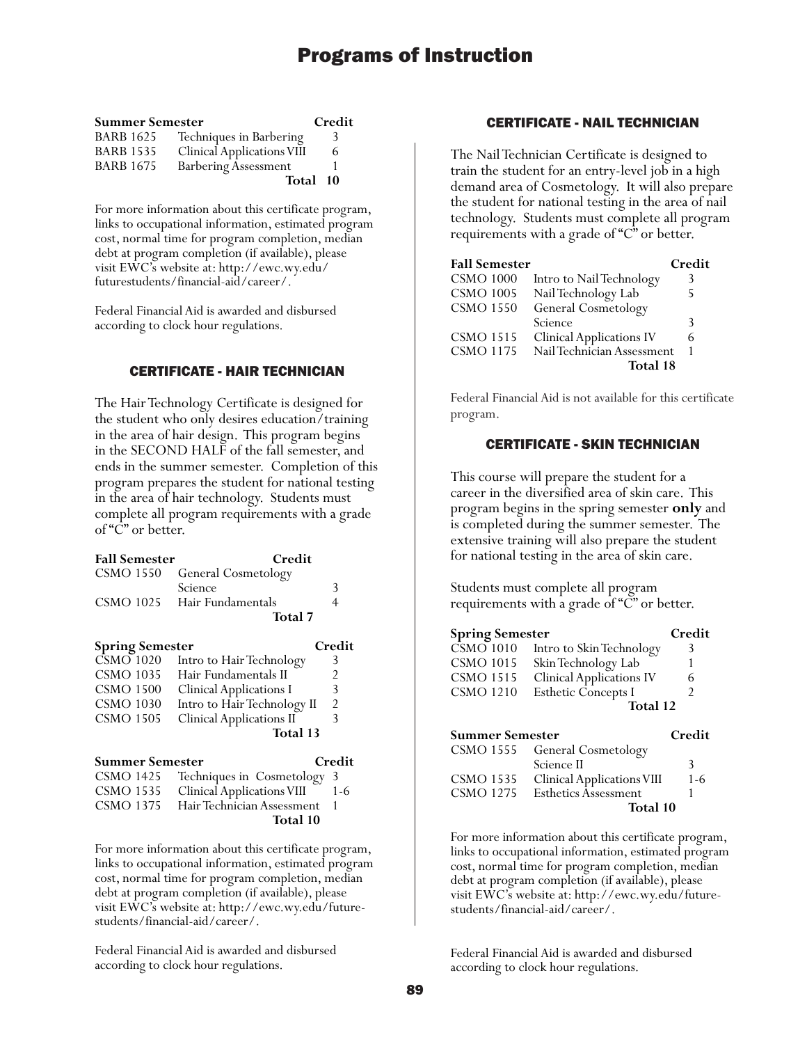# Programs of Instruction

| Summer Semester | | Credit |
|---|---|---|
| BARB 1625 | Techniques in Barbering | 3 |
| BARB 1535 | Clinical Applications VIII | 6 |
| BARB 1675 | Barbering Assessment | 1 |
| | **Total** | **10** |

For more information about this certificate program, links to occupational information, estimated program cost, normal time for program completion, median debt at program completion (if available), please visit EWC's website at: http://ewc.wy.edu/futurestudents/financial-aid/career/.

Federal Financial Aid is awarded and disbursed according to clock hour regulations.

## CERTIFICATE - HAIR TECHNICIAN

The Hair Technology Certificate is designed for the student who only desires education/training in the area of hair design. This program begins in the SECOND HALF of the fall semester, and ends in the summer semester. Completion of this program prepares the student for national testing in the area of hair technology. Students must complete all program requirements with a grade of "C" or better.

| Fall Semester | | Credit |
|---|---|---|
| CSMO 1550 | General Cosmetology Science | 3 |
| CSMO 1025 | Hair Fundamentals | 4 |
| | **Total** | **7** |

| Spring Semester | | Credit |
|---|---|---|
| CSMO 1020 | Intro to Hair Technology | 3 |
| CSMO 1035 | Hair Fundamentals II | 2 |
| CSMO 1500 | Clinical Applications I | 3 |
| CSMO 1030 | Intro to Hair Technology II | 2 |
| CSMO 1505 | Clinical Applications II | 3 |
| | **Total** | **13** |

| Summer Semester | | Credit |
|---|---|---|
| CSMO 1425 | Techniques in Cosmetology | 3 |
| CSMO 1535 | Clinical Applications VIII | 1-6 |
| CSMO 1375 | Hair Technician Assessment | 1 |
| | **Total** | **10** |

For more information about this certificate program, links to occupational information, estimated program cost, normal time for program completion, median debt at program completion (if available), please visit EWC's website at: http://ewc.wy.edu/future-students/financial-aid/career/.

Federal Financial Aid is awarded and disbursed according to clock hour regulations.

## CERTIFICATE - NAIL TECHNICIAN

The Nail Technician Certificate is designed to train the student for an entry-level job in a high demand area of Cosmetology. It will also prepare the student for national testing in the area of nail technology. Students must complete all program requirements with a grade of "C" or better.

| Fall Semester | | Credit |
|---|---|---|
| CSMO 1000 | Intro to Nail Technology | 3 |
| CSMO 1005 | Nail Technology Lab | 5 |
| CSMO 1550 | General Cosmetology Science | 3 |
| CSMO 1515 | Clinical Applications IV | 6 |
| CSMO 1175 | Nail Technician Assessment | 1 |
| | **Total** | **18** |

Federal Financial Aid is not available for this certificate program.

## CERTIFICATE - SKIN TECHNICIAN

This course will prepare the student for a career in the diversified area of skin care. This program begins in the spring semester **only** and is completed during the summer semester. The extensive training will also prepare the student for national testing in the area of skin care.

Students must complete all program requirements with a grade of "C" or better.

| Spring Semester | | Credit |
|---|---|---|
| CSMO 1010 | Intro to Skin Technology | 3 |
| CSMO 1015 | Skin Technology Lab | 1 |
| CSMO 1515 | Clinical Applications IV | 6 |
| CSMO 1210 | Esthetic Concepts I | 2 |
| | **Total** | **12** |

| Summer Semester | | Credit |
|---|---|---|
| CSMO 1555 | General Cosmetology Science II | 3 |
| CSMO 1535 | Clinical Applications VIII | 1-6 |
| CSMO 1275 | Esthetics Assessment | 1 |
| | **Total** | **10** |

For more information about this certificate program, links to occupational information, estimated program cost, normal time for program completion, median debt at program completion (if available), please visit EWC's website at: http://ewc.wy.edu/future-students/financial-aid/career/.

Federal Financial Aid is awarded and disbursed according to clock hour regulations.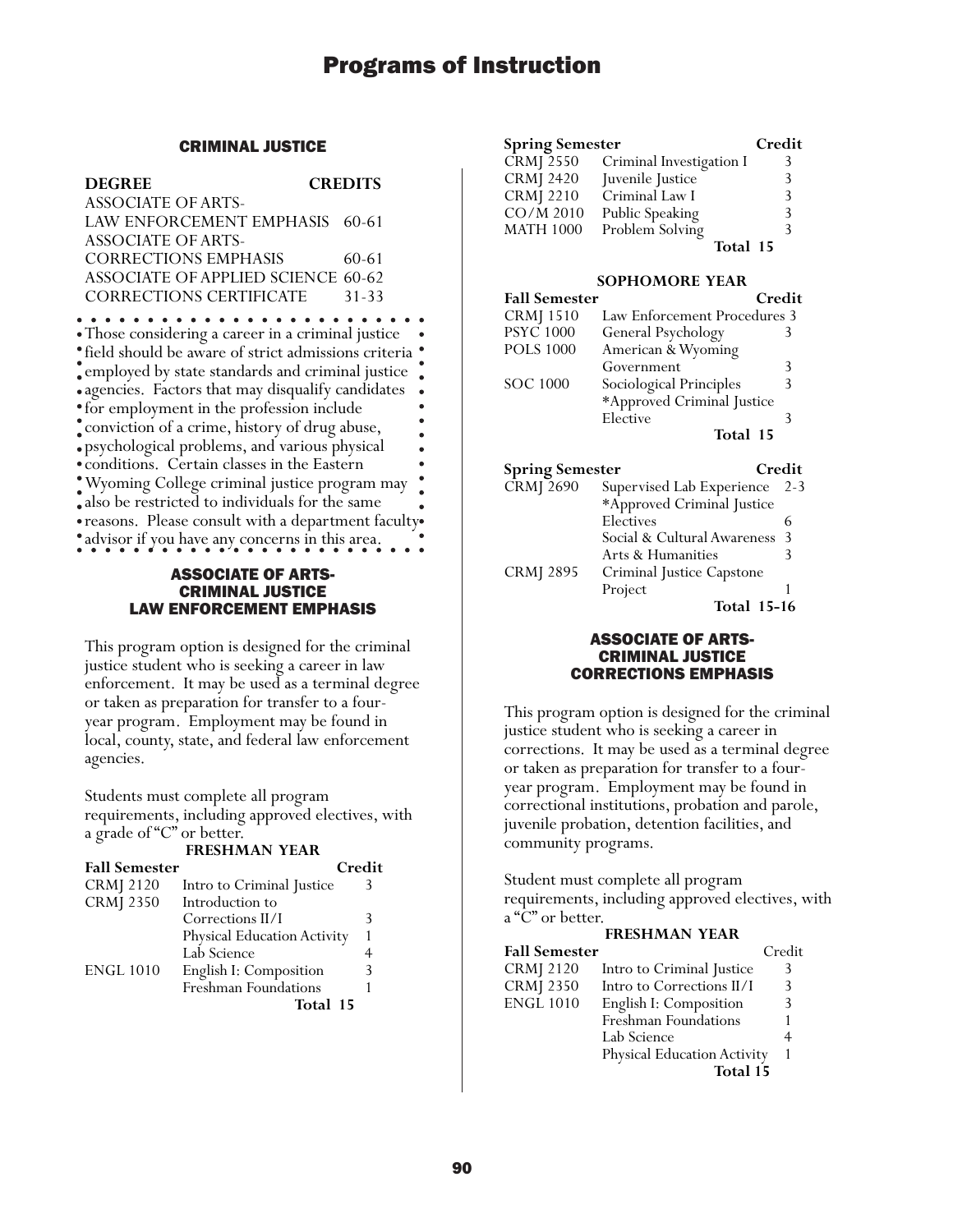## CRIMINAL JUSTICE

| DEGREE | CREDITS |
|---|---|
| ASSOCIATE OF ARTS-LAW ENFORCEMENT EMPHASIS | 60-61 |
| ASSOCIATE OF ARTS-CORRECTIONS EMPHASIS | 60-61 |
| ASSOCIATE OF APPLIED SCIENCE | 60-62 |
| CORRECTIONS CERTIFICATE | 31-33 |

Those considering a career in a criminal justice field should be aware of strict admissions criteria employed by state standards and criminal justice agencies. Factors that may disqualify candidates for employment in the profession include conviction of a crime, history of drug abuse, psychological problems, and various physical conditions. Certain classes in the Eastern Wyoming College criminal justice program may also be restricted to individuals for the same reasons. Please consult with a department faculty advisor if you have any concerns in this area.

### ASSOCIATE OF ARTS-CRIMINAL JUSTICE LAW ENFORCEMENT EMPHASIS

This program option is designed for the criminal justice student who is seeking a career in law enforcement. It may be used as a terminal degree or taken as preparation for transfer to a four-year program. Employment may be found in local, county, state, and federal law enforcement agencies.

Students must complete all program requirements, including approved electives, with a grade of "C" or better.

**FRESHMAN YEAR**

| Fall Semester | | Credit |
|---|---|---|
| CRMJ 2120 | Intro to Criminal Justice | 3 |
| CRMJ 2350 | Introduction to Corrections II/I | 3 |
| | Physical Education Activity | 1 |
| | Lab Science | 4 |
| ENGL 1010 | English I: Composition | 3 |
| | Freshman Foundations | 1 |
| | **Total** | **15** |

| Spring Semester | | Credit |
|---|---|---|
| CRMJ 2550 | Criminal Investigation I | 3 |
| CRMJ 2420 | Juvenile Justice | 3 |
| CRMJ 2210 | Criminal Law I | 3 |
| CO/M 2010 | Public Speaking | 3 |
| MATH 1000 | Problem Solving | 3 |
| | **Total** | **15** |

**SOPHOMORE YEAR**

| Fall Semester | | Credit |
|---|---|---|
| CRMJ 1510 | Law Enforcement Procedures | 3 |
| PSYC 1000 | General Psychology | 3 |
| POLS 1000 | American & Wyoming Government | 3 |
| SOC 1000 | Sociological Principles | 3 |
| | *Approved Criminal Justice Elective | 3 |
| | **Total** | **15** |

| Spring Semester | | Credit |
|---|---|---|
| CRMJ 2690 | Supervised Lab Experience | 2-3 |
| | *Approved Criminal Justice Electives | 6 |
| | Social & Cultural Awareness | 3 |
| | Arts & Humanities | 3 |
| CRMJ 2895 | Criminal Justice Capstone Project | 1 |
| | **Total** | **15-16** |

### ASSOCIATE OF ARTS-CRIMINAL JUSTICE CORRECTIONS EMPHASIS

This program option is designed for the criminal justice student who is seeking a career in corrections. It may be used as a terminal degree or taken as preparation for transfer to a four-year program. Employment may be found in correctional institutions, probation and parole, juvenile probation, detention facilities, and community programs.

Student must complete all program requirements, including approved electives, with a "C" or better.

**FRESHMAN YEAR**

| Fall Semester | | Credit |
|---|---|---|
| CRMJ 2120 | Intro to Criminal Justice | 3 |
| CRMJ 2350 | Intro to Corrections II/I | 3 |
| ENGL 1010 | English I: Composition | 3 |
| | Freshman Foundations | 1 |
| | Lab Science | 4 |
| | Physical Education Activity | 1 |
| | **Total** | **15** |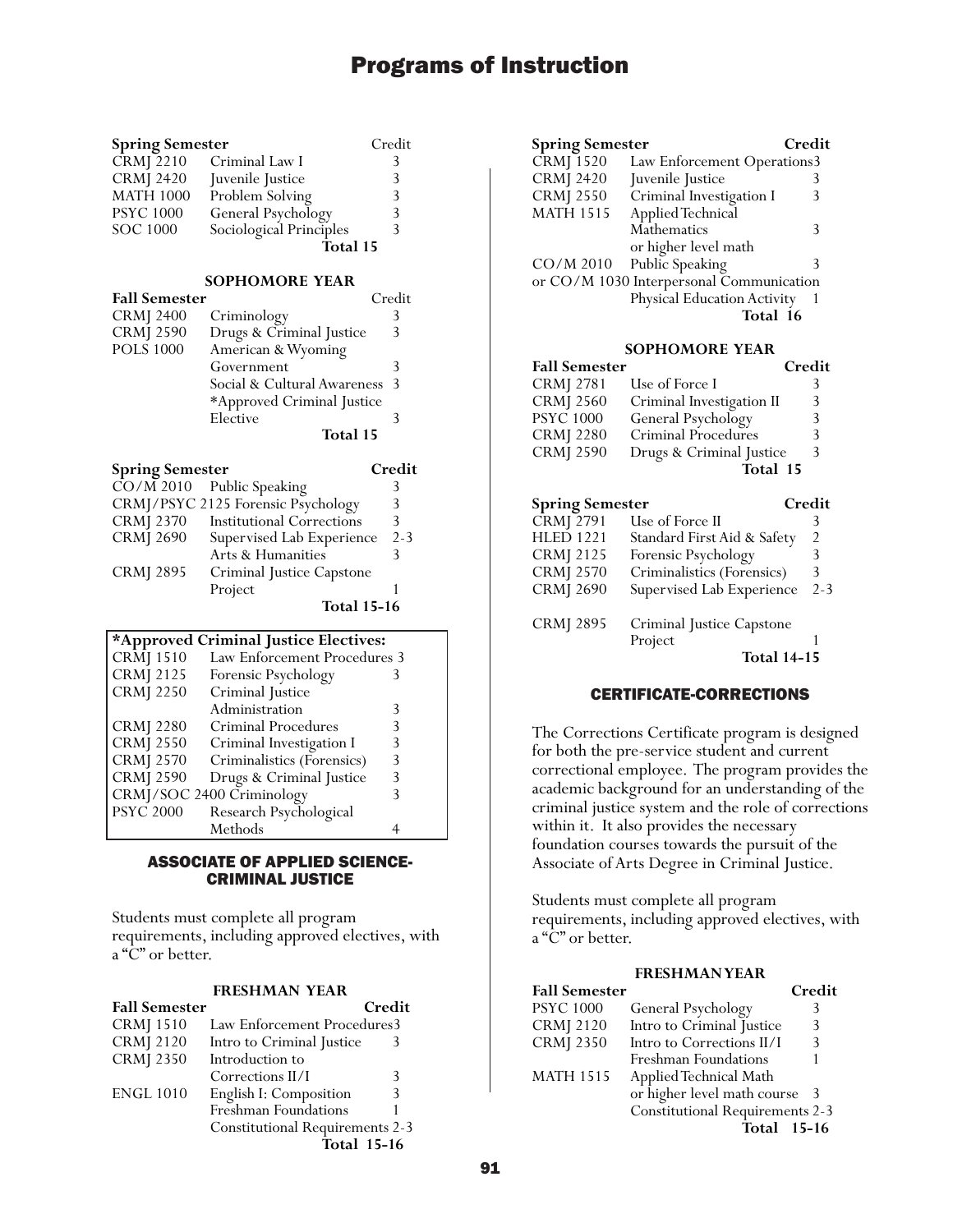| Spring Semester | | Credit |
|---|---|---|
| CRMJ 2210 | Criminal Law I | 3 |
| CRMJ 2420 | Juvenile Justice | 3 |
| MATH 1000 | Problem Solving | 3 |
| PSYC 1000 | General Psychology | 3 |
| SOC 1000 | Sociological Principles | 3 |
| | **Total 15** | |

### SOPHOMORE YEAR

| Fall Semester | | Credit |
|---|---|---|
| CRMJ 2400 | Criminology | 3 |
| CRMJ 2590 | Drugs & Criminal Justice | 3 |
| POLS 1000 | American & Wyoming Government | 3 |
| | Social & Cultural Awareness | 3 |
| | *Approved Criminal Justice Elective | 3 |
| | **Total 15** | |

| Spring Semester | | Credit |
|---|---|---|
| CO/M 2010 | Public Speaking | 3 |
| CRMJ/PSYC 2125 | Forensic Psychology | 3 |
| CRMJ 2370 | Institutional Corrections | 3 |
| CRMJ 2690 | Supervised Lab Experience | 2-3 |
| | Arts & Humanities | 3 |
| CRMJ 2895 | Criminal Justice Capstone Project | 1 |
| | **Total 15-16** | |

| *Approved Criminal Justice Electives: | | |
|---|---|---|
| CRMJ 1510 | Law Enforcement Procedures | 3 |
| CRMJ 2125 | Forensic Psychology | 3 |
| CRMJ 2250 | Criminal Justice Administration | 3 |
| CRMJ 2280 | Criminal Procedures | 3 |
| CRMJ 2550 | Criminal Investigation I | 3 |
| CRMJ 2570 | Criminalistics (Forensics) | 3 |
| CRMJ 2590 | Drugs & Criminal Justice | 3 |
| CRMJ/SOC 2400 | Criminology | 3 |
| PSYC 2000 | Research Psychological Methods | 4 |

## ASSOCIATE OF APPLIED SCIENCE-CRIMINAL JUSTICE

Students must complete all program requirements, including approved electives, with a "C" or better.

### FRESHMAN YEAR

| Fall Semester | | Credit |
|---|---|---|
| CRMJ 1510 | Law Enforcement Procedures | 3 |
| CRMJ 2120 | Intro to Criminal Justice | 3 |
| CRMJ 2350 | Introduction to Corrections II/I | 3 |
| ENGL 1010 | English I: Composition | 3 |
| | Freshman Foundations | 1 |
| | Constitutional Requirements | 2-3 |
| | **Total 15-16** | |

| Spring Semester | | Credit |
|---|---|---|
| CRMJ 1520 | Law Enforcement Operations | 3 |
| CRMJ 2420 | Juvenile Justice | 3 |
| CRMJ 2550 | Criminal Investigation I | 3 |
| MATH 1515 | Applied Technical Mathematics or higher level math | 3 |
| CO/M 2010 | Public Speaking or CO/M 1030 Interpersonal Communication | 3 |
| | Physical Education Activity | 1 |
| | **Total 16** | |

### SOPHOMORE YEAR

| Fall Semester | | Credit |
|---|---|---|
| CRMJ 2781 | Use of Force I | 3 |
| CRMJ 2560 | Criminal Investigation II | 3 |
| PSYC 1000 | General Psychology | 3 |
| CRMJ 2280 | Criminal Procedures | 3 |
| CRMJ 2590 | Drugs & Criminal Justice | 3 |
| | **Total 15** | |

| Spring Semester | | Credit |
|---|---|---|
| CRMJ 2791 | Use of Force II | 3 |
| HLED 1221 | Standard First Aid & Safety | 2 |
| CRMJ 2125 | Forensic Psychology | 3 |
| CRMJ 2570 | Criminalistics (Forensics) | 3 |
| CRMJ 2690 | Supervised Lab Experience | 2-3 |
| CRMJ 2895 | Criminal Justice Capstone Project | 1 |
| | **Total 14-15** | |

## CERTIFICATE-CORRECTIONS

The Corrections Certificate program is designed for both the pre-service student and current correctional employee. The program provides the academic background for an understanding of the criminal justice system and the role of corrections within it. It also provides the necessary foundation courses towards the pursuit of the Associate of Arts Degree in Criminal Justice.

Students must complete all program requirements, including approved electives, with a "C" or better.

### FRESHMAN YEAR

| Fall Semester | | Credit |
|---|---|---|
| PSYC 1000 | General Psychology | 3 |
| CRMJ 2120 | Intro to Criminal Justice | 3 |
| CRMJ 2350 | Intro to Corrections II/I | 3 |
| | Freshman Foundations | 1 |
| MATH 1515 | Applied Technical Math or higher level math course | 3 |
| | Constitutional Requirements | 2-3 |
| | **Total 15-16** | |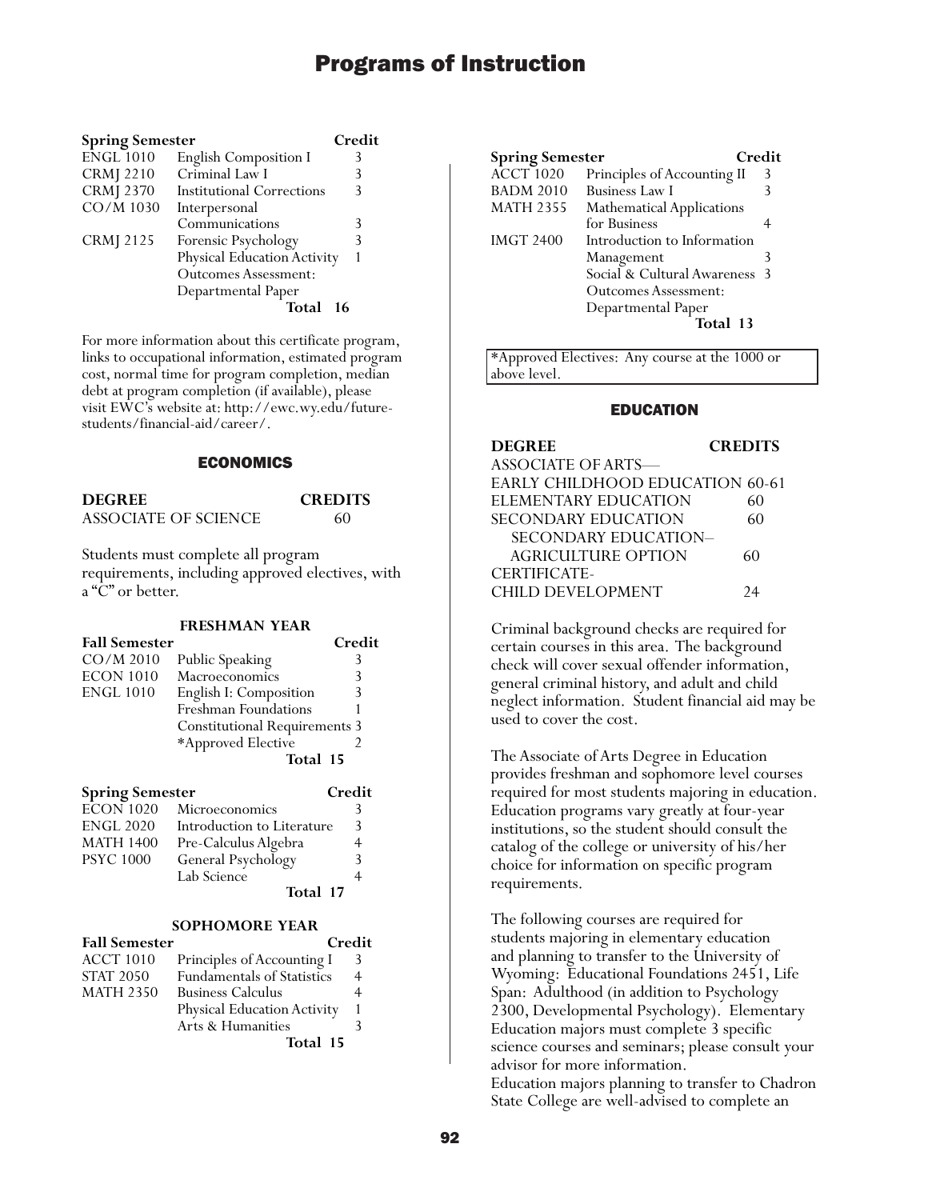| Spring Semester | | Credit |
|---|---|---|
| ENGL 1010 | English Composition I | 3 |
| CRMJ 2210 | Criminal Law I | 3 |
| CRMJ 2370 | Institutional Corrections | 3 |
| CO/M 1030 | Interpersonal Communications | 3 |
| CRMJ 2125 | Forensic Psychology | 3 |
| | Physical Education Activity | 1 |
| | Outcomes Assessment: Departmental Paper | |
| | **Total** | **16** |

For more information about this certificate program, links to occupational information, estimated program cost, normal time for program completion, median debt at program completion (if available), please visit EWC's website at: http://ewc.wy.edu/future-students/financial-aid/career/.

## ECONOMICS

| DEGREE | CREDITS |
|---|---|
| ASSOCIATE OF SCIENCE | 60 |

Students must complete all program requirements, including approved electives, with a "C" or better.

### FRESHMAN YEAR

| Fall Semester | | Credit |
|---|---|---|
| CO/M 2010 | Public Speaking | 3 |
| ECON 1010 | Macroeconomics | 3 |
| ENGL 1010 | English I: Composition | 3 |
| | Freshman Foundations | 1 |
| | Constitutional Requirements | 3 |
| | *Approved Elective | 2 |
| | **Total** | **15** |

| Spring Semester | | Credit |
|---|---|---|
| ECON 1020 | Microeconomics | 3 |
| ENGL 2020 | Introduction to Literature | 3 |
| MATH 1400 | Pre-Calculus Algebra | 4 |
| PSYC 1000 | General Psychology | 3 |
| | Lab Science | 4 |
| | **Total** | **17** |

### SOPHOMORE YEAR

| Fall Semester | | Credit |
|---|---|---|
| ACCT 1010 | Principles of Accounting I | 3 |
| STAT 2050 | Fundamentals of Statistics | 4 |
| MATH 2350 | Business Calculus | 4 |
| | Physical Education Activity | 1 |
| | Arts & Humanities | 3 |
| | **Total** | **15** |

| Spring Semester | | Credit |
|---|---|---|
| ACCT 1020 | Principles of Accounting II | 3 |
| BADM 2010 | Business Law I | 3 |
| MATH 2355 | Mathematical Applications for Business | 4 |
| IMGT 2400 | Introduction to Information Management | 3 |
| | Social & Cultural Awareness | 3 |
| | Outcomes Assessment: Departmental Paper | |
| | **Total** | **13** |

*Approved Electives: Any course at the 1000 or above level.

## EDUCATION

| DEGREE | CREDITS |
|---|---|
| ASSOCIATE OF ARTS— | |
| EARLY CHILDHOOD EDUCATION | 60-61 |
| ELEMENTARY EDUCATION | 60 |
| SECONDARY EDUCATION | 60 |
| SECONDARY EDUCATION– AGRICULTURE OPTION | 60 |
| CERTIFICATE- | |
| CHILD DEVELOPMENT | 24 |

Criminal background checks are required for certain courses in this area. The background check will cover sexual offender information, general criminal history, and adult and child neglect information. Student financial aid may be used to cover the cost.

The Associate of Arts Degree in Education provides freshman and sophomore level courses required for most students majoring in education. Education programs vary greatly at four-year institutions, so the student should consult the catalog of the college or university of his/her choice for information on specific program requirements.

The following courses are required for students majoring in elementary education and planning to transfer to the University of Wyoming: Educational Foundations 2451, Life Span: Adulthood (in addition to Psychology 2300, Developmental Psychology). Elementary Education majors must complete 3 specific science courses and seminars; please consult your advisor for more information.
Education majors planning to transfer to Chadron State College are well-advised to complete an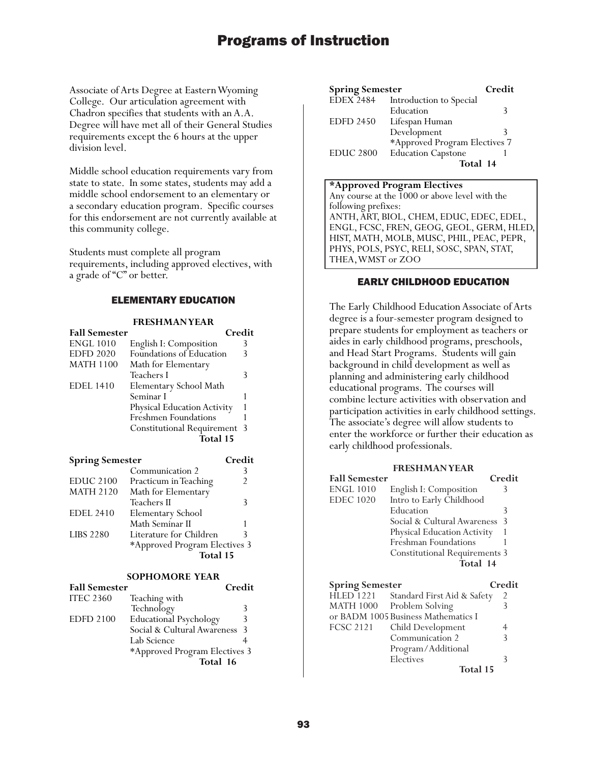Associate of Arts Degree at Eastern Wyoming College. Our articulation agreement with Chadron specifies that students with an A.A. Degree will have met all of their General Studies requirements except the 6 hours at the upper division level.

Middle school education requirements vary from state to state. In some states, students may add a middle school endorsement to an elementary or a secondary education program. Specific courses for this endorsement are not currently available at this community college.

Students must complete all program requirements, including approved electives, with a grade of "C" or better.

## ELEMENTARY EDUCATION

### FRESHMAN YEAR

| Fall Semester | | Credit |
|---|---|---|
| ENGL 1010 | English I: Composition | 3 |
| EDFD 2020 | Foundations of Education | 3 |
| MATH 1100 | Math for Elementary Teachers I | 3 |
| EDEL 1410 | Elementary School Math Seminar I | 1 |
| | Physical Education Activity | 1 |
| | Freshmen Foundations | 1 |
| | Constitutional Requirement | 3 |
| | **Total** | **15** |

| Spring Semester | | Credit |
|---|---|---|
| | Communication 2 | 3 |
| EDUC 2100 | Practicum in Teaching | 2 |
| MATH 2120 | Math for Elementary Teachers II | 3 |
| EDEL 2410 | Elementary School Math Seminar II | 1 |
| LIBS 2280 | Literature for Children | 3 |
| | *Approved Program Electives | 3 |
| | **Total** | **15** |

### SOPHOMORE YEAR

| Fall Semester | | Credit |
|---|---|---|
| ITEC 2360 | Teaching with Technology | 3 |
| EDFD 2100 | Educational Psychology | 3 |
| | Social & Cultural Awareness | 3 |
| | Lab Science | 4 |
| | *Approved Program Electives | 3 |
| | **Total** | **16** |

| Spring Semester | | Credit |
|---|---|---|
| EDEX 2484 | Introduction to Special Education | 3 |
| EDFD 2450 | Lifespan Human Development | 3 |
| | *Approved Program Electives | 7 |
| EDUC 2800 | Education Capstone | 1 |
| | **Total** | **14** |

**\*Approved Program Electives**
Any course at the 1000 or above level with the following prefixes:
ANTH, ART, BIOL, CHEM, EDUC, EDEC, EDEL, ENGL, FCSC, FREN, GEOG, GEOL, GERM, HLED, HIST, MATH, MOLB, MUSC, PHIL, PEAC, PEPR, PHYS, POLS, PSYC, RELI, SOSC, SPAN, STAT, THEA, WMST or ZOO

## EARLY CHILDHOOD EDUCATION

The Early Childhood Education Associate of Arts degree is a four-semester program designed to prepare students for employment as teachers or aides in early childhood programs, preschools, and Head Start Programs. Students will gain background in child development as well as planning and administering early childhood educational programs. The courses will combine lecture activities with observation and participation activities in early childhood settings. The associate's degree will allow students to enter the workforce or further their education as early childhood professionals.

### FRESHMAN YEAR

| Fall Semester | | Credit |
|---|---|---|
| ENGL 1010 | English I: Composition | 3 |
| EDEC 1020 | Intro to Early Childhood Education | 3 |
| | Social & Cultural Awareness | 3 |
| | Physical Education Activity | 1 |
| | Freshman Foundations | 1 |
| | Constitutional Requirements | 3 |
| | **Total** | **14** |

| Spring Semester | | Credit |
|---|---|---|
| HLED 1221 | Standard First Aid & Safety | 2 |
| MATH 1000 | Problem Solving | 3 |
| or BADM 1005 | Business Mathematics I | |
| FCSC 2121 | Child Development | 4 |
| | Communication 2 | 3 |
| | Program/Additional Electives | 3 |
| | **Total** | **15** |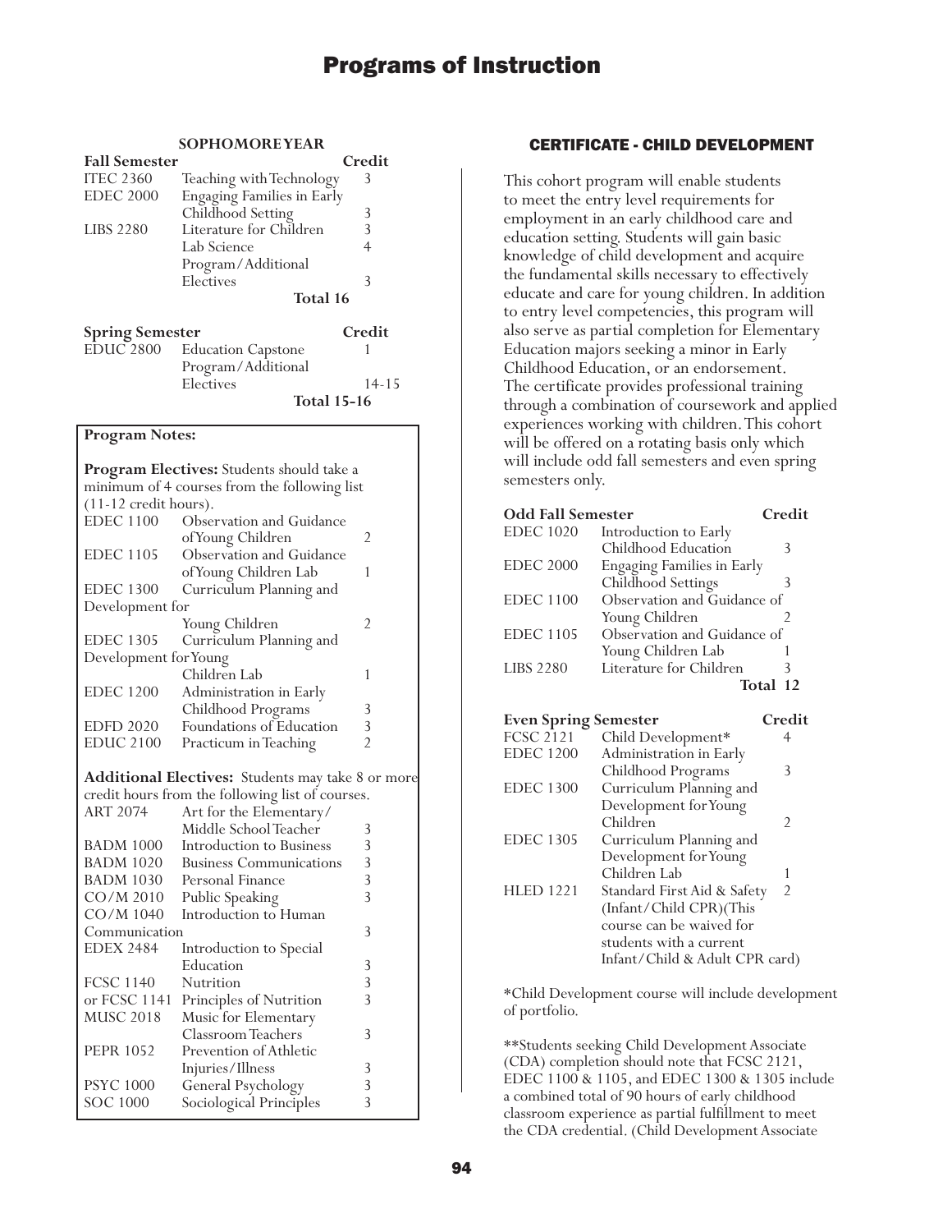#### SOPHOMORE YEAR

| Fall Semester | | Credit |
|---|---|---|
| ITEC 2360 | Teaching with Technology | 3 |
| EDEC 2000 | Engaging Families in Early Childhood Setting | 3 |
| LIBS 2280 | Literature for Children | 3 |
| | Lab Science | 4 |
| | Program/Additional Electives | 3 |
| | **Total 16** | |

| Spring Semester | | Credit |
|---|---|---|
| EDUC 2800 | Education Capstone | 1 |
| | Program/Additional Electives | 14-15 |
| | **Total 15-16** | |

**Program Notes:**

**Program Electives:** Students should take a minimum of 4 courses from the following list (11-12 credit hours).

| | | |
|---|---|---|
| EDEC 1100 | Observation and Guidance of Young Children | 2 |
| EDEC 1105 | Observation and Guidance of Young Children Lab | 1 |
| EDEC 1300 | Curriculum Planning and Development for Young Children | 2 |
| EDEC 1305 | Curriculum Planning and Development for Young Children Lab | 1 |
| EDEC 1200 | Administration in Early Childhood Programs | 3 |
| EDFD 2020 | Foundations of Education | 3 |
| EDUC 2100 | Practicum in Teaching | 2 |

**Additional Electives:** Students may take 8 or more credit hours from the following list of courses.

| | | |
|---|---|---|
| ART 2074 | Art for the Elementary/ Middle School Teacher | 3 |
| BADM 1000 | Introduction to Business | 3 |
| BADM 1020 | Business Communications | 3 |
| BADM 1030 | Personal Finance | 3 |
| CO/M 2010 | Public Speaking | 3 |
| CO/M 1040 | Introduction to Human Communication | 3 |
| EDEX 2484 | Introduction to Special Education | 3 |
| FCSC 1140 | Nutrition | 3 |
| or FCSC 1141 | Principles of Nutrition | 3 |
| MUSC 2018 | Music for Elementary Classroom Teachers | 3 |
| PEPR 1052 | Prevention of Athletic Injuries/Illness | 3 |
| PSYC 1000 | General Psychology | 3 |
| SOC 1000 | Sociological Principles | 3 |

## CERTIFICATE - CHILD DEVELOPMENT

This cohort program will enable students to meet the entry level requirements for employment in an early childhood care and education setting. Students will gain basic knowledge of child development and acquire the fundamental skills necessary to effectively educate and care for young children. In addition to entry level competencies, this program will also serve as partial completion for Elementary Education majors seeking a minor in Early Childhood Education, or an endorsement. The certificate provides professional training through a combination of coursework and applied experiences working with children. This cohort will be offered on a rotating basis only which will include odd fall semesters and even spring semesters only.

| Odd Fall Semester | | Credit |
|---|---|---|
| EDEC 1020 | Introduction to Early Childhood Education | 3 |
| EDEC 2000 | Engaging Families in Early Childhood Settings | 3 |
| EDEC 1100 | Observation and Guidance of Young Children | 2 |
| EDEC 1105 | Observation and Guidance of Young Children Lab | 1 |
| LIBS 2280 | Literature for Children | 3 |
| | **Total** | **12** |

| Even Spring Semester | | Credit |
|---|---|---|
| FCSC 2121 | Child Development* | 4 |
| EDEC 1200 | Administration in Early Childhood Programs | 3 |
| EDEC 1300 | Curriculum Planning and Development for Young Children | 2 |
| EDEC 1305 | Curriculum Planning and Development for Young Children Lab | 1 |
| HLED 1221 | Standard First Aid & Safety (Infant/Child CPR)(This course can be waived for students with a current Infant/Child & Adult CPR card) | 2 |

*Child Development course will include development of portfolio.

**Students seeking Child Development Associate (CDA) completion should note that FCSC 2121, EDEC 1100 & 1105, and EDEC 1300 & 1305 include a combined total of 90 hours of early childhood classroom experience as partial fulfillment to meet the CDA credential. (Child Development Associate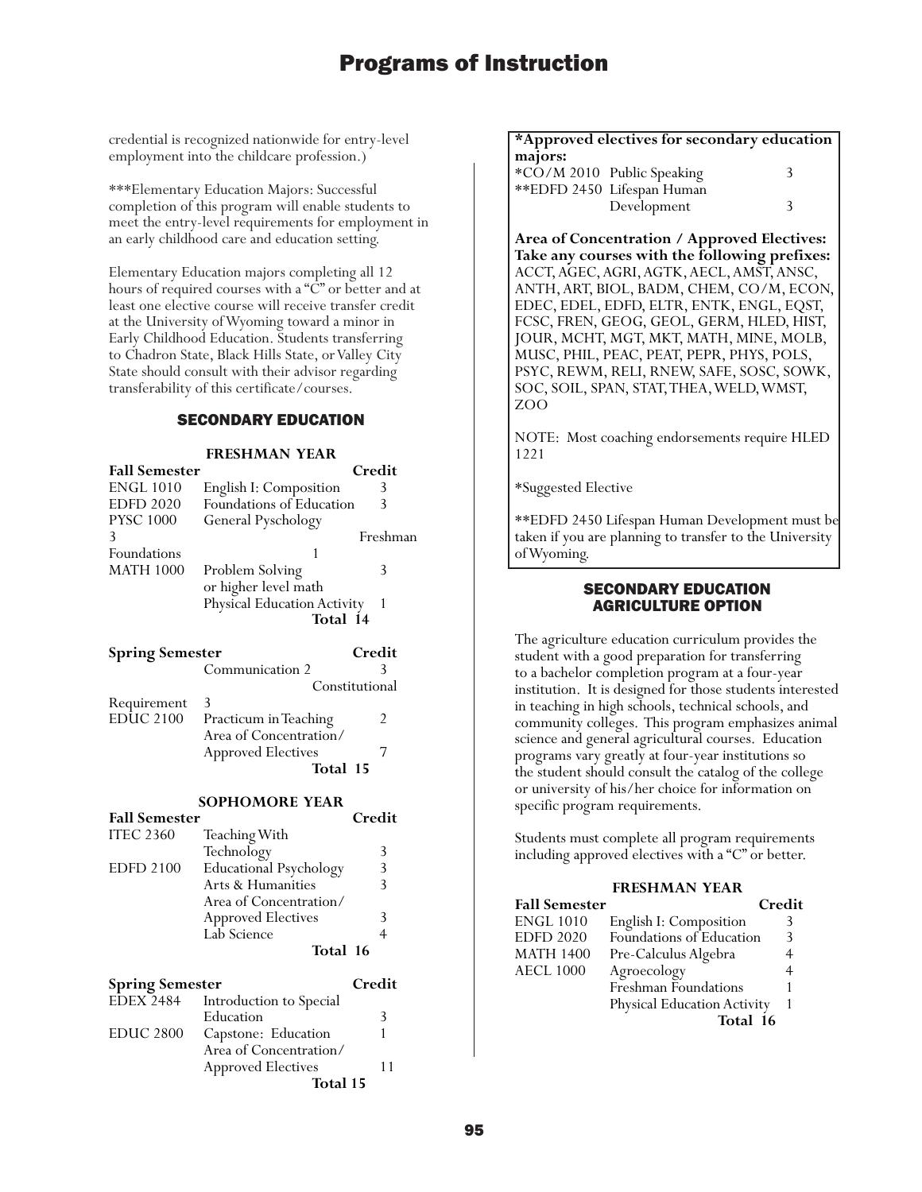credential is recognized nationwide for entry-level employment into the childcare profession.)

***Elementary Education Majors: Successful completion of this program will enable students to meet the entry-level requirements for employment in an early childhood care and education setting.

Elementary Education majors completing all 12 hours of required courses with a "C" or better and at least one elective course will receive transfer credit at the University of Wyoming toward a minor in Early Childhood Education. Students transferring to Chadron State, Black Hills State, or Valley City State should consult with their advisor regarding transferability of this certificate/courses.

## SECONDARY EDUCATION

### FRESHMAN YEAR

| Fall Semester | | Credit |
|---|---|---|
| ENGL 1010 | English I: Composition | 3 |
| EDFD 2020 | Foundations of Education | 3 |
| PYSC 1000 | General Pyschology | 3 |
| | Freshman Foundations | 1 |
| MATH 1000 | Problem Solving or higher level math | 3 |
| | Physical Education Activity | 1 |
| | Total | 14 |

| Spring Semester | | Credit |
|---|---|---|
| | Communication 2 | 3 |
| | Constitutional Requirement | 3 |
| EDUC 2100 | Practicum in Teaching | 2 |
| | Area of Concentration/ Approved Electives | 7 |
| | Total | 15 |

### SOPHOMORE YEAR

| Fall Semester | | Credit |
|---|---|---|
| ITEC 2360 | Teaching With Technology | 3 |
| EDFD 2100 | Educational Psychology | 3 |
| | Arts & Humanities | 3 |
| | Area of Concentration/ Approved Electives | 3 |
| | Lab Science | 4 |
| | Total | 16 |

| Spring Semester | | Credit |
|---|---|---|
| EDEX 2484 | Introduction to Special Education | 3 |
| EDUC 2800 | Capstone: Education | 1 |
| | Area of Concentration/ Approved Electives | 11 |
| | Total | 15 |

**\*Approved electives for secondary education majors:**

| | | |
|---|---|---|
| *CO/M 2010 | Public Speaking | 3 |
| **EDFD 2450 | Lifespan Human Development | 3 |

**Area of Concentration / Approved Electives: Take any courses with the following prefixes:** ACCT, AGEC, AGRI, AGTK, AECL, AMST, ANSC, ANTH, ART, BIOL, BADM, CHEM, CO/M, ECON, EDEC, EDEL, EDFD, ELTR, ENTK, ENGL, EQST, FCSC, FREN, GEOG, GEOL, GERM, HLED, HIST, JOUR, MCHT, MGT, MKT, MATH, MINE, MOLB, MUSC, PHIL, PEAC, PEAT, PEPR, PHYS, POLS, PSYC, REWM, RELI, RNEW, SAFE, SOSC, SOWK, SOC, SOIL, SPAN, STAT, THEA, WELD, WMST, ZOO

NOTE: Most coaching endorsements require HLED 1221

*Suggested Elective

**EDFD 2450 Lifespan Human Development must be taken if you are planning to transfer to the University of Wyoming.

## SECONDARY EDUCATION AGRICULTURE OPTION

The agriculture education curriculum provides the student with a good preparation for transferring to a bachelor completion program at a four-year institution. It is designed for those students interested in teaching in high schools, technical schools, and community colleges. This program emphasizes animal science and general agricultural courses. Education programs vary greatly at four-year institutions so the student should consult the catalog of the college or university of his/her choice for information on specific program requirements.

Students must complete all program requirements including approved electives with a "C" or better.

### FRESHMAN YEAR

| Fall Semester | | Credit |
|---|---|---|
| ENGL 1010 | English I: Composition | 3 |
| EDFD 2020 | Foundations of Education | 3 |
| MATH 1400 | Pre-Calculus Algebra | 4 |
| AECL 1000 | Agroecology | 4 |
| | Freshman Foundations | 1 |
| | Physical Education Activity | 1 |
| | Total | 16 |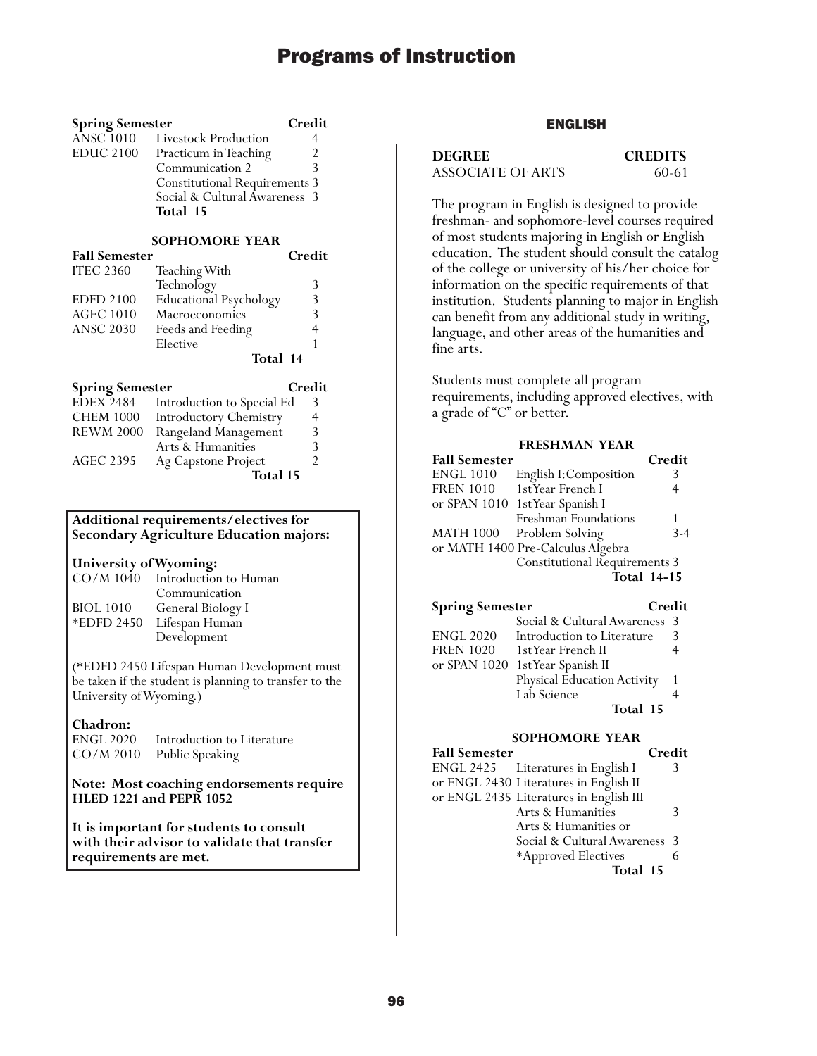| Spring Semester | | Credit |
|---|---|---|
| ANSC 1010 | Livestock Production | 4 |
| EDUC 2100 | Practicum in Teaching | 2 |
| | Communication 2 | 3 |
| | Constitutional Requirements | 3 |
| | Social & Cultural Awareness | 3 |
| | **Total** | **15** |

**SOPHOMORE YEAR**

| Fall Semester | | Credit |
|---|---|---|
| ITEC 2360 | Teaching With Technology | 3 |
| EDFD 2100 | Educational Psychology | 3 |
| AGEC 1010 | Macroeconomics | 3 |
| ANSC 2030 | Feeds and Feeding | 4 |
| | Elective | 1 |
| | **Total** | **14** |

| Spring Semester | | Credit |
|---|---|---|
| EDEX 2484 | Introduction to Special Ed | 3 |
| CHEM 1000 | Introductory Chemistry | 4 |
| REWM 2000 | Rangeland Management | 3 |
| | Arts & Humanities | 3 |
| AGEC 2395 | Ag Capstone Project | 2 |
| | **Total** | **15** |

**Additional requirements/electives for Secondary Agriculture Education majors:**

**University of Wyoming:**

| | |
|---|---|
| CO/M 1040 | Introduction to Human Communication |
| BIOL 1010 | General Biology I |
| *EDFD 2450 | Lifespan Human Development |

(*EDFD 2450 Lifespan Human Development must be taken if the student is planning to transfer to the University of Wyoming.)

**Chadron:**

| | |
|---|---|
| ENGL 2020 | Introduction to Literature |
| CO/M 2010 | Public Speaking |

**Note: Most coaching endorsements require HLED 1221 and PEPR 1052**

**It is important for students to consult with their advisor to validate that transfer requirements are met.**

## ENGLISH

| DEGREE | CREDITS |
|---|---|
| ASSOCIATE OF ARTS | 60-61 |

The program in English is designed to provide freshman- and sophomore-level courses required of most students majoring in English or English education. The student should consult the catalog of the college or university of his/her choice for information on the specific requirements of that institution. Students planning to major in English can benefit from any additional study in writing, language, and other areas of the humanities and fine arts.

Students must complete all program requirements, including approved electives, with a grade of "C" or better.

**FRESHMAN YEAR**

| Fall Semester | | Credit |
|---|---|---|
| ENGL 1010 | English I: Composition | 3 |
| FREN 1010 | 1st Year French I | 4 |
| or SPAN 1010 | 1st Year Spanish I | |
| | Freshman Foundations | 1 |
| MATH 1000 | Problem Solving | 3-4 |
| or MATH 1400 | Pre-Calculus Algebra | |
| | Constitutional Requirements | 3 |
| | **Total** | **14-15** |

| Spring Semester | | Credit |
|---|---|---|
| | Social & Cultural Awareness | 3 |
| ENGL 2020 | Introduction to Literature | 3 |
| FREN 1020 | 1st Year French II | 4 |
| or SPAN 1020 | 1st Year Spanish II | |
| | Physical Education Activity | 1 |
| | Lab Science | 4 |
| | **Total** | **15** |

**SOPHOMORE YEAR**

| Fall Semester | | Credit |
|---|---|---|
| ENGL 2425 | Literatures in English I | 3 |
| or ENGL 2430 | Literatures in English II | |
| or ENGL 2435 | Literatures in English III | |
| | Arts & Humanities | 3 |
| | Arts & Humanities or Social & Cultural Awareness | 3 |
| | *Approved Electives | 6 |
| | **Total** | **15** |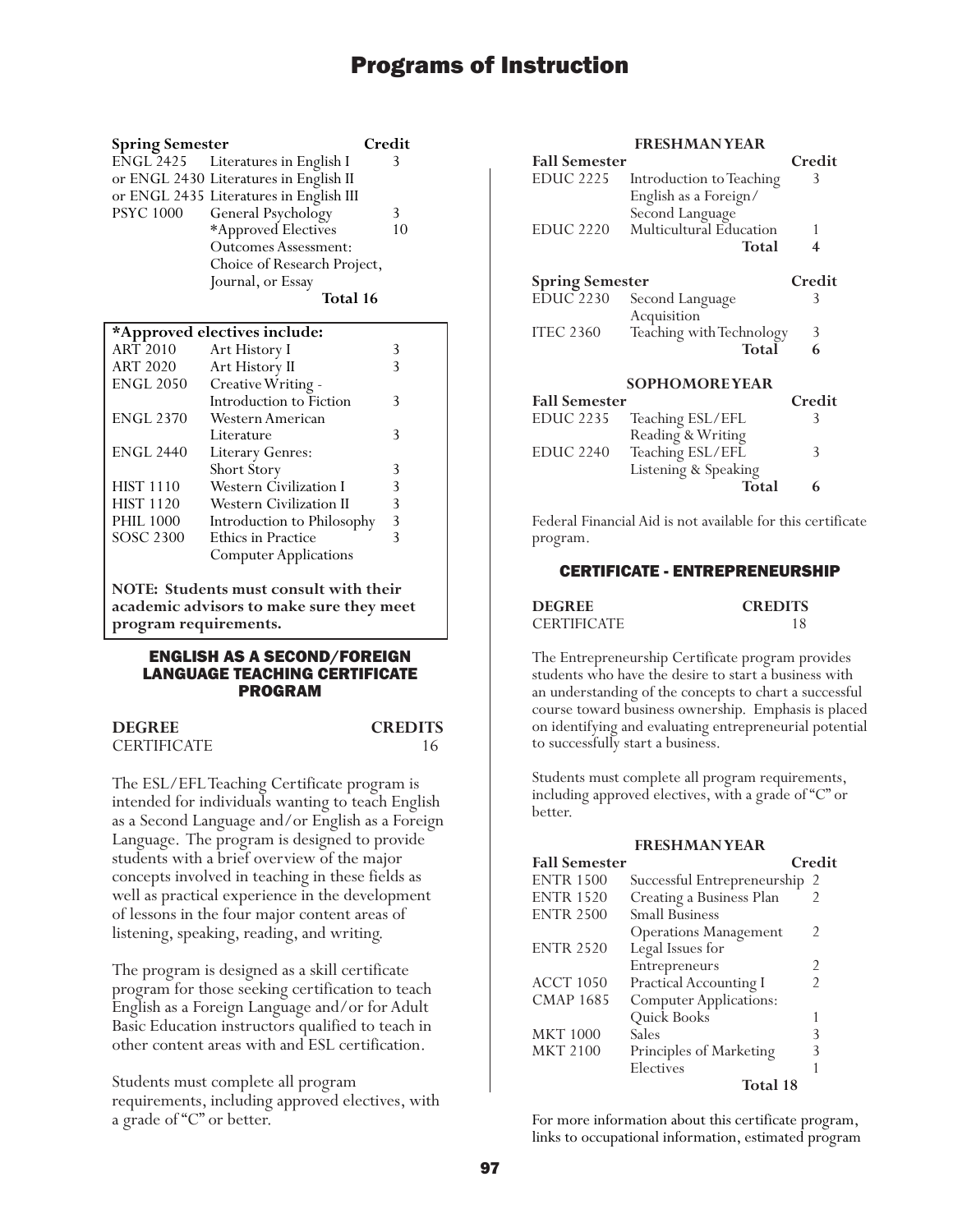| Spring Semester | | Credit |
|---|---|---|
| ENGL 2425 | Literatures in English I | 3 |
| or ENGL 2430 | Literatures in English II | |
| or ENGL 2435 | Literatures in English III | |
| PSYC 1000 | General Psychology | 3 |
| | *Approved Electives | 10 |
| | Outcomes Assessment: Choice of Research Project, Journal, or Essay | |
| | **Total 16** | |

| *Approved electives include: | | |
|---|---|---|
| ART 2010 | Art History I | 3 |
| ART 2020 | Art History II | 3 |
| ENGL 2050 | Creative Writing - Introduction to Fiction | 3 |
| ENGL 2370 | Western American Literature | 3 |
| ENGL 2440 | Literary Genres: Short Story | 3 |
| HIST 1110 | Western Civilization I | 3 |
| HIST 1120 | Western Civilization II | 3 |
| PHIL 1000 | Introduction to Philosophy | 3 |
| SOSC 2300 | Ethics in Practice | 3 |
| | Computer Applications | |

**NOTE: Students must consult with their academic advisors to make sure they meet program requirements.**

## ENGLISH AS A SECOND/FOREIGN LANGUAGE TEACHING CERTIFICATE PROGRAM

| DEGREE | CREDITS |
|---|---|
| CERTIFICATE | 16 |

The ESL/EFL Teaching Certificate program is intended for individuals wanting to teach English as a Second Language and/or English as a Foreign Language. The program is designed to provide students with a brief overview of the major concepts involved in teaching in these fields as well as practical experience in the development of lessons in the four major content areas of listening, speaking, reading, and writing.

The program is designed as a skill certificate program for those seeking certification to teach English as a Foreign Language and/or for Adult Basic Education instructors qualified to teach in other content areas with and ESL certification.

Students must complete all program requirements, including approved electives, with a grade of "C" or better.

### FRESHMAN YEAR

| Fall Semester | | Credit |
|---|---|---|
| EDUC 2225 | Introduction to Teaching English as a Foreign/ Second Language | 3 |
| EDUC 2220 | Multicultural Education | 1 |
| | **Total** | **4** |

| Spring Semester | | Credit |
|---|---|---|
| EDUC 2230 | Second Language Acquisition | 3 |
| ITEC 2360 | Teaching with Technology | 3 |
| | **Total** | **6** |

### SOPHOMORE YEAR

| Fall Semester | | Credit |
|---|---|---|
| EDUC 2235 | Teaching ESL/EFL Reading & Writing | 3 |
| EDUC 2240 | Teaching ESL/EFL Listening & Speaking | 3 |
| | **Total** | **6** |

Federal Financial Aid is not available for this certificate program.

## CERTIFICATE - ENTREPRENEURSHIP

| DEGREE | CREDITS |
|---|---|
| CERTIFICATE | 18 |

The Entrepreneurship Certificate program provides students who have the desire to start a business with an understanding of the concepts to chart a successful course toward business ownership. Emphasis is placed on identifying and evaluating entrepreneurial potential to successfully start a business.

Students must complete all program requirements, including approved electives, with a grade of "C" or better.

### FRESHMAN YEAR

| Fall Semester | | Credit |
|---|---|---|
| ENTR 1500 | Successful Entrepreneurship | 2 |
| ENTR 1520 | Creating a Business Plan | 2 |
| ENTR 2500 | Small Business Operations Management | 2 |
| ENTR 2520 | Legal Issues for Entrepreneurs | 2 |
| ACCT 1050 | Practical Accounting I | 2 |
| CMAP 1685 | Computer Applications: Quick Books | 1 |
| MKT 1000 | Sales | 3 |
| MKT 2100 | Principles of Marketing | 3 |
| | Electives | 1 |
| | **Total 18** | |

For more information about this certificate program, links to occupational information, estimated program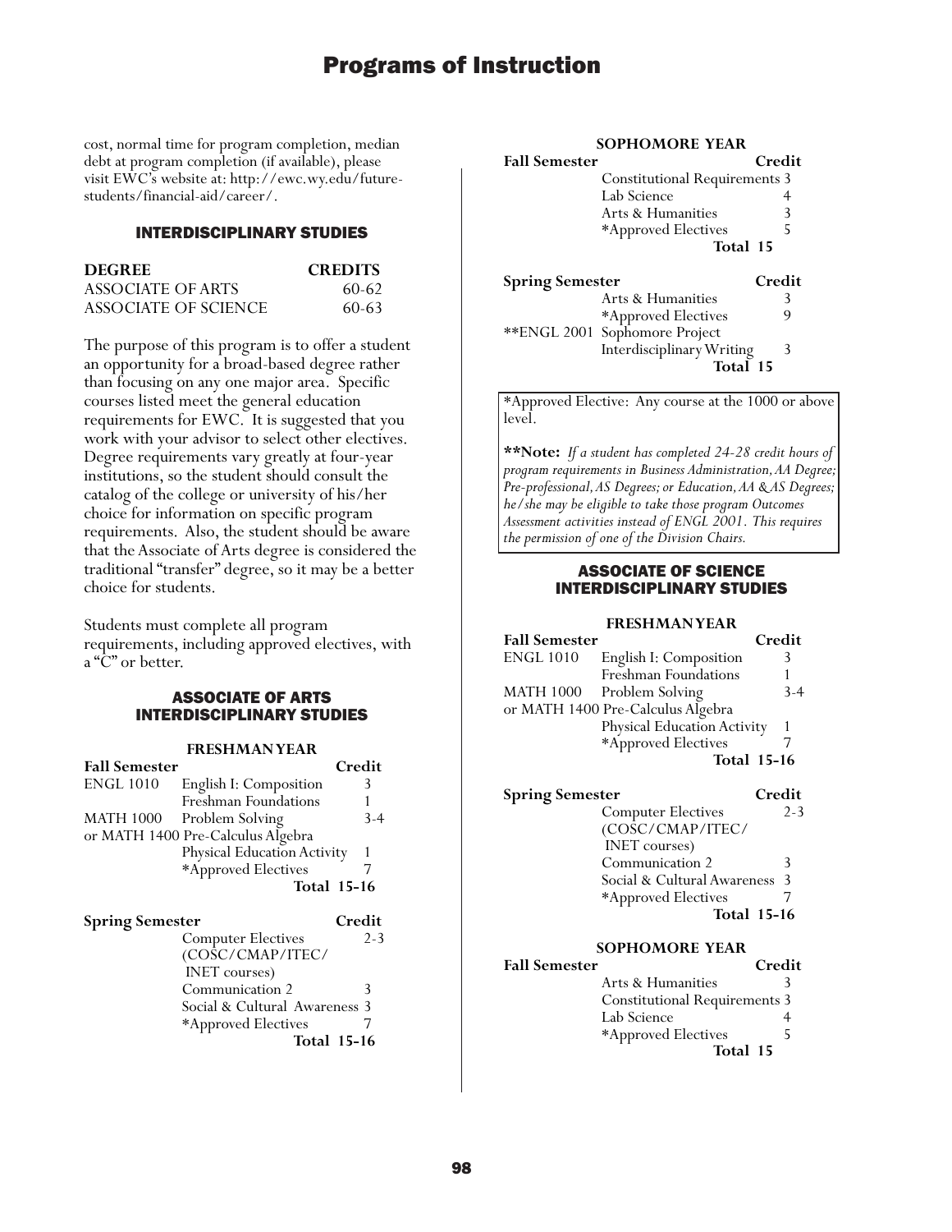cost, normal time for program completion, median debt at program completion (if available), please visit EWC's website at: http://ewc.wy.edu/future-students/financial-aid/career/.

## INTERDISCIPLINARY STUDIES

| DEGREE | CREDITS |
|---|---|
| ASSOCIATE OF ARTS | 60-62 |
| ASSOCIATE OF SCIENCE | 60-63 |

The purpose of this program is to offer a student an opportunity for a broad-based degree rather than focusing on any one major area. Specific courses listed meet the general education requirements for EWC. It is suggested that you work with your advisor to select other electives. Degree requirements vary greatly at four-year institutions, so the student should consult the catalog of the college or university of his/her choice for information on specific program requirements. Also, the student should be aware that the Associate of Arts degree is considered the traditional "transfer" degree, so it may be a better choice for students.

Students must complete all program requirements, including approved electives, with a "C" or better.

## ASSOCIATE OF ARTS INTERDISCIPLINARY STUDIES

### FRESHMAN YEAR

| Fall Semester | | Credit |
|---|---|---|
| ENGL 1010 | English I: Composition | 3 |
| | Freshman Foundations | 1 |
| MATH 1000 | Problem Solving | 3-4 |
| or MATH 1400 | Pre-Calculus Algebra | |
| | Physical Education Activity | 1 |
| | *Approved Electives | 7 |
| | **Total** | **15-16** |

| Spring Semester | | Credit |
|---|---|---|
| | Computer Electives (COSC/CMAP/ITEC/ INET courses) | 2-3 |
| | Communication 2 | 3 |
| | Social & Cultural Awareness | 3 |
| | *Approved Electives | 7 |
| | **Total** | **15-16** |

### SOPHOMORE YEAR

| Fall Semester | | Credit |
|---|---|---|
| | Constitutional Requirements | 3 |
| | Lab Science | 4 |
| | Arts & Humanities | 3 |
| | *Approved Electives | 5 |
| | **Total** | **15** |

| Spring Semester | | Credit |
|---|---|---|
| | Arts & Humanities | 3 |
| | *Approved Electives | 9 |
| **ENGL 2001 | Sophomore Project Interdisciplinary Writing | 3 |
| | **Total** | **15** |

*Approved Elective: Any course at the 1000 or above level.

****Note:** *If a student has completed 24-28 credit hours of program requirements in Business Administration, AA Degree; Pre-professional, AS Degrees; or Education, AA & AS Degrees; he/she may be eligible to take those program Outcomes Assessment activities instead of ENGL 2001. This requires the permission of one of the Division Chairs.*

## ASSOCIATE OF SCIENCE INTERDISCIPLINARY STUDIES

### FRESHMAN YEAR

| Fall Semester | | Credit |
|---|---|---|
| ENGL 1010 | English I: Composition | 3 |
| | Freshman Foundations | 1 |
| MATH 1000 | Problem Solving | 3-4 |
| or MATH 1400 | Pre-Calculus Algebra | |
| | Physical Education Activity | 1 |
| | *Approved Electives | 7 |
| | **Total** | **15-16** |

| Spring Semester | | Credit |
|---|---|---|
| | Computer Electives (COSC/CMAP/ITEC/ INET courses) | 2-3 |
| | Communication 2 | 3 |
| | Social & Cultural Awareness | 3 |
| | *Approved Electives | 7 |
| | **Total** | **15-16** |

### SOPHOMORE YEAR

| Fall Semester | | Credit |
|---|---|---|
| | Arts & Humanities | 3 |
| | Constitutional Requirements | 3 |
| | Lab Science | 4 |
| | *Approved Electives | 5 |
| | **Total** | **15** |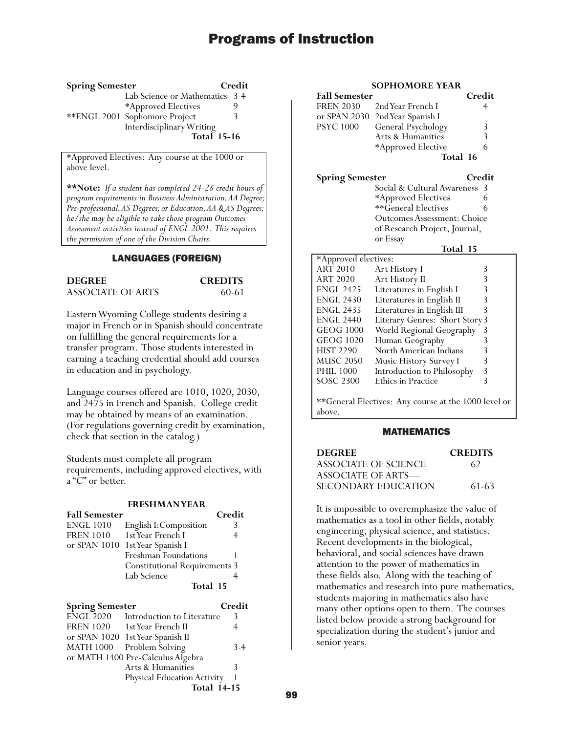**Spring Semester**

| | | Credit |
|---|---|---|
| | Lab Science or Mathematics | 3-4 |
| | *Approved Electives | 9 |
| **ENGL 2001 | Sophomore Project | 3 |
| | Interdisciplinary Writing | |
| | **Total** | **15-16** |

*Approved Electives: Any course at the 1000 or above level.

**\*\*Note:** *If a student has completed 24-28 credit hours of program requirements in Business Administration, AA Degree; Pre-professional, AS Degrees; or Education, AA & AS Degrees; he/she may be eligible to take those program Outcomes Assessment activities instead of ENGL 2001. This requires the permission of one of the Division Chairs.*

## LANGUAGES (FOREIGN)

| DEGREE | CREDITS |
|---|---|
| ASSOCIATE OF ARTS | 60-61 |

Eastern Wyoming College students desiring a major in French or in Spanish should concentrate on fulfilling the general requirements for a transfer program. Those students interested in earning a teaching credential should add courses in education and in psychology.

Language courses offered are 1010, 1020, 2030, and 2475 in French and Spanish. College credit may be obtained by means of an examination. (For regulations governing credit by examination, check that section in the catalog.)

Students must complete all program requirements, including approved electives, with a "C" or better.

### FRESHMAN YEAR

**Fall Semester**

| | | Credit |
|---|---|---|
| ENGL 1010 | English I: Composition | 3 |
| FREN 1010 | 1st Year French I | 4 |
| or SPAN 1010 | 1st Year Spanish I | |
| | Freshman Foundations | 1 |
| | Constitutional Requirements | 3 |
| | Lab Science | 4 |
| | **Total** | **15** |

**Spring Semester**

| | | Credit |
|---|---|---|
| ENGL 2020 | Introduction to Literature | 3 |
| FREN 1020 | 1st Year French II | 4 |
| or SPAN 1020 | 1st Year Spanish II | |
| MATH 1000 | Problem Solving | 3-4 |
| or MATH 1400 | Pre-Calculus Algebra | |
| | Arts & Humanities | 3 |
| | Physical Education Activity | 1 |
| | **Total** | **14-15** |

### SOPHOMORE YEAR

**Fall Semester**

| | | Credit |
|---|---|---|
| FREN 2030 | 2nd Year French I | 4 |
| or SPAN 2030 | 2nd Year Spanish I | |
| PSYC 1000 | General Psychology | 3 |
| | Arts & Humanities | 3 |
| | *Approved Elective | 6 |
| | **Total** | **16** |

**Spring Semester**

| | | Credit |
|---|---|---|
| | Social & Cultural Awareness | 3 |
| | *Approved Electives | 6 |
| | **General Electives | 6 |
| | Outcomes Assessment: Choice of Research Project, Journal, or Essay | |
| | **Total** | **15** |

*Approved electives:

| | | |
|---|---|---|
| ART 2010 | Art History I | 3 |
| ART 2020 | Art History II | 3 |
| ENGL 2425 | Literatures in English I | 3 |
| ENGL 2430 | Literatures in English II | 3 |
| ENGL 2435 | Literatures in English III | 3 |
| ENGL 2440 | Literary Genres: Short Story | 3 |
| GEOG 1000 | World Regional Geography | 3 |
| GEOG 1020 | Human Geography | 3 |
| HIST 2290 | North American Indians | 3 |
| MUSC 2050 | Music History Survey I | 3 |
| PHIL 1000 | Introduction to Philosophy | 3 |
| SOSC 2300 | Ethics in Practice | 3 |

**General Electives: Any course at the 1000 level or above.

## MATHEMATICS

| DEGREE | CREDITS |
|---|---|
| ASSOCIATE OF SCIENCE | 62 |
| ASSOCIATE OF ARTS—SECONDARY EDUCATION | 61-63 |

It is impossible to overemphasize the value of mathematics as a tool in other fields, notably engineering, physical science, and statistics. Recent developments in the biological, behavioral, and social sciences have drawn attention to the power of mathematics in these fields also. Along with the teaching of mathematics and research into pure mathematics, students majoring in mathematics also have many other options open to them. The courses listed below provide a strong background for specialization during the student's junior and senior years.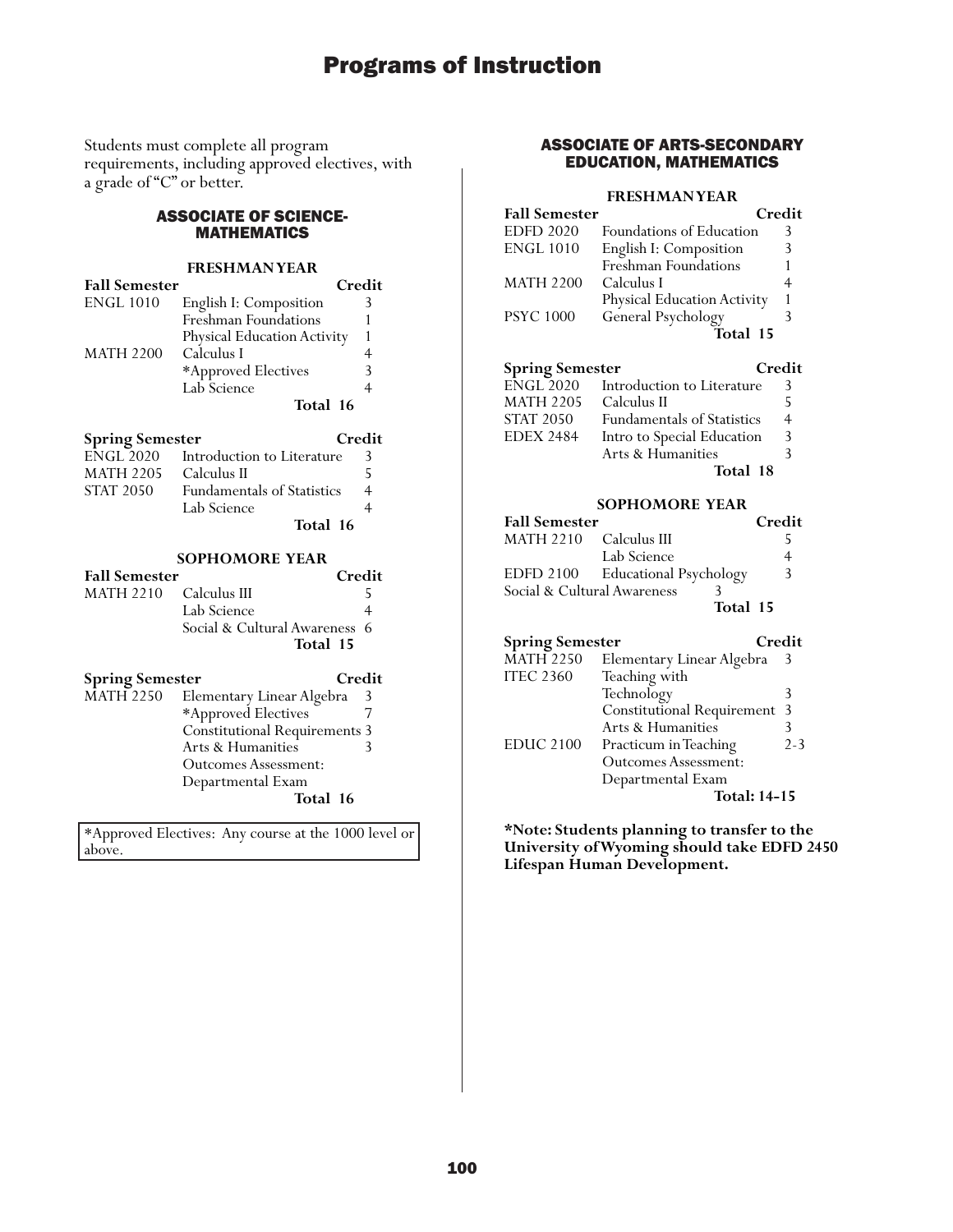Students must complete all program requirements, including approved electives, with a grade of "C" or better.

## ASSOCIATE OF SCIENCE-MATHEMATICS

### FRESHMAN YEAR

| Fall Semester | | Credit |
|---|---|---|
| ENGL 1010 | English I: Composition | 3 |
| | Freshman Foundations | 1 |
| | Physical Education Activity | 1 |
| MATH 2200 | Calculus I | 4 |
| | *Approved Electives | 3 |
| | Lab Science | 4 |
| | **Total** | **16** |

| Spring Semester | | Credit |
|---|---|---|
| ENGL 2020 | Introduction to Literature | 3 |
| MATH 2205 | Calculus II | 5 |
| STAT 2050 | Fundamentals of Statistics | 4 |
| | Lab Science | 4 |
| | **Total** | **16** |

### SOPHOMORE YEAR

| Fall Semester | | Credit |
|---|---|---|
| MATH 2210 | Calculus III | 5 |
| | Lab Science | 4 |
| | Social & Cultural Awareness | 6 |
| | **Total** | **15** |

| Spring Semester | | Credit |
|---|---|---|
| MATH 2250 | Elementary Linear Algebra | 3 |
| | *Approved Electives | 7 |
| | Constitutional Requirements | 3 |
| | Arts & Humanities | 3 |
| | Outcomes Assessment: Departmental Exam | |
| | **Total** | **16** |

*Approved Electives: Any course at the 1000 level or above.

## ASSOCIATE OF ARTS-SECONDARY EDUCATION, MATHEMATICS

### FRESHMAN YEAR

| Fall Semester | | Credit |
|---|---|---|
| EDFD 2020 | Foundations of Education | 3 |
| ENGL 1010 | English I: Composition | 3 |
| | Freshman Foundations | 1 |
| MATH 2200 | Calculus I | 4 |
| | Physical Education Activity | 1 |
| PSYC 1000 | General Psychology | 3 |
| | **Total** | **15** |

| Spring Semester | | Credit |
|---|---|---|
| ENGL 2020 | Introduction to Literature | 3 |
| MATH 2205 | Calculus II | 5 |
| STAT 2050 | Fundamentals of Statistics | 4 |
| EDEX 2484 | Intro to Special Education | 3 |
| | Arts & Humanities | 3 |
| | **Total** | **18** |

### SOPHOMORE YEAR

| Fall Semester | | Credit |
|---|---|---|
| MATH 2210 | Calculus III | 5 |
| | Lab Science | 4 |
| EDFD 2100 | Educational Psychology | 3 |
| Social & Cultural Awareness | | 3 |
| | **Total** | **15** |

| Spring Semester | | Credit |
|---|---|---|
| MATH 2250 | Elementary Linear Algebra | 3 |
| ITEC 2360 | Teaching with Technology | 3 |
| | Constitutional Requirement | 3 |
| | Arts & Humanities | 3 |
| EDUC 2100 | Practicum in Teaching | 2-3 |
| | Outcomes Assessment: Departmental Exam | |
| | **Total:** | **14-15** |

**\*Note: Students planning to transfer to the University of Wyoming should take EDFD 2450 Lifespan Human Development.**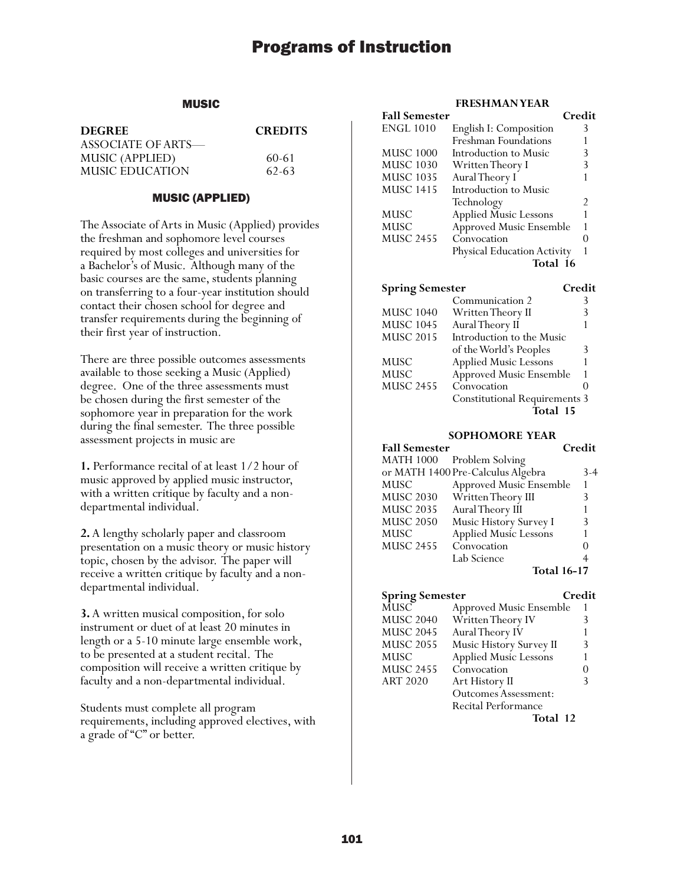## MUSIC

| DEGREE | CREDITS |
|---|---|
| ASSOCIATE OF ARTS— | |
| MUSIC (APPLIED) | 60-61 |
| MUSIC EDUCATION | 62-63 |

### MUSIC (APPLIED)

The Associate of Arts in Music (Applied) provides the freshman and sophomore level courses required by most colleges and universities for a Bachelor's of Music. Although many of the basic courses are the same, students planning on transferring to a four-year institution should contact their chosen school for degree and transfer requirements during the beginning of their first year of instruction.

There are three possible outcomes assessments available to those seeking a Music (Applied) degree. One of the three assessments must be chosen during the first semester of the sophomore year in preparation for the work during the final semester. The three possible assessment projects in music are

**1.** Performance recital of at least 1/2 hour of music approved by applied music instructor, with a written critique by faculty and a non-departmental individual.

**2.** A lengthy scholarly paper and classroom presentation on a music theory or music history topic, chosen by the advisor. The paper will receive a written critique by faculty and a non-departmental individual.

**3.** A written musical composition, for solo instrument or duet of at least 20 minutes in length or a 5-10 minute large ensemble work, to be presented at a student recital. The composition will receive a written critique by faculty and a non-departmental individual.

Students must complete all program requirements, including approved electives, with a grade of "C" or better.

#### FRESHMAN YEAR

| Fall Semester | | Credit |
|---|---|---|
| ENGL 1010 | English I: Composition | 3 |
| | Freshman Foundations | 1 |
| MUSC 1000 | Introduction to Music | 3 |
| MUSC 1030 | Written Theory I | 3 |
| MUSC 1035 | Aural Theory I | 1 |
| MUSC 1415 | Introduction to Music Technology | 2 |
| MUSC | Applied Music Lessons | 1 |
| MUSC | Approved Music Ensemble | 1 |
| MUSC 2455 | Convocation | 0 |
| | Physical Education Activity | 1 |
| | **Total** | **16** |

| Spring Semester | | Credit |
|---|---|---|
| | Communication 2 | 3 |
| MUSC 1040 | Written Theory II | 3 |
| MUSC 1045 | Aural Theory II | 1 |
| MUSC 2015 | Introduction to the Music of the World's Peoples | 3 |
| MUSC | Applied Music Lessons | 1 |
| MUSC | Approved Music Ensemble | 1 |
| MUSC 2455 | Convocation | 0 |
| | Constitutional Requirements | 3 |
| | **Total** | **15** |

#### SOPHOMORE YEAR

| Fall Semester | | Credit |
|---|---|---|
| MATH 1000 or MATH 1400 | Problem Solving or Pre-Calculus Algebra | 3-4 |
| MUSC | Approved Music Ensemble | 1 |
| MUSC 2030 | Written Theory III | 3 |
| MUSC 2035 | Aural Theory III | 1 |
| MUSC 2050 | Music History Survey I | 3 |
| MUSC | Applied Music Lessons | 1 |
| MUSC 2455 | Convocation | 0 |
| | Lab Science | 4 |
| | **Total** | **16-17** |

| Spring Semester | | Credit |
|---|---|---|
| MUSC | Approved Music Ensemble | 1 |
| MUSC 2040 | Written Theory IV | 3 |
| MUSC 2045 | Aural Theory IV | 1 |
| MUSC 2055 | Music History Survey II | 3 |
| MUSC | Applied Music Lessons | 1 |
| MUSC 2455 | Convocation | 0 |
| ART 2020 | Art History II | 3 |
| | Outcomes Assessment: Recital Performance | |
| | **Total** | **12** |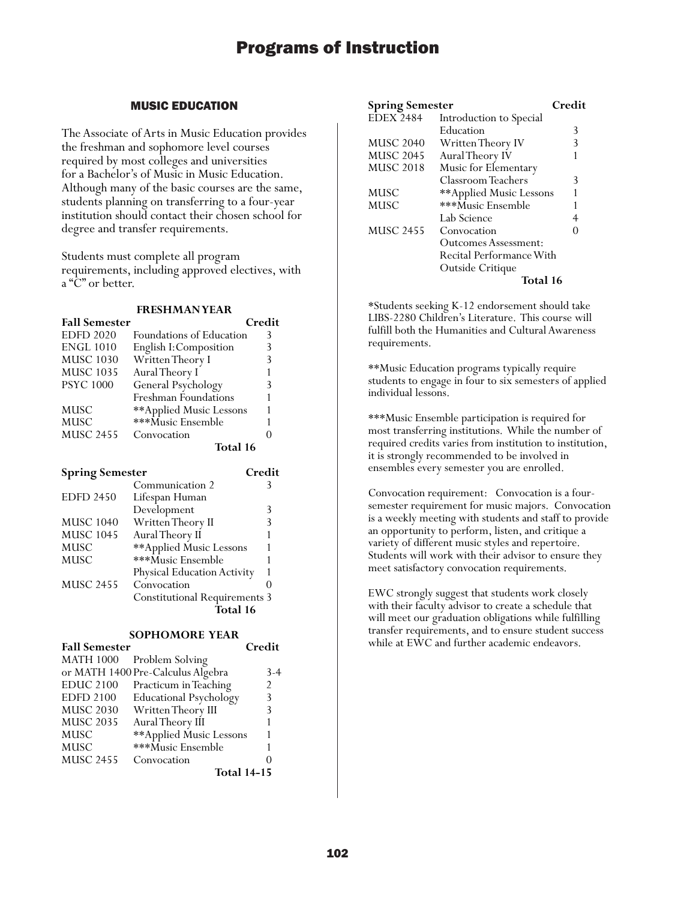## MUSIC EDUCATION

The Associate of Arts in Music Education provides the freshman and sophomore level courses required by most colleges and universities for a Bachelor's of Music in Music Education. Although many of the basic courses are the same, students planning on transferring to a four-year institution should contact their chosen school for degree and transfer requirements.

Students must complete all program requirements, including approved electives, with a "C" or better.

### FRESHMAN YEAR

| Fall Semester | | Credit |
|---|---|---|
| EDFD 2020 | Foundations of Education | 3 |
| ENGL 1010 | English I: Composition | 3 |
| MUSC 1030 | Written Theory I | 3 |
| MUSC 1035 | Aural Theory I | 1 |
| PSYC 1000 | General Psychology | 3 |
| | Freshman Foundations | 1 |
| MUSC | **Applied Music Lessons | 1 |
| MUSC | ***Music Ensemble | 1 |
| MUSC 2455 | Convocation | 0 |
| | **Total 16** | |

| Spring Semester | | Credit |
|---|---|---|
| | Communication 2 | 3 |
| EDFD 2450 | Lifespan Human Development | 3 |
| MUSC 1040 | Written Theory II | 3 |
| MUSC 1045 | Aural Theory II | 1 |
| MUSC | **Applied Music Lessons | 1 |
| MUSC | ***Music Ensemble | 1 |
| | Physical Education Activity | 1 |
| MUSC 2455 | Convocation | 0 |
| | Constitutional Requirements | 3 |
| | **Total 16** | |

### SOPHOMORE YEAR

| Fall Semester | | Credit |
|---|---|---|
| MATH 1000 | Problem Solving | |
| or MATH 1400 | Pre-Calculus Algebra | 3-4 |
| EDUC 2100 | Practicum in Teaching | 2 |
| EDFD 2100 | Educational Psychology | 3 |
| MUSC 2030 | Written Theory III | 3 |
| MUSC 2035 | Aural Theory III | 1 |
| MUSC | **Applied Music Lessons | 1 |
| MUSC | ***Music Ensemble | 1 |
| MUSC 2455 | Convocation | 0 |
| | **Total 14-15** | |

| Spring Semester | | Credit |
|---|---|---|
| EDEX 2484 | Introduction to Special Education | 3 |
| MUSC 2040 | Written Theory IV | 3 |
| MUSC 2045 | Aural Theory IV | 1 |
| MUSC 2018 | Music for Elementary Classroom Teachers | 3 |
| MUSC | **Applied Music Lessons | 1 |
| MUSC | ***Music Ensemble | 1 |
| | Lab Science | 4 |
| MUSC 2455 | Convocation | 0 |
| | Outcomes Assessment: Recital Performance With Outside Critique | |
| | **Total 16** | |

*Students seeking K-12 endorsement should take LIBS-2280 Children's Literature. This course will fulfill both the Humanities and Cultural Awareness requirements.

**Music Education programs typically require students to engage in four to six semesters of applied individual lessons.

***Music Ensemble participation is required for most transferring institutions. While the number of required credits varies from institution to institution, it is strongly recommended to be involved in ensembles every semester you are enrolled.

Convocation requirement: Convocation is a four-semester requirement for music majors. Convocation is a weekly meeting with students and staff to provide an opportunity to perform, listen, and critique a variety of different music styles and repertoire. Students will work with their advisor to ensure they meet satisfactory convocation requirements.

EWC strongly suggest that students work closely with their faculty advisor to create a schedule that will meet our graduation obligations while fulfilling transfer requirements, and to ensure student success while at EWC and further academic endeavors.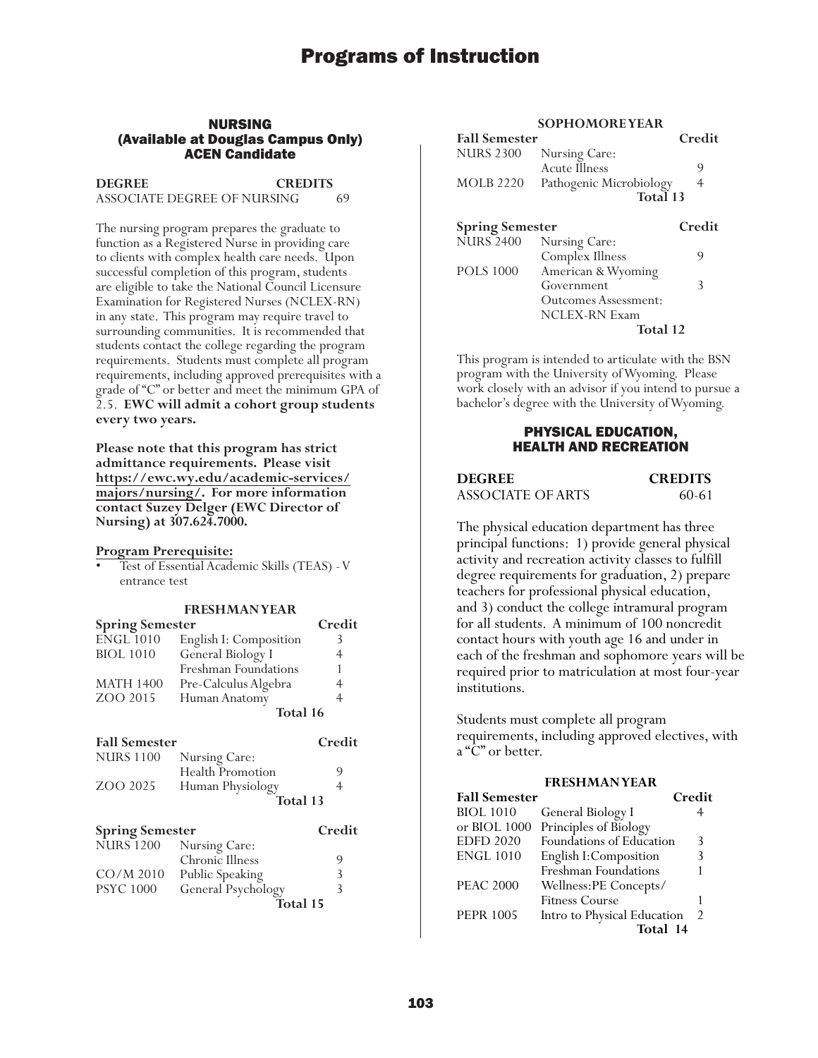## NURSING
## (Available at Douglas Campus Only)
## ACEN Candidate

| DEGREE | CREDITS |
|---|---|
| ASSOCIATE DEGREE OF NURSING | 69 |

The nursing program prepares the graduate to function as a Registered Nurse in providing care to clients with complex health care needs. Upon successful completion of this program, students are eligible to take the National Council Licensure Examination for Registered Nurses (NCLEX-RN) in any state. This program may require travel to surrounding communities. It is recommended that students contact the college regarding the program requirements. Students must complete all program requirements, including approved prerequisites with a grade of "C" or better and meet the minimum GPA of 2.5. **EWC will admit a cohort group students every two years.**

**Please note that this program has strict admittance requirements. Please visit https://ewc.wy.edu/academic-services/majors/nursing/. For more information contact Suzey Delger (EWC Director of Nursing) at 307.624.7000.**

**Program Prerequisite:**

- Test of Essential Academic Skills (TEAS) - V entrance test

### FRESHMAN YEAR

| Spring Semester | | Credit |
|---|---|---|
| ENGL 1010 | English I: Composition | 3 |
| BIOL 1010 | General Biology I | 4 |
| | Freshman Foundations | 1 |
| MATH 1400 | Pre-Calculus Algebra | 4 |
| ZOO 2015 | Human Anatomy | 4 |
| | **Total** | **16** |

| Fall Semester | | Credit |
|---|---|---|
| NURS 1100 | Nursing Care: Health Promotion | 9 |
| ZOO 2025 | Human Physiology | 4 |
| | **Total** | **13** |

| Spring Semester | | Credit |
|---|---|---|
| NURS 1200 | Nursing Care: Chronic Illness | 9 |
| CO/M 2010 | Public Speaking | 3 |
| PSYC 1000 | General Psychology | 3 |
| | **Total** | **15** |

### SOPHOMORE YEAR

| Fall Semester | | Credit |
|---|---|---|
| NURS 2300 | Nursing Care: Acute Illness | 9 |
| MOLB 2220 | Pathogenic Microbiology | 4 |
| | **Total** | **13** |

| Spring Semester | | Credit |
|---|---|---|
| NURS 2400 | Nursing Care: Complex Illness | 9 |
| POLS 1000 | American & Wyoming Government | 3 |
| | Outcomes Assessment: NCLEX-RN Exam | |
| | **Total** | **12** |

This program is intended to articulate with the BSN program with the University of Wyoming. Please work closely with an advisor if you intend to pursue a bachelor's degree with the University of Wyoming.

## PHYSICAL EDUCATION, HEALTH AND RECREATION

| DEGREE | CREDITS |
|---|---|
| ASSOCIATE OF ARTS | 60-61 |

The physical education department has three principal functions: 1) provide general physical activity and recreation activity classes to fulfill degree requirements for graduation, 2) prepare teachers for professional physical education, and 3) conduct the college intramural program for all students. A minimum of 100 noncredit contact hours with youth age 16 and under in each of the freshman and sophomore years will be required prior to matriculation at most four-year institutions.

Students must complete all program requirements, including approved electives, with a "C" or better.

### FRESHMAN YEAR

| Fall Semester | | Credit |
|---|---|---|
| BIOL 1010 | General Biology I | 4 |
| or BIOL 1000 | Principles of Biology | |
| EDFD 2020 | Foundations of Education | 3 |
| ENGL 1010 | English I:Composition | 3 |
| | Freshman Foundations | 1 |
| PEAC 2000 | Wellness:PE Concepts/ Fitness Course | 1 |
| PEPR 1005 | Intro to Physical Education | 2 |
| | **Total** | **14** |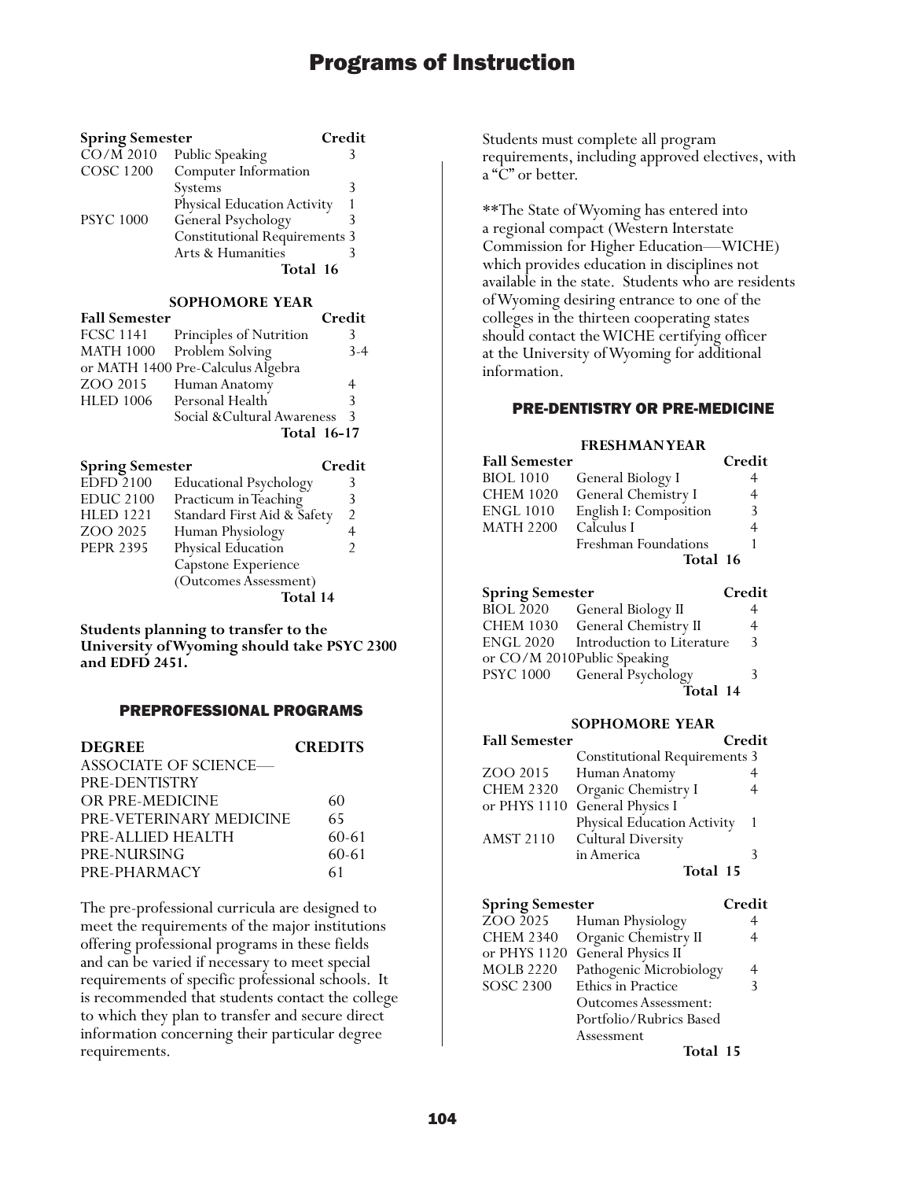| Spring Semester | | Credit |
|---|---|---|
| CO/M 2010 | Public Speaking | 3 |
| COSC 1200 | Computer Information Systems | 3 |
| | Physical Education Activity | 1 |
| PSYC 1000 | General Psychology | 3 |
| | Constitutional Requirements | 3 |
| | Arts & Humanities | 3 |
| | **Total** | **16** |

**SOPHOMORE YEAR**

| Fall Semester | | Credit |
|---|---|---|
| FCSC 1141 | Principles of Nutrition | 3 |
| MATH 1000 | Problem Solving | 3-4 |
| or MATH 1400 | Pre-Calculus Algebra | |
| ZOO 2015 | Human Anatomy | 4 |
| HLED 1006 | Personal Health | 3 |
| | Social & Cultural Awareness | 3 |
| | **Total** | **16-17** |

| Spring Semester | | Credit |
|---|---|---|
| EDFD 2100 | Educational Psychology | 3 |
| EDUC 2100 | Practicum in Teaching | 3 |
| HLED 1221 | Standard First Aid & Safety | 2 |
| ZOO 2025 | Human Physiology | 4 |
| PEPR 2395 | Physical Education Capstone Experience (Outcomes Assessment) | 2 |
| | **Total** | **14** |

**Students planning to transfer to the University of Wyoming should take PSYC 2300 and EDFD 2451.**

## PREPROFESSIONAL PROGRAMS

| DEGREE | CREDITS |
|---|---|
| ASSOCIATE OF SCIENCE— | |
| PRE-DENTISTRY | |
| OR PRE-MEDICINE | 60 |
| PRE-VETERINARY MEDICINE | 65 |
| PRE-ALLIED HEALTH | 60-61 |
| PRE-NURSING | 60-61 |
| PRE-PHARMACY | 61 |

The pre-professional curricula are designed to meet the requirements of the major institutions offering professional programs in these fields and can be varied if necessary to meet special requirements of specific professional schools. It is recommended that students contact the college to which they plan to transfer and secure direct information concerning their particular degree requirements.

Students must complete all program requirements, including approved electives, with a "C" or better.

**The State of Wyoming has entered into a regional compact (Western Interstate Commission for Higher Education—WICHE) which provides education in disciplines not available in the state. Students who are residents of Wyoming desiring entrance to one of the colleges in the thirteen cooperating states should contact the WICHE certifying officer at the University of Wyoming for additional information.

## PRE-DENTISTRY OR PRE-MEDICINE

**FRESHMAN YEAR**

| Fall Semester | | Credit |
|---|---|---|
| BIOL 1010 | General Biology I | 4 |
| CHEM 1020 | General Chemistry I | 4 |
| ENGL 1010 | English I: Composition | 3 |
| MATH 2200 | Calculus I | 4 |
| | Freshman Foundations | 1 |
| | **Total** | **16** |

| Spring Semester | | Credit |
|---|---|---|
| BIOL 2020 | General Biology II | 4 |
| CHEM 1030 | General Chemistry II | 4 |
| ENGL 2020 | Introduction to Literature | 3 |
| or CO/M 2010 | Public Speaking | |
| PSYC 1000 | General Psychology | 3 |
| | **Total** | **14** |

**SOPHOMORE YEAR**

| Fall Semester | | Credit |
|---|---|---|
| | Constitutional Requirements | 3 |
| ZOO 2015 | Human Anatomy | 4 |
| CHEM 2320 | Organic Chemistry I | 4 |
| or PHYS 1110 | General Physics I | |
| | Physical Education Activity | 1 |
| AMST 2110 | Cultural Diversity in America | 3 |
| | **Total** | **15** |

| Spring Semester | | Credit |
|---|---|---|
| ZOO 2025 | Human Physiology | 4 |
| CHEM 2340 | Organic Chemistry II | 4 |
| or PHYS 1120 | General Physics II | |
| MOLB 2220 | Pathogenic Microbiology | 4 |
| SOSC 2300 | Ethics in Practice | 3 |
| | Outcomes Assessment: Portfolio/Rubrics Based Assessment | |
| | **Total** | **15** |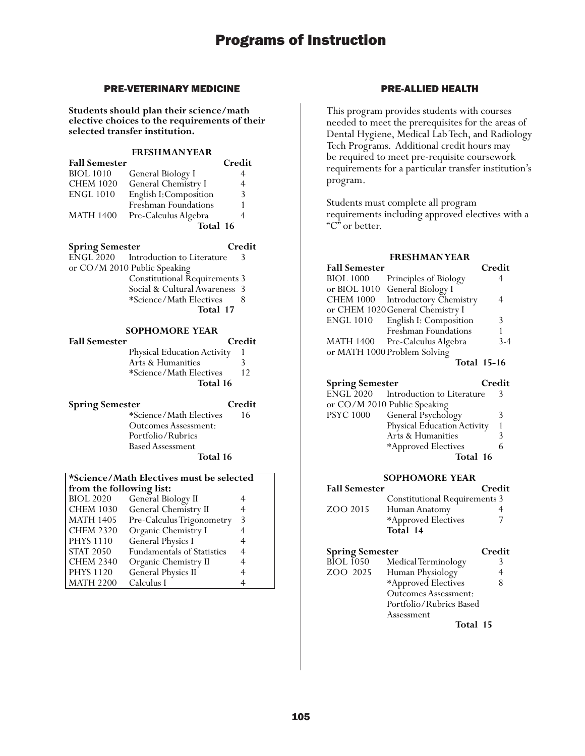# Programs of Instruction

## PRE-VETERINARY MEDICINE

**Students should plan their science/math elective choices to the requirements of their selected transfer institution.**

### FRESHMAN YEAR

| Fall Semester | | Credit |
|---|---|---|
| BIOL 1010 | General Biology I | 4 |
| CHEM 1020 | General Chemistry I | 4 |
| ENGL 1010 | English I: Composition | 3 |
| | Freshman Foundations | 1 |
| MATH 1400 | Pre-Calculus Algebra | 4 |
| | **Total** | **16** |

| Spring Semester | | Credit |
|---|---|---|
| ENGL 2020 | Introduction to Literature | 3 |
| or CO/M 2010 | Public Speaking | |
| | Constitutional Requirements | 3 |
| | Social & Cultural Awareness | 3 |
| | *Science/Math Electives | 8 |
| | **Total** | **17** |

### SOPHOMORE YEAR

| Fall Semester | | Credit |
|---|---|---|
| | Physical Education Activity | 1 |
| | Arts & Humanities | 3 |
| | *Science/Math Electives | 12 |
| | **Total** | **16** |

| Spring Semester | | Credit |
|---|---|---|
| | *Science/Math Electives | 16 |
| | Outcomes Assessment: Portfolio/Rubrics Based Assessment | |
| | **Total** | **16** |

**\*Science/Math Electives must be selected from the following list:**

| Course | Title | Credit |
|---|---|---|
| BIOL 2020 | General Biology II | 4 |
| CHEM 1030 | General Chemistry II | 4 |
| MATH 1405 | Pre-Calculus Trigonometry | 3 |
| CHEM 2320 | Organic Chemistry I | 4 |
| PHYS 1110 | General Physics I | 4 |
| STAT 2050 | Fundamentals of Statistics | 4 |
| CHEM 2340 | Organic Chemistry II | 4 |
| PHYS 1120 | General Physics II | 4 |
| MATH 2200 | Calculus I | 4 |

## PRE-ALLIED HEALTH

This program provides students with courses needed to meet the prerequisites for the areas of Dental Hygiene, Medical Lab Tech, and Radiology Tech Programs. Additional credit hours may be required to meet pre-requisite coursework requirements for a particular transfer institution's program.

Students must complete all program requirements including approved electives with a "C" or better.

### FRESHMAN YEAR

| Fall Semester | | Credit |
|---|---|---|
| BIOL 1000 | Principles of Biology | 4 |
| or BIOL 1010 | General Biology I | |
| CHEM 1000 | Introductory Chemistry | 4 |
| or CHEM 1020 | General Chemistry I | |
| ENGL 1010 | English I: Composition | 3 |
| | Freshman Foundations | 1 |
| MATH 1400 | Pre-Calculus Algebra | 3-4 |
| or MATH 1000 | Problem Solving | |
| | **Total** | **15-16** |

| Spring Semester | | Credit |
|---|---|---|
| ENGL 2020 | Introduction to Literature | 3 |
| or CO/M 2010 | Public Speaking | |
| PSYC 1000 | General Psychology | 3 |
| | Physical Education Activity | 1 |
| | Arts & Humanities | 3 |
| | *Approved Electives | 6 |
| | **Total** | **16** |

### SOPHOMORE YEAR

| Fall Semester | | Credit |
|---|---|---|
| | Constitutional Requirements | 3 |
| ZOO 2015 | Human Anatomy | 4 |
| | *Approved Electives | 7 |
| | **Total** | **14** |

| Spring Semester | | Credit |
|---|---|---|
| BIOL 1050 | Medical Terminology | 3 |
| ZOO 2025 | Human Physiology | 4 |
| | *Approved Electives | 8 |
| | Outcomes Assessment: Portfolio/Rubrics Based Assessment | |
| | **Total** | **15** |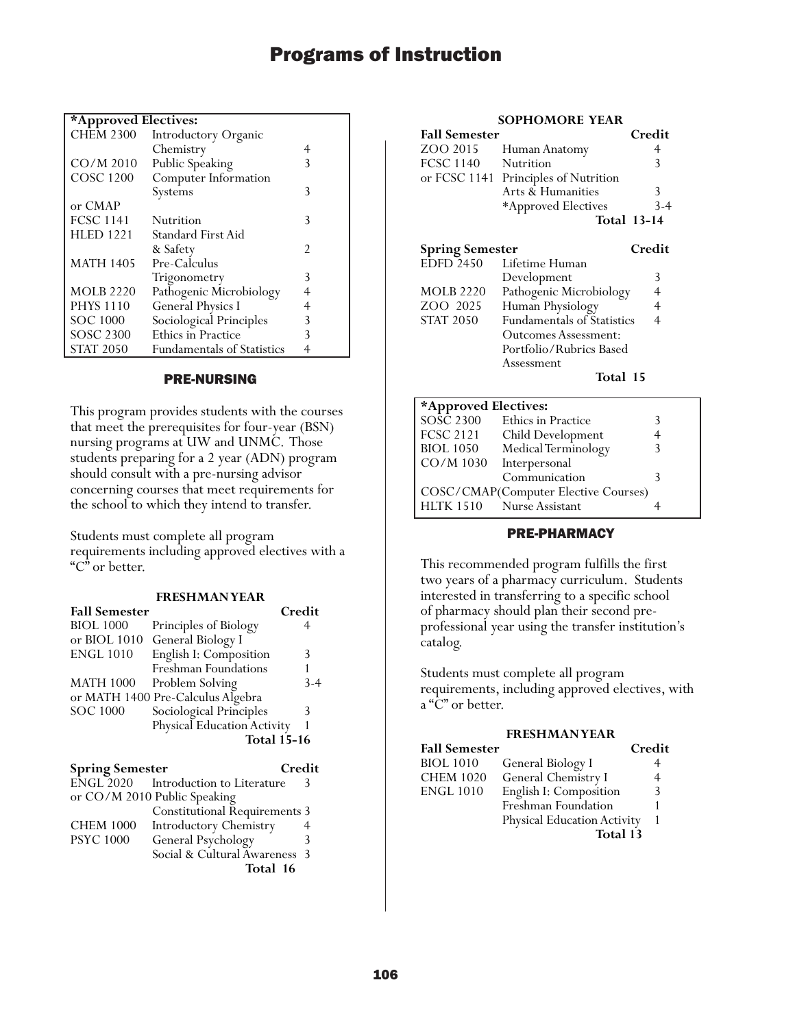| *Approved Electives: | | |
|---|---|---|
| CHEM 2300 | Introductory Organic Chemistry | 4 |
| CO/M 2010 | Public Speaking | 3 |
| COSC 1200 | Computer Information Systems | 3 |
| or CMAP | | |
| FCSC 1141 | Nutrition | 3 |
| HLED 1221 | Standard First Aid & Safety | 2 |
| MATH 1405 | Pre-Calculus Trigonometry | 3 |
| MOLB 2220 | Pathogenic Microbiology | 4 |
| PHYS 1110 | General Physics I | 4 |
| SOC 1000 | Sociological Principles | 3 |
| SOSC 2300 | Ethics in Practice | 3 |
| STAT 2050 | Fundamentals of Statistics | 4 |

## PRE-NURSING

This program provides students with the courses that meet the prerequisites for four-year (BSN) nursing programs at UW and UNMC. Those students preparing for a 2 year (ADN) program should consult with a pre-nursing advisor concerning courses that meet requirements for the school to which they intend to transfer.

Students must complete all program requirements including approved electives with a "C" or better.

### FRESHMAN YEAR

| Fall Semester | | Credit |
|---|---|---|
| BIOL 1000 | Principles of Biology | 4 |
| or BIOL 1010 | General Biology I | |
| ENGL 1010 | English I: Composition | 3 |
| | Freshman Foundations | 1 |
| MATH 1000 | Problem Solving | 3-4 |
| or MATH 1400 | Pre-Calculus Algebra | |
| SOC 1000 | Sociological Principles | 3 |
| | Physical Education Activity | 1 |
| | **Total** | **15-16** |

| Spring Semester | | Credit |
|---|---|---|
| ENGL 2020 | Introduction to Literature | 3 |
| or CO/M 2010 | Public Speaking | |
| | Constitutional Requirements | 3 |
| CHEM 1000 | Introductory Chemistry | 4 |
| PSYC 1000 | General Psychology | 3 |
| | Social & Cultural Awareness | 3 |
| | **Total** | **16** |

### SOPHOMORE YEAR

| Fall Semester | | Credit |
|---|---|---|
| ZOO 2015 | Human Anatomy | 4 |
| FCSC 1140 | Nutrition | 3 |
| or FCSC 1141 | Principles of Nutrition | |
| | Arts & Humanities | 3 |
| | *Approved Electives | 3-4 |
| | **Total** | **13-14** |

| Spring Semester | | Credit |
|---|---|---|
| EDFD 2450 | Lifetime Human Development | 3 |
| MOLB 2220 | Pathogenic Microbiology | 4 |
| ZOO 2025 | Human Physiology | 4 |
| STAT 2050 | Fundamentals of Statistics | 4 |
| | Outcomes Assessment: Portfolio/Rubrics Based Assessment | |
| | **Total** | **15** |

| *Approved Electives: | | |
|---|---|---|
| SOSC 2300 | Ethics in Practice | 3 |
| FCSC 2121 | Child Development | 4 |
| BIOL 1050 | Medical Terminology | 3 |
| CO/M 1030 | Interpersonal Communication | 3 |
| COSC/CMAP | (Computer Elective Courses) | |
| HLTK 1510 | Nurse Assistant | 4 |

## PRE-PHARMACY

This recommended program fulfills the first two years of a pharmacy curriculum. Students interested in transferring to a specific school of pharmacy should plan their second pre-professional year using the transfer institution's catalog.

Students must complete all program requirements, including approved electives, with a "C" or better.

### FRESHMAN YEAR

| Fall Semester | | Credit |
|---|---|---|
| BIOL 1010 | General Biology I | 4 |
| CHEM 1020 | General Chemistry I | 4 |
| ENGL 1010 | English I: Composition | 3 |
| | Freshman Foundation | 1 |
| | Physical Education Activity | 1 |
| | **Total** | **13** |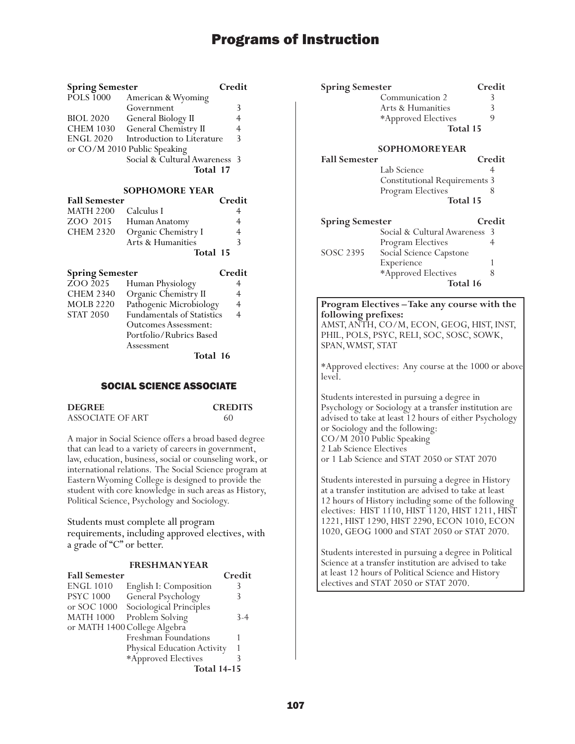| Spring Semester | | Credit |
|---|---|---|
| POLS 1000 | American & Wyoming Government | 3 |
| BIOL 2020 | General Biology II | 4 |
| CHEM 1030 | General Chemistry II | 4 |
| ENGL 2020 | Introduction to Literature | 3 |
| or CO/M 2010 | Public Speaking | |
| | Social & Cultural Awareness | 3 |
| | Total | 17 |

**SOPHOMORE YEAR**

| Fall Semester | | Credit |
|---|---|---|
| MATH 2200 | Calculus I | 4 |
| ZOO 2015 | Human Anatomy | 4 |
| CHEM 2320 | Organic Chemistry I | 4 |
| | Arts & Humanities | 3 |
| | Total | 15 |

| Spring Semester | | Credit |
|---|---|---|
| ZOO 2025 | Human Physiology | 4 |
| CHEM 2340 | Organic Chemistry II | 4 |
| MOLB 2220 | Pathogenic Microbiology | 4 |
| STAT 2050 | Fundamentals of Statistics | 4 |
| | Outcomes Assessment: Portfolio/Rubrics Based Assessment | |
| | Total | 16 |

## SOCIAL SCIENCE ASSOCIATE

| DEGREE | CREDITS |
|---|---|
| ASSOCIATE OF ART | 60 |

A major in Social Science offers a broad based degree that can lead to a variety of careers in government, law, education, business, social or counseling work, or international relations. The Social Science program at Eastern Wyoming College is designed to provide the student with core knowledge in such areas as History, Political Science, Psychology and Sociology.

Students must complete all program requirements, including approved electives, with a grade of "C" or better.

**FRESHMAN YEAR**

| Fall Semester | | Credit |
|---|---|---|
| ENGL 1010 | English I: Composition | 3 |
| PSYC 1000 | General Psychology | 3 |
| or SOC 1000 | Sociological Principles | |
| MATH 1000 | Problem Solving | 3-4 |
| or MATH 1400 | College Algebra | |
| | Freshman Foundations | 1 |
| | Physical Education Activity | 1 |
| | *Approved Electives | 3 |
| | Total | 14-15 |

| Spring Semester | | Credit |
|---|---|---|
| | Communication 2 | 3 |
| | Arts & Humanities | 3 |
| | *Approved Electives | 9 |
| | Total | 15 |

**SOPHOMORE YEAR**

| Fall Semester | | Credit |
|---|---|---|
| | Lab Science | 4 |
| | Constitutional Requirements | 3 |
| | Program Electives | 8 |
| | Total | 15 |

| Spring Semester | | Credit |
|---|---|---|
| | Social & Cultural Awareness | 3 |
| | Program Electives | 4 |
| SOSC 2395 | Social Science Capstone Experience | 1 |
| | *Approved Electives | 8 |
| | Total | 16 |

**Program Electives – Take any course with the following prefixes:**
AMST, ANTH, CO/M, ECON, GEOG, HIST, INST, PHIL, POLS, PSYC, RELI, SOC, SOSC, SOWK, SPAN, WMST, STAT

*Approved electives: Any course at the 1000 or above level.

Students interested in pursuing a degree in Psychology or Sociology at a transfer institution are advised to take at least 12 hours of either Psychology or Sociology and the following:
CO/M 2010 Public Speaking
2 Lab Science Electives
or 1 Lab Science and STAT 2050 or STAT 2070

Students interested in pursuing a degree in History at a transfer institution are advised to take at least 12 hours of History including some of the following electives: HIST 1110, HIST 1120, HIST 1211, HIST 1221, HIST 1290, HIST 2290, ECON 1010, ECON 1020, GEOG 1000 and STAT 2050 or STAT 2070.

Students interested in pursuing a degree in Political Science at a transfer institution are advised to take at least 12 hours of Political Science and History electives and STAT 2050 or STAT 2070.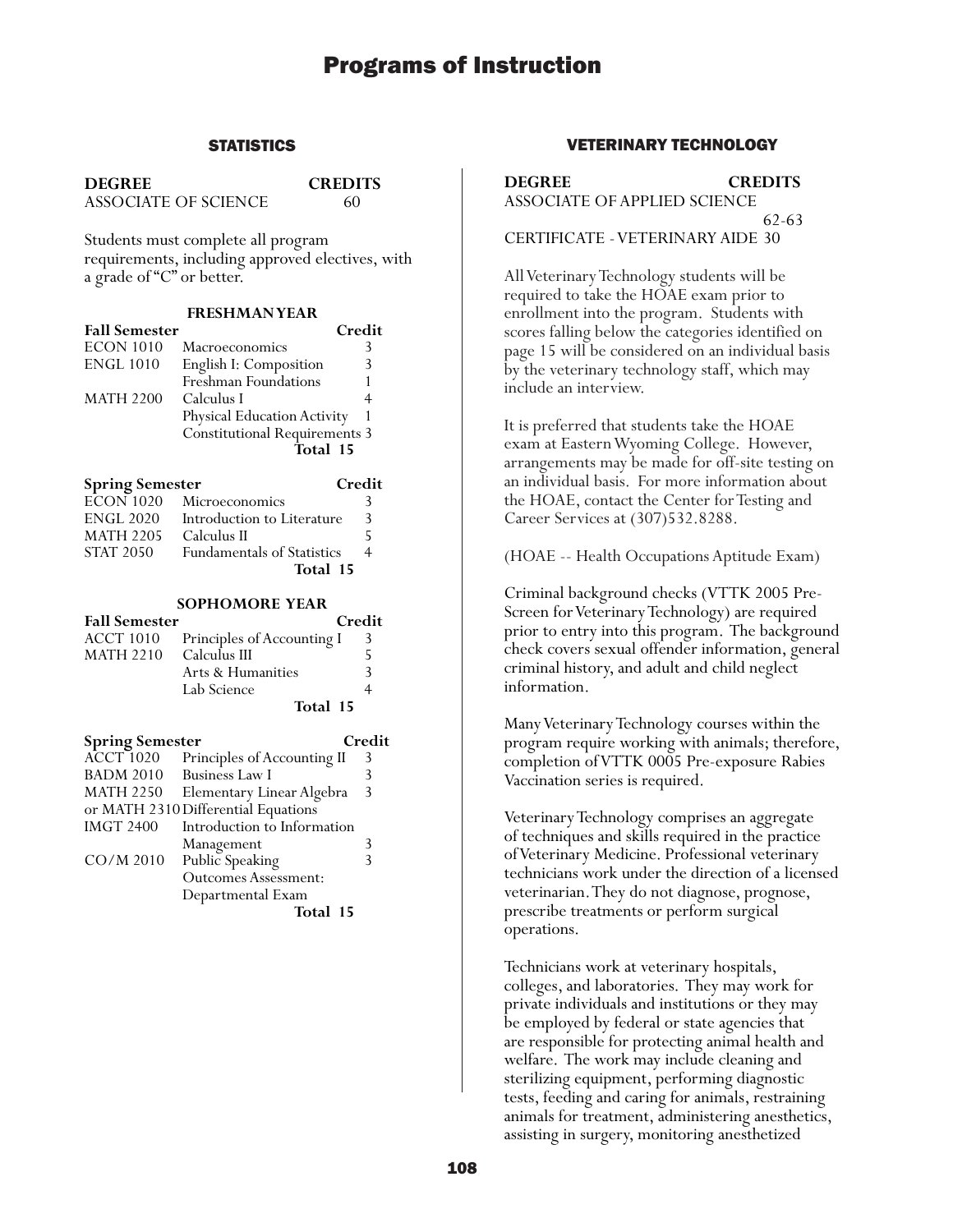# Programs of Instruction

## STATISTICS

| DEGREE | CREDITS |
|---|---|
| ASSOCIATE OF SCIENCE | 60 |

Students must complete all program requirements, including approved electives, with a grade of "C" or better.

### FRESHMAN YEAR

| Fall Semester | | Credit |
|---|---|---|
| ECON 1010 | Macroeconomics | 3 |
| ENGL 1010 | English I: Composition | 3 |
| | Freshman Foundations | 1 |
| MATH 2200 | Calculus I | 4 |
| | Physical Education Activity | 1 |
| | Constitutional Requirements | 3 |
| | **Total** | **15** |

| Spring Semester | | Credit |
|---|---|---|
| ECON 1020 | Microeconomics | 3 |
| ENGL 2020 | Introduction to Literature | 3 |
| MATH 2205 | Calculus II | 5 |
| STAT 2050 | Fundamentals of Statistics | 4 |
| | **Total** | **15** |

### SOPHOMORE YEAR

| Fall Semester | | Credit |
|---|---|---|
| ACCT 1010 | Principles of Accounting I | 3 |
| MATH 2210 | Calculus III | 5 |
| | Arts & Humanities | 3 |
| | Lab Science | 4 |
| | **Total** | **15** |

| Spring Semester | | Credit |
|---|---|---|
| ACCT 1020 | Principles of Accounting II | 3 |
| BADM 2010 | Business Law I | 3 |
| MATH 2250 | Elementary Linear Algebra | 3 |
| or MATH 2310 | Differential Equations | |
| IMGT 2400 | Introduction to Information Management | 3 |
| CO/M 2010 | Public Speaking | 3 |
| | Outcomes Assessment: Departmental Exam | |
| | **Total** | **15** |

## VETERINARY TECHNOLOGY

| DEGREE | CREDITS |
|---|---|
| ASSOCIATE OF APPLIED SCIENCE | 62-63 |
| CERTIFICATE - VETERINARY AIDE | 30 |

All Veterinary Technology students will be required to take the HOAE exam prior to enrollment into the program. Students with scores falling below the categories identified on page 15 will be considered on an individual basis by the veterinary technology staff, which may include an interview.

It is preferred that students take the HOAE exam at Eastern Wyoming College. However, arrangements may be made for off-site testing on an individual basis. For more information about the HOAE, contact the Center for Testing and Career Services at (307)532.8288.

(HOAE -- Health Occupations Aptitude Exam)

Criminal background checks (VTTK 2005 Pre-Screen for Veterinary Technology) are required prior to entry into this program. The background check covers sexual offender information, general criminal history, and adult and child neglect information.

Many Veterinary Technology courses within the program require working with animals; therefore, completion of VTTK 0005 Pre-exposure Rabies Vaccination series is required.

Veterinary Technology comprises an aggregate of techniques and skills required in the practice of Veterinary Medicine. Professional veterinary technicians work under the direction of a licensed veterinarian. They do not diagnose, prognose, prescribe treatments or perform surgical operations.

Technicians work at veterinary hospitals, colleges, and laboratories. They may work for private individuals and institutions or they may be employed by federal or state agencies that are responsible for protecting animal health and welfare. The work may include cleaning and sterilizing equipment, performing diagnostic tests, feeding and caring for animals, restraining animals for treatment, administering anesthetics, assisting in surgery, monitoring anesthetized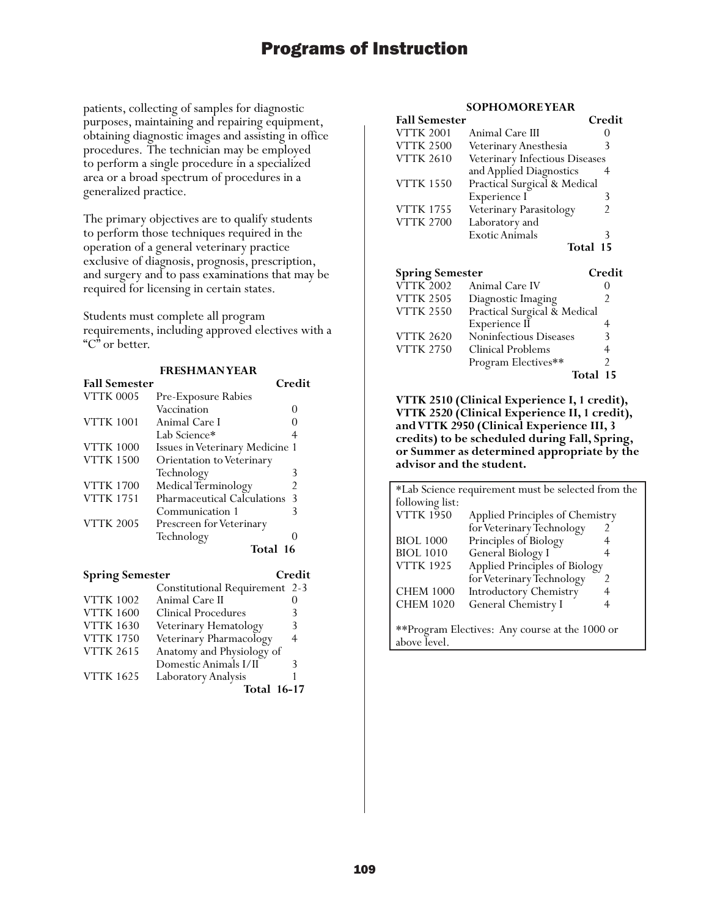patients, collecting of samples for diagnostic purposes, maintaining and repairing equipment, obtaining diagnostic images and assisting in office procedures. The technician may be employed to perform a single procedure in a specialized area or a broad spectrum of procedures in a generalized practice.

The primary objectives are to qualify students to perform those techniques required in the operation of a general veterinary practice exclusive of diagnosis, prognosis, prescription, and surgery and to pass examinations that may be required for licensing in certain states.

Students must complete all program requirements, including approved electives with a "C" or better.

### FRESHMAN YEAR

| Fall Semester | | Credit |
|---|---|---|
| VTTK 0005 | Pre-Exposure Rabies Vaccination | 0 |
| VTTK 1001 | Animal Care I | 0 |
| | Lab Science* | 4 |
| VTTK 1000 | Issues in Veterinary Medicine | 1 |
| VTTK 1500 | Orientation to Veterinary Technology | 3 |
| VTTK 1700 | Medical Terminology | 2 |
| VTTK 1751 | Pharmaceutical Calculations | 3 |
| | Communication 1 | 3 |
| VTTK 2005 | Prescreen for Veterinary Technology | 0 |
| | **Total** | **16** |

| Spring Semester | | Credit |
|---|---|---|
| | Constitutional Requirement | 2-3 |
| VTTK 1002 | Animal Care II | 0 |
| VTTK 1600 | Clinical Procedures | 3 |
| VTTK 1630 | Veterinary Hematology | 3 |
| VTTK 1750 | Veterinary Pharmacology | 4 |
| VTTK 2615 | Anatomy and Physiology of Domestic Animals I/II | 3 |
| VTTK 1625 | Laboratory Analysis | 1 |
| | **Total** | **16-17** |

### SOPHOMORE YEAR

| Fall Semester | | Credit |
|---|---|---|
| VTTK 2001 | Animal Care III | 0 |
| VTTK 2500 | Veterinary Anesthesia | 3 |
| VTTK 2610 | Veterinary Infectious Diseases and Applied Diagnostics | 4 |
| VTTK 1550 | Practical Surgical & Medical Experience I | 3 |
| VTTK 1755 | Veterinary Parasitology | 2 |
| VTTK 2700 | Laboratory and Exotic Animals | 3 |
| | **Total** | **15** |

| Spring Semester | | Credit |
|---|---|---|
| VTTK 2002 | Animal Care IV | 0 |
| VTTK 2505 | Diagnostic Imaging | 2 |
| VTTK 2550 | Practical Surgical & Medical Experience II | 4 |
| VTTK 2620 | Noninfectious Diseases | 3 |
| VTTK 2750 | Clinical Problems | 4 |
| | Program Electives** | 2 |
| | **Total** | **15** |

**VTTK 2510 (Clinical Experience I, 1 credit), VTTK 2520 (Clinical Experience II, 1 credit), and VTTK 2950 (Clinical Experience III, 3 credits) to be scheduled during Fall, Spring, or Summer as determined appropriate by the advisor and the student.**

*Lab Science requirement must be selected from the following list:

| | | |
|---|---|---|
| VTTK 1950 | Applied Principles of Chemistry for Veterinary Technology | 2 |
| BIOL 1000 | Principles of Biology | 4 |
| BIOL 1010 | General Biology I | 4 |
| VTTK 1925 | Applied Principles of Biology for Veterinary Technology | 2 |
| CHEM 1000 | Introductory Chemistry | 4 |
| CHEM 1020 | General Chemistry I | 4 |

**Program Electives: Any course at the 1000 or above level.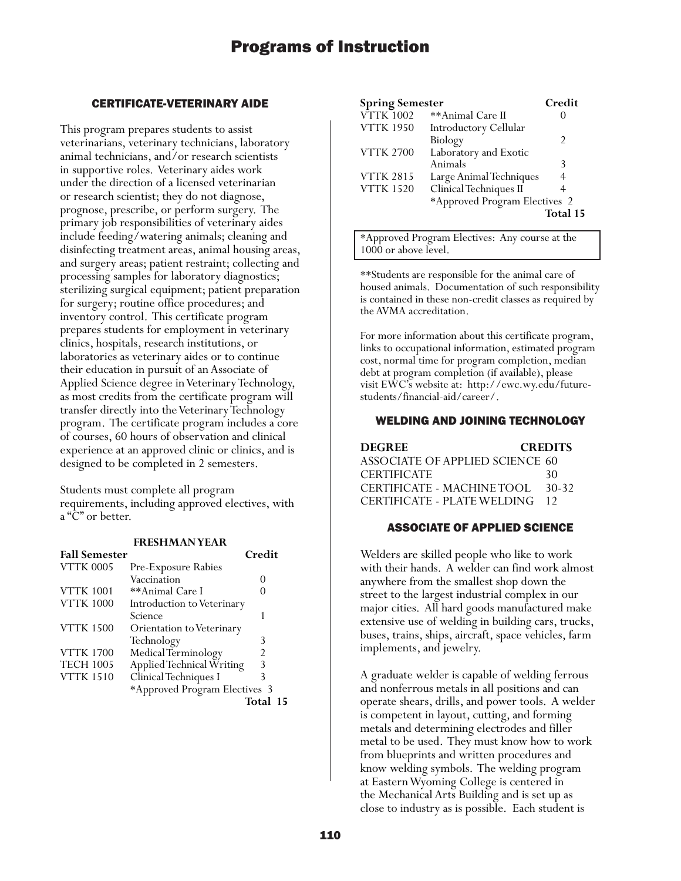## CERTIFICATE-VETERINARY AIDE

This program prepares students to assist veterinarians, veterinary technicians, laboratory animal technicians, and/or research scientists in supportive roles. Veterinary aides work under the direction of a licensed veterinarian or research scientist; they do not diagnose, prognose, prescribe, or perform surgery. The primary job responsibilities of veterinary aides include feeding/watering animals; cleaning and disinfecting treatment areas, animal housing areas, and surgery areas; patient restraint; collecting and processing samples for laboratory diagnostics; sterilizing surgical equipment; patient preparation for surgery; routine office procedures; and inventory control. This certificate program prepares students for employment in veterinary clinics, hospitals, research institutions, or laboratories as veterinary aides or to continue their education in pursuit of an Associate of Applied Science degree in Veterinary Technology, as most credits from the certificate program will transfer directly into the Veterinary Technology program. The certificate program includes a core of courses, 60 hours of observation and clinical experience at an approved clinic or clinics, and is designed to be completed in 2 semesters.

Students must complete all program requirements, including approved electives, with a "C" or better.

**FRESHMAN YEAR**

| Fall Semester | | Credit |
|---|---|---|
| VTTK 0005 | Pre-Exposure Rabies Vaccination | 0 |
| VTTK 1001 | **Animal Care I | 0 |
| VTTK 1000 | Introduction to Veterinary Science | 1 |
| VTTK 1500 | Orientation to Veterinary Technology | 3 |
| VTTK 1700 | Medical Terminology | 2 |
| TECH 1005 | Applied Technical Writing | 3 |
| VTTK 1510 | Clinical Techniques I | 3 |
| | *Approved Program Electives | 3 |
| | | Total 15 |

| Spring Semester | | Credit |
|---|---|---|
| VTTK 1002 | **Animal Care II | 0 |
| VTTK 1950 | Introductory Cellular Biology | 2 |
| VTTK 2700 | Laboratory and Exotic Animals | 3 |
| VTTK 2815 | Large Animal Techniques | 4 |
| VTTK 1520 | Clinical Techniques II | 4 |
| | *Approved Program Electives | 2 |
| | | Total 15 |

*Approved Program Electives: Any course at the 1000 or above level.

**Students are responsible for the animal care of housed animals. Documentation of such responsibility is contained in these non-credit classes as required by the AVMA accreditation.

For more information about this certificate program, links to occupational information, estimated program cost, normal time for program completion, median debt at program completion (if available), please visit EWC's website at: http://ewc.wy.edu/future-students/financial-aid/career/.

## WELDING AND JOINING TECHNOLOGY

| DEGREE | CREDITS |
|---|---|
| ASSOCIATE OF APPLIED SCIENCE | 60 |
| CERTIFICATE | 30 |
| CERTIFICATE - MACHINE TOOL | 30-32 |
| CERTIFICATE - PLATE WELDING | 12 |

## ASSOCIATE OF APPLIED SCIENCE

Welders are skilled people who like to work with their hands. A welder can find work almost anywhere from the smallest shop down the street to the largest industrial complex in our major cities. All hard goods manufactured make extensive use of welding in building cars, trucks, buses, trains, ships, aircraft, space vehicles, farm implements, and jewelry.

A graduate welder is capable of welding ferrous and nonferrous metals in all positions and can operate shears, drills, and power tools. A welder is competent in layout, cutting, and forming metals and determining electrodes and filler metal to be used. They must know how to work from blueprints and written procedures and know welding symbols. The welding program at Eastern Wyoming College is centered in the Mechanical Arts Building and is set up as close to industry as is possible. Each student is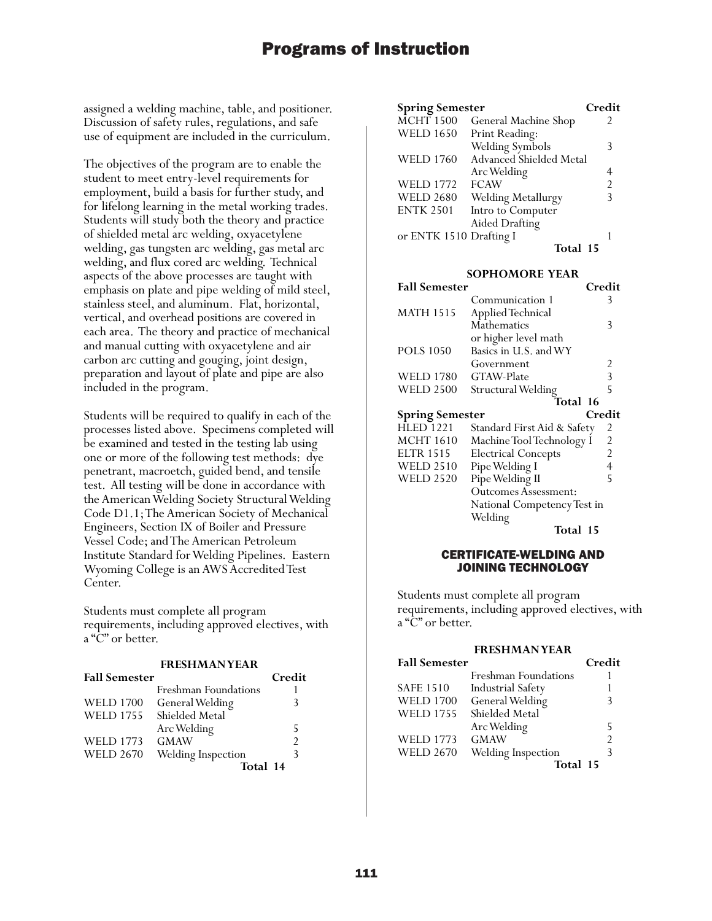assigned a welding machine, table, and positioner. Discussion of safety rules, regulations, and safe use of equipment are included in the curriculum.

The objectives of the program are to enable the student to meet entry-level requirements for employment, build a basis for further study, and for lifelong learning in the metal working trades. Students will study both the theory and practice of shielded metal arc welding, oxyacetylene welding, gas tungsten arc welding, gas metal arc welding, and flux cored arc welding. Technical aspects of the above processes are taught with emphasis on plate and pipe welding of mild steel, stainless steel, and aluminum. Flat, horizontal, vertical, and overhead positions are covered in each area. The theory and practice of mechanical and manual cutting with oxyacetylene and air carbon arc cutting and gouging, joint design, preparation and layout of plate and pipe are also included in the program.

Students will be required to qualify in each of the processes listed above. Specimens completed will be examined and tested in the testing lab using one or more of the following test methods: dye penetrant, macroetch, guided bend, and tensile test. All testing will be done in accordance with the American Welding Society Structural Welding Code D1.1; The American Society of Mechanical Engineers, Section IX of Boiler and Pressure Vessel Code; and The American Petroleum Institute Standard for Welding Pipelines. Eastern Wyoming College is an AWS Accredited Test Center.

Students must complete all program requirements, including approved electives, with a "C" or better.

**FRESHMAN YEAR**

| Fall Semester | | Credit |
|---|---|---|
| | Freshman Foundations | 1 |
| WELD 1700 | General Welding | 3 |
| WELD 1755 | Shielded Metal Arc Welding | 5 |
| WELD 1773 | GMAW | 2 |
| WELD 2670 | Welding Inspection | 3 |
| | **Total** | **14** |

| Spring Semester | | Credit |
|---|---|---|
| MCHT 1500 | General Machine Shop | 2 |
| WELD 1650 | Print Reading: Welding Symbols | 3 |
| WELD 1760 | Advanced Shielded Metal Arc Welding | 4 |
| WELD 1772 | FCAW | 2 |
| WELD 2680 | Welding Metallurgy | 3 |
| ENTK 2501 | Intro to Computer Aided Drafting | |
| or ENTK 1510 | Drafting I | 1 |
| | **Total** | **15** |

**SOPHOMORE YEAR**

| Fall Semester | | Credit |
|---|---|---|
| | Communication 1 | 3 |
| MATH 1515 | Applied Technical Mathematics or higher level math | 3 |
| POLS 1050 | Basics in U.S. and WY Government | 2 |
| WELD 1780 | GTAW-Plate | 3 |
| WELD 2500 | Structural Welding | 5 |
| | **Total** | **16** |

| Spring Semester | | Credit |
|---|---|---|
| HLED 1221 | Standard First Aid & Safety | 2 |
| MCHT 1610 | Machine Tool Technology I | 2 |
| ELTR 1515 | Electrical Concepts | 2 |
| WELD 2510 | Pipe Welding I | 4 |
| WELD 2520 | Pipe Welding II | 5 |
| | Outcomes Assessment: National Competency Test in Welding | |
| | **Total** | **15** |

## CERTIFICATE-WELDING AND JOINING TECHNOLOGY

Students must complete all program requirements, including approved electives, with a "C" or better.

**FRESHMAN YEAR**

| Fall Semester | | Credit |
|---|---|---|
| | Freshman Foundations | 1 |
| SAFE 1510 | Industrial Safety | 1 |
| WELD 1700 | General Welding | 3 |
| WELD 1755 | Shielded Metal Arc Welding | 5 |
| WELD 1773 | GMAW | 2 |
| WELD 2670 | Welding Inspection | 3 |
| | **Total** | **15** |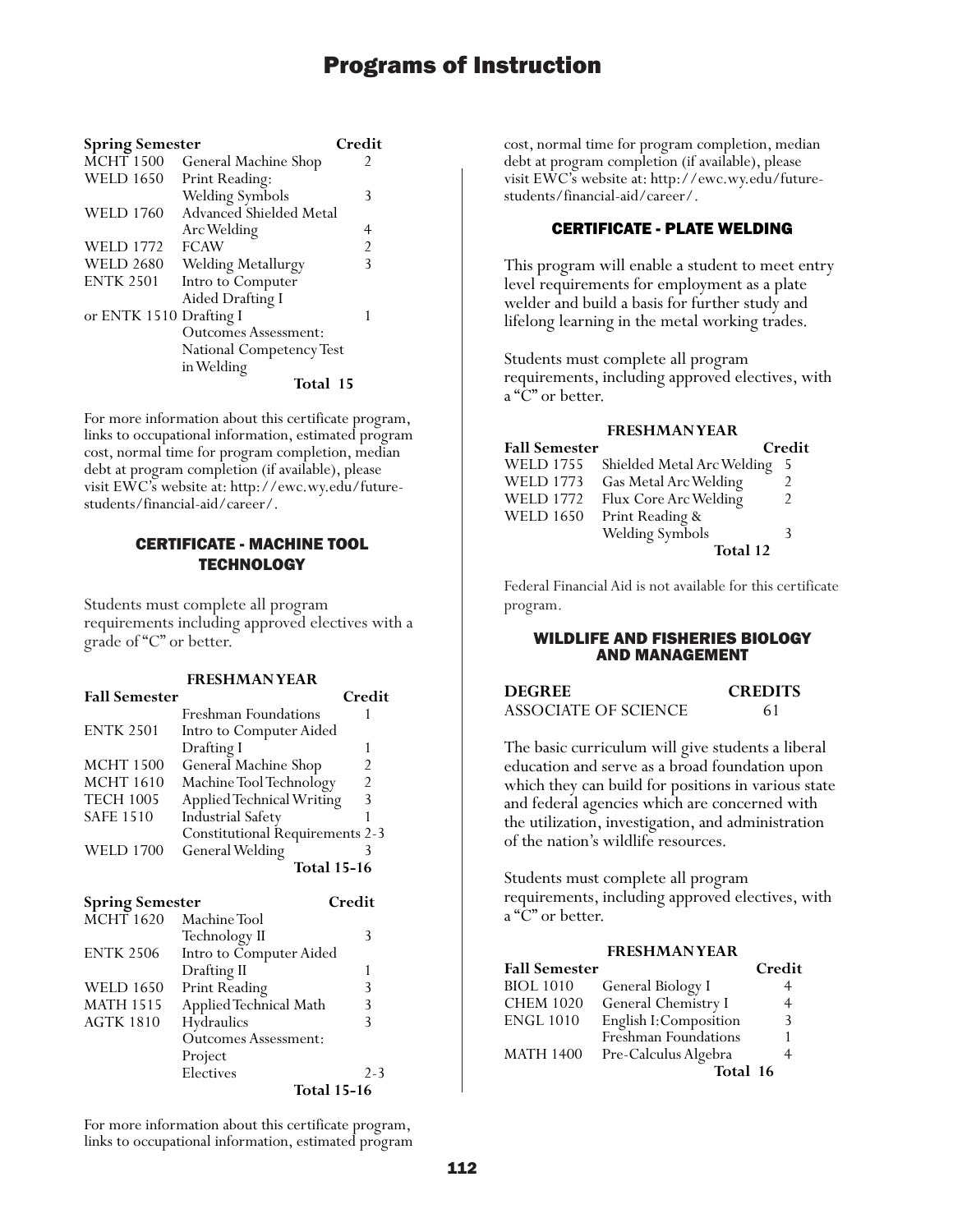| Spring Semester | | Credit |
|---|---|---|
| MCHT 1500 | General Machine Shop | 2 |
| WELD 1650 | Print Reading: Welding Symbols | 3 |
| WELD 1760 | Advanced Shielded Metal Arc Welding | 4 |
| WELD 1772 | FCAW | 2 |
| WELD 2680 | Welding Metallurgy | 3 |
| ENTK 2501 | Intro to Computer Aided Drafting I | |
| or ENTK 1510 | Drafting I | 1 |
| | Outcomes Assessment: National Competency Test in Welding | |
| | **Total** | **15** |

For more information about this certificate program, links to occupational information, estimated program cost, normal time for program completion, median debt at program completion (if available), please visit EWC's website at: http://ewc.wy.edu/future-students/financial-aid/career/.

## CERTIFICATE - MACHINE TOOL TECHNOLOGY

Students must complete all program requirements including approved electives with a grade of "C" or better.

**FRESHMAN YEAR**

| Fall Semester | | Credit |
|---|---|---|
| | Freshman Foundations | 1 |
| ENTK 2501 | Intro to Computer Aided Drafting I | 1 |
| MCHT 1500 | General Machine Shop | 2 |
| MCHT 1610 | Machine Tool Technology | 2 |
| TECH 1005 | Applied Technical Writing | 3 |
| SAFE 1510 | Industrial Safety | 1 |
| | Constitutional Requirements | 2-3 |
| WELD 1700 | General Welding | 3 |
| | **Total** | **15-16** |

| Spring Semester | | Credit |
|---|---|---|
| MCHT 1620 | Machine Tool Technology II | 3 |
| ENTK 2506 | Intro to Computer Aided Drafting II | 1 |
| WELD 1650 | Print Reading | 3 |
| MATH 1515 | Applied Technical Math | 3 |
| AGTK 1810 | Hydraulics | 3 |
| | Outcomes Assessment: Project | |
| | Electives | 2-3 |
| | **Total** | **15-16** |

For more information about this certificate program, links to occupational information, estimated program cost, normal time for program completion, median debt at program completion (if available), please visit EWC's website at: http://ewc.wy.edu/future-students/financial-aid/career/.

## CERTIFICATE - PLATE WELDING

This program will enable a student to meet entry level requirements for employment as a plate welder and build a basis for further study and lifelong learning in the metal working trades.

Students must complete all program requirements, including approved electives, with a "C" or better.

**FRESHMAN YEAR**

| Fall Semester | | Credit |
|---|---|---|
| WELD 1755 | Shielded Metal Arc Welding | 5 |
| WELD 1773 | Gas Metal Arc Welding | 2 |
| WELD 1772 | Flux Core Arc Welding | 2 |
| WELD 1650 | Print Reading & Welding Symbols | 3 |
| | **Total** | **12** |

Federal Financial Aid is not available for this certificate program.

## WILDLIFE AND FISHERIES BIOLOGY AND MANAGEMENT

| DEGREE | CREDITS |
|---|---|
| ASSOCIATE OF SCIENCE | 61 |

The basic curriculum will give students a liberal education and serve as a broad foundation upon which they can build for positions in various state and federal agencies which are concerned with the utilization, investigation, and administration of the nation's wildlife resources.

Students must complete all program requirements, including approved electives, with a "C" or better.

**FRESHMAN YEAR**

| Fall Semester | | Credit |
|---|---|---|
| BIOL 1010 | General Biology I | 4 |
| CHEM 1020 | General Chemistry I | 4 |
| ENGL 1010 | English I: Composition | 3 |
| | Freshman Foundations | 1 |
| MATH 1400 | Pre-Calculus Algebra | 4 |
| | **Total** | **16** |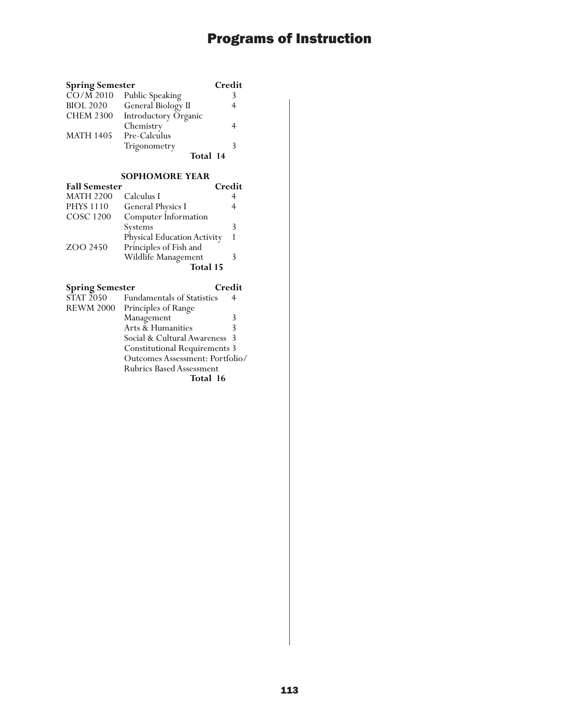| Spring Semester | | Credit |
|---|---|---|
| CO/M 2010 | Public Speaking | 3 |
| BIOL 2020 | General Biology II | 4 |
| CHEM 2300 | Introductory Organic Chemistry | 4 |
| MATH 1405 | Pre-Calculus Trigonometry | 3 |
| | **Total** | **14** |

### SOPHOMORE YEAR

| Fall Semester | | Credit |
|---|---|---|
| MATH 2200 | Calculus I | 4 |
| PHYS 1110 | General Physics I | 4 |
| COSC 1200 | Computer Information Systems | 3 |
| | Physical Education Activity | 1 |
| ZOO 2450 | Principles of Fish and Wildlife Management | 3 |
| | **Total** | **15** |

| Spring Semester | | Credit |
|---|---|---|
| STAT 2050 | Fundamentals of Statistics | 4 |
| REWM 2000 | Principles of Range Management | 3 |
| | Arts & Humanities | 3 |
| | Social & Cultural Awareness | 3 |
| | Constitutional Requirements | 3 |
| | Outcomes Assessment: Portfolio/ Rubrics Based Assessment | |
| | **Total** | **16** |